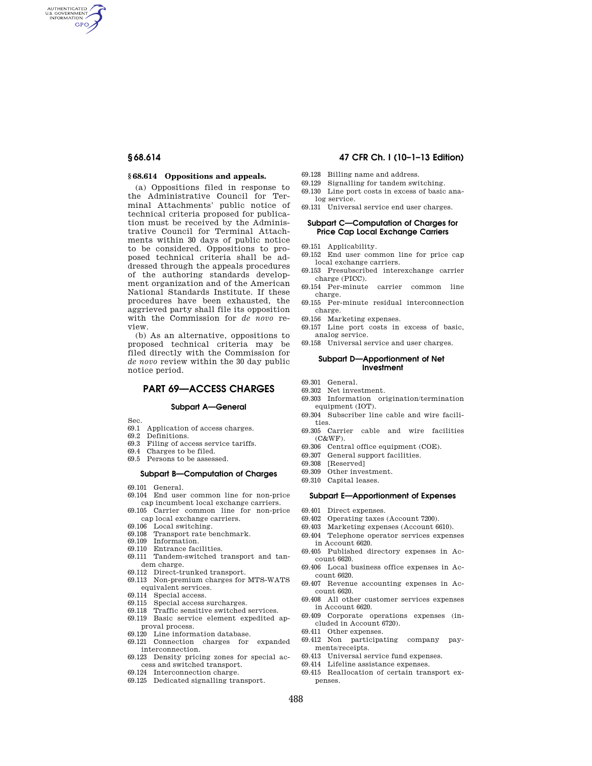## § 68.614 Oppositions and appeals.

(a) Oppositions filed in response to the Administrative Council for Terminal Attachments' public notice of technical criteria proposed for publication must be received by the Administrative Council for Terminal Attachments within 30 days of public notice to be considered. Oppositions to proposed technical criteria shall be addressed through the appeals procedures of the authoring standards development organization and of the American National Standards Institute. If these procedures have been exhausted, the aggrieved party shall file its opposition with the Commission for *de novo* review.

(b) As an alternative, oppositions to proposed technical criteria may be filed directly with the Commission for *de novo* review within the 30 day public notice period.

# PART 69—ACCESS CHARGES

### Subpart A—General

Sec.
69.1 Application of access charges.
69.2 Definitions.
69.3 Filing of access service tariffs.
69.4 Charges to be filed.
69.5 Persons to be assessed.

### Subpart B—Computation of Charges

69.101 General.
69.104 End user common line for non-price cap incumbent local exchange carriers.
69.105 Carrier common line for non-price cap local exchange carriers.
69.106 Local switching.
69.108 Transport rate benchmark.
69.109 Information.
69.110 Entrance facilities.
69.111 Tandem-switched transport and tandem charge.
69.112 Direct-trunked transport.
69.113 Non-premium charges for MTS-WATS equivalent services.
69.114 Special access.
69.115 Special access surcharges.
69.118 Traffic sensitive switched services.
69.119 Basic service element expedited approval process.
69.120 Line information database.
69.121 Connection charges for expanded interconnection.
69.123 Density pricing zones for special access and switched transport.
69.124 Interconnection charge.
69.125 Dedicated signalling transport.
69.128 Billing name and address.
69.129 Signalling for tandem switching.
69.130 Line port costs in excess of basic analog service.
69.131 Universal service end user charges.

### Subpart C—Computation of Charges for Price Cap Local Exchange Carriers

69.151 Applicability.
69.152 End user common line for price cap local exchange carriers.
69.153 Presubscribed interexchange carrier charge (PICC).
69.154 Per-minute carrier common line charge.
69.155 Per-minute residual interconnection charge.
69.156 Marketing expenses.
69.157 Line port costs in excess of basic, analog service.
69.158 Universal service and user charges.

### Subpart D—Apportionment of Net Investment

69.301 General.
69.302 Net investment.
69.303 Information origination/termination equipment (IOT).
69.304 Subscriber line cable and wire facilities.
69.305 Carrier cable and wire facilities (C&WF).
69.306 Central office equipment (COE).
69.307 General support facilities.
69.308 [Reserved]
69.309 Other investment.
69.310 Capital leases.

### Subpart E—Apportionment of Expenses

69.401 Direct expenses.
69.402 Operating taxes (Account 7200).
69.403 Marketing expenses (Account 6610).
69.404 Telephone operator services expenses in Account 6620.
69.405 Published directory expenses in Account 6620.
69.406 Local business office expenses in Account 6620.
69.407 Revenue accounting expenses in Account 6620.
69.408 All other customer services expenses in Account 6620.
69.409 Corporate operations expenses (included in Account 6720).
69.411 Other expenses.
69.412 Non participating company payments/receipts.
69.413 Universal service fund expenses.
69.414 Lifeline assistance expenses.
69.415 Reallocation of certain transport expenses.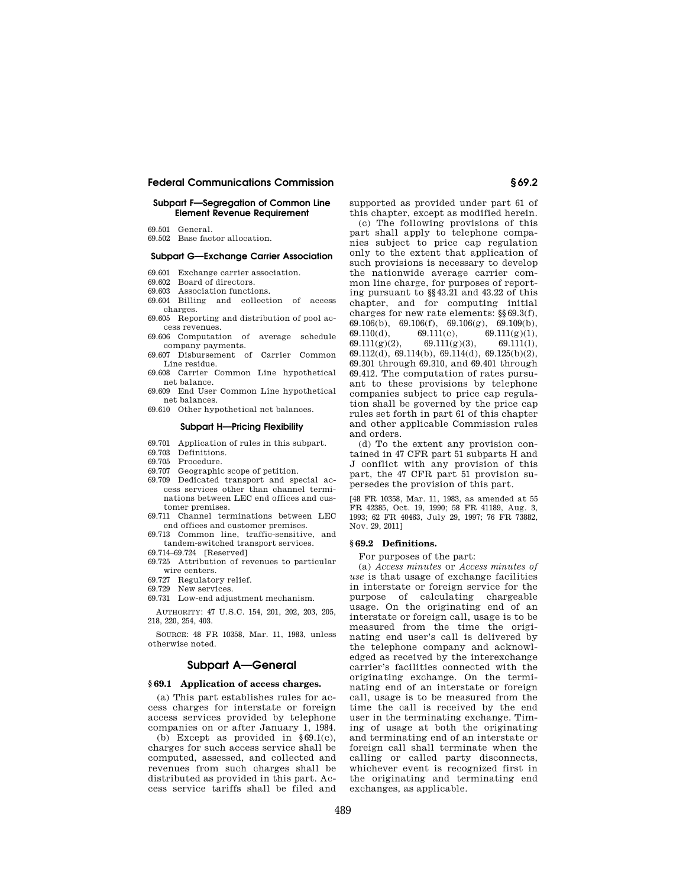#### Subpart F—Segregation of Common Line Element Revenue Requirement

69.501 General.
69.502 Base factor allocation.

#### Subpart G—Exchange Carrier Association

69.601 Exchange carrier association.
69.602 Board of directors.
69.603 Association functions.
69.604 Billing and collection of access charges.
69.605 Reporting and distribution of pool access revenues.
69.606 Computation of average schedule company payments.
69.607 Disbursement of Carrier Common Line residue.
69.608 Carrier Common Line hypothetical net balance.
69.609 End User Common Line hypothetical net balances.
69.610 Other hypothetical net balances.

#### Subpart H—Pricing Flexibility

69.701 Application of rules in this subpart.
69.703 Definitions.
69.705 Procedure.
69.707 Geographic scope of petition.
69.709 Dedicated transport and special access services other than channel terminations between LEC end offices and customer premises.
69.711 Channel terminations between LEC end offices and customer premises.
69.713 Common line, traffic-sensitive, and tandem-switched transport services.
69.714–69.724 [Reserved]
69.725 Attribution of revenues to particular wire centers.
69.727 Regulatory relief.
69.729 New services.
69.731 Low-end adjustment mechanism.

AUTHORITY: 47 U.S.C. 154, 201, 202, 203, 205, 218, 220, 254, 403.

SOURCE: 48 FR 10358, Mar. 11, 1983, unless otherwise noted.

## Subpart A—General

### § 69.1 Application of access charges.

(a) This part establishes rules for access charges for interstate or foreign access services provided by telephone companies on or after January 1, 1984.

(b) Except as provided in §69.1(c), charges for such access service shall be computed, assessed, and collected and revenues from such charges shall be distributed as provided in this part. Access service tariffs shall be filed and supported as provided under part 61 of this chapter, except as modified herein.

(c) The following provisions of this part shall apply to telephone companies subject to price cap regulation only to the extent that application of such provisions is necessary to develop the nationwide average carrier common line charge, for purposes of reporting pursuant to §§43.21 and 43.22 of this chapter, and for computing initial charges for new rate elements: §§69.3(f), 69.106(b), 69.106(f), 69.106(g), 69.109(b), 69.110(d), 69.111(c), 69.111(g)(1), 69.111(g)(2), 69.111(g)(3), 69.111(l), 69.112(d), 69.114(b), 69.114(d), 69.125(b)(2), 69.301 through 69.310, and 69.401 through 69.412. The computation of rates pursuant to these provisions by telephone companies subject to price cap regulation shall be governed by the price cap rules set forth in part 61 of this chapter and other applicable Commission rules and orders.

(d) To the extent any provision contained in 47 CFR part 51 subparts H and J conflict with any provision of this part, the 47 CFR part 51 provision supersedes the provision of this part.

[48 FR 10358, Mar. 11, 1983, as amended at 55 FR 42385, Oct. 19, 1990; 58 FR 41189, Aug. 3, 1993; 62 FR 40463, July 29, 1997; 76 FR 73882, Nov. 29, 2011]

### § 69.2 Definitions.

For purposes of the part:

(a) *Access minutes* or *Access minutes of use* is that usage of exchange facilities in interstate or foreign service for the purpose of calculating chargeable usage. On the originating end of an interstate or foreign call, usage is to be measured from the time the originating end user's call is delivered by the telephone company and acknowledged as received by the interexchange carrier's facilities connected with the originating exchange. On the terminating end of an interstate or foreign call, usage is to be measured from the time the call is received by the end user in the terminating exchange. Timing of usage at both the originating and terminating end of an interstate or foreign call shall terminate when the calling or called party disconnects, whichever event is recognized first in the originating and terminating end exchanges, as applicable.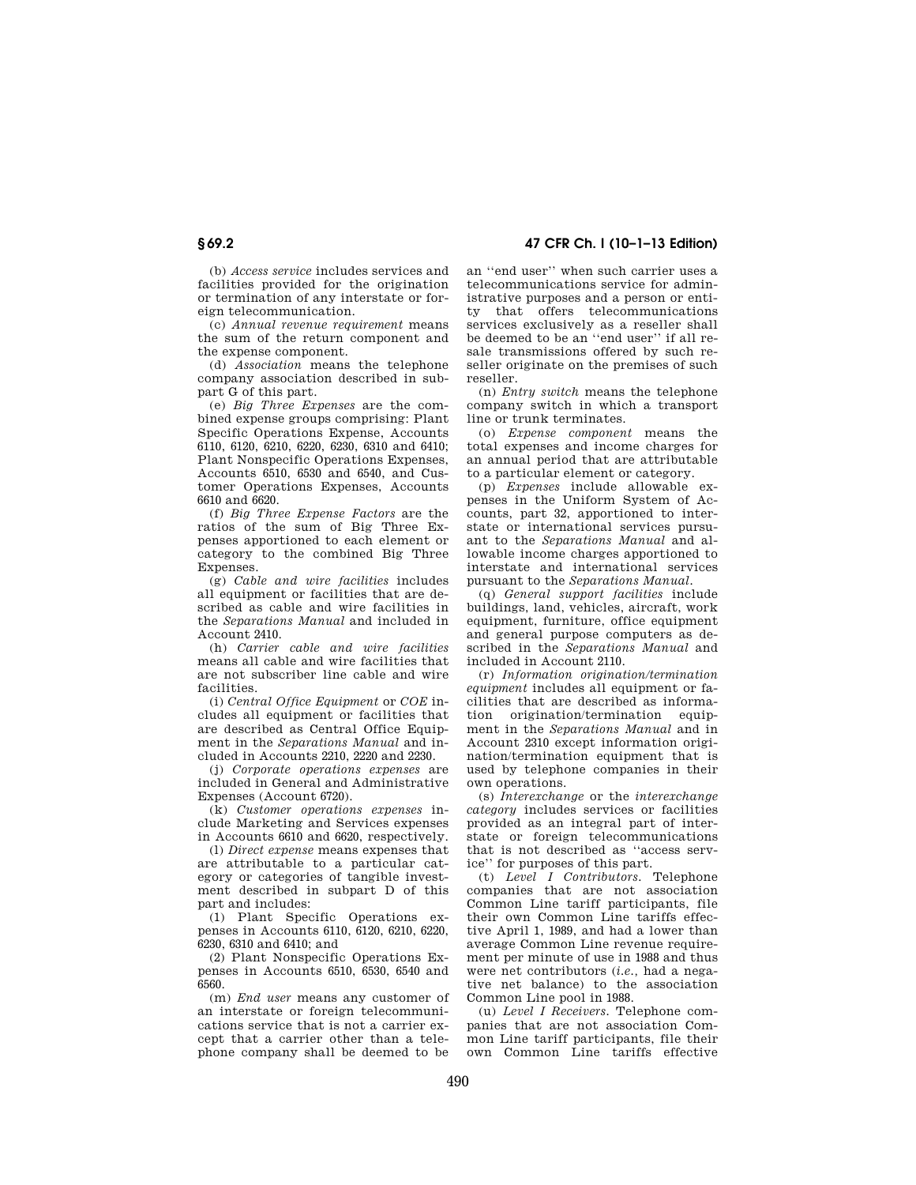(b) *Access service* includes services and facilities provided for the origination or termination of any interstate or foreign telecommunication.

(c) *Annual revenue requirement* means the sum of the return component and the expense component.

(d) *Association* means the telephone company association described in subpart G of this part.

(e) *Big Three Expenses* are the combined expense groups comprising: Plant Specific Operations Expense, Accounts 6110, 6120, 6210, 6220, 6230, 6310 and 6410; Plant Nonspecific Operations Expenses, Accounts 6510, 6530 and 6540, and Customer Operations Expenses, Accounts 6610 and 6620.

(f) *Big Three Expense Factors* are the ratios of the sum of Big Three Expenses apportioned to each element or category to the combined Big Three Expenses.

(g) *Cable and wire facilities* includes all equipment or facilities that are described as cable and wire facilities in the *Separations Manual* and included in Account 2410.

(h) *Carrier cable and wire facilities* means all cable and wire facilities that are not subscriber line cable and wire facilities.

(i) *Central Office Equipment* or *COE* includes all equipment or facilities that are described as Central Office Equipment in the *Separations Manual* and included in Accounts 2210, 2220 and 2230.

(j) *Corporate operations expenses* are included in General and Administrative Expenses (Account 6720).

(k) *Customer operations expenses* include Marketing and Services expenses in Accounts 6610 and 6620, respectively.

(l) *Direct expense* means expenses that are attributable to a particular category or categories of tangible investment described in subpart D of this part and includes:

(1) Plant Specific Operations expenses in Accounts 6110, 6120, 6210, 6220, 6230, 6310 and 6410; and

(2) Plant Nonspecific Operations Expenses in Accounts 6510, 6530, 6540 and 6560.

(m) *End user* means any customer of an interstate or foreign telecommunications service that is not a carrier except that a carrier other than a telephone company shall be deemed to be an ''end user'' when such carrier uses a telecommunications service for administrative purposes and a person or entity that offers telecommunications services exclusively as a reseller shall be deemed to be an ''end user'' if all resale transmissions offered by such reseller originate on the premises of such reseller.

(n) *Entry switch* means the telephone company switch in which a transport line or trunk terminates.

(o) *Expense component* means the total expenses and income charges for an annual period that are attributable to a particular element or category.

(p) *Expenses* include allowable expenses in the Uniform System of Accounts, part 32, apportioned to interstate or international services pursuant to the *Separations Manual* and allowable income charges apportioned to interstate and international services pursuant to the *Separations Manual*.

(q) *General support facilities* include buildings, land, vehicles, aircraft, work equipment, furniture, office equipment and general purpose computers as described in the *Separations Manual* and included in Account 2110.

(r) *Information origination/termination equipment* includes all equipment or facilities that are described as information origination/termination equipment in the *Separations Manual* and in Account 2310 except information origination/termination equipment that is used by telephone companies in their own operations.

(s) *Interexchange* or the *interexchange category* includes services or facilities provided as an integral part of interstate or foreign telecommunications that is not described as ''access service'' for purposes of this part.

(t) *Level I Contributors.* Telephone companies that are not association Common Line tariff participants, file their own Common Line tariffs effective April 1, 1989, and had a lower than average Common Line revenue requirement per minute of use in 1988 and thus were net contributors (*i.e.*, had a negative net balance) to the association Common Line pool in 1988.

(u) *Level I Receivers.* Telephone companies that are not association Common Line tariff participants, file their own Common Line tariffs effective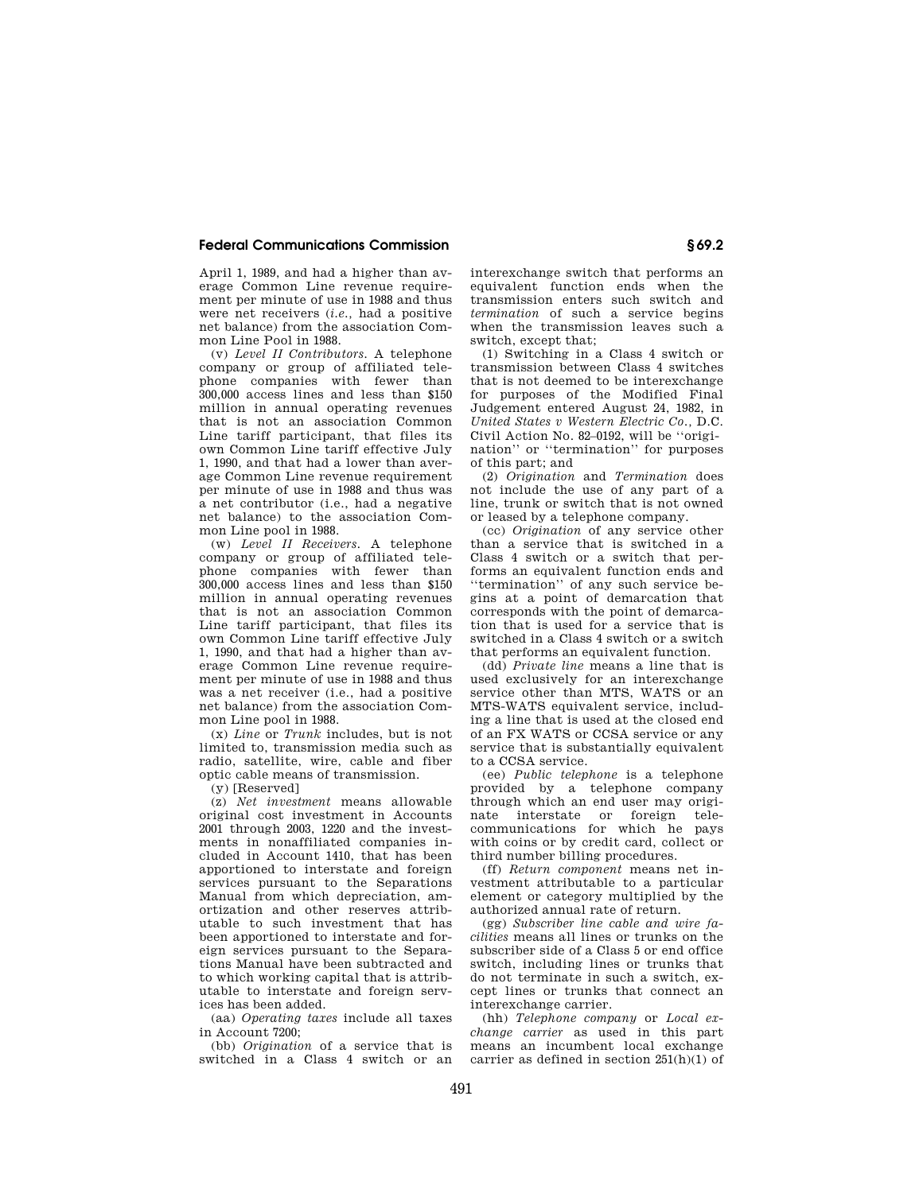April 1, 1989, and had a higher than average Common Line revenue requirement per minute of use in 1988 and thus were net receivers (*i.e.*, had a positive net balance) from the association Common Line Pool in 1988.

(v) *Level II Contributors.* A telephone company or group of affiliated telephone companies with fewer than 300,000 access lines and less than $150 million in annual operating revenues that is not an association Common Line tariff participant, that files its own Common Line tariff effective July 1, 1990, and that had a lower than average Common Line revenue requirement per minute of use in 1988 and thus was a net contributor (i.e., had a negative net balance) to the association Common Line pool in 1988.

(w) *Level II Receivers.* A telephone company or group of affiliated telephone companies with fewer than 300,000 access lines and less than $150 million in annual operating revenues that is not an association Common Line tariff participant, that files its own Common Line tariff effective July 1, 1990, and that had a higher than average Common Line revenue requirement per minute of use in 1988 and thus was a net receiver (i.e., had a positive net balance) from the association Common Line pool in 1988.

(x) *Line* or *Trunk* includes, but is not limited to, transmission media such as radio, satellite, wire, cable and fiber optic cable means of transmission.

(y) [Reserved]

(z) *Net investment* means allowable original cost investment in Accounts 2001 through 2003, 1220 and the investments in nonaffiliated companies included in Account 1410, that has been apportioned to interstate and foreign services pursuant to the Separations Manual from which depreciation, amortization and other reserves attributable to such investment that has been apportioned to interstate and foreign services pursuant to the Separations Manual have been subtracted and to which working capital that is attributable to interstate and foreign services has been added.

(aa) *Operating taxes* include all taxes in Account 7200;

(bb) *Origination* of a service that is switched in a Class 4 switch or an interexchange switch that performs an equivalent function ends when the transmission enters such switch and *termination* of such a service begins when the transmission leaves such a switch, except that;

(1) Switching in a Class 4 switch or transmission between Class 4 switches that is not deemed to be interexchange for purposes of the Modified Final Judgement entered August 24, 1982, in *United States v Western Electric Co.*, D.C. Civil Action No. 82–0192, will be ''origination'' or ''termination'' for purposes of this part; and

(2) *Origination* and *Termination* does not include the use of any part of a line, trunk or switch that is not owned or leased by a telephone company.

(cc) *Origination* of any service other than a service that is switched in a Class 4 switch or a switch that performs an equivalent function ends and ''termination'' of any such service begins at a point of demarcation that corresponds with the point of demarcation that is used for a service that is switched in a Class 4 switch or a switch that performs an equivalent function.

(dd) *Private line* means a line that is used exclusively for an interexchange service other than MTS, WATS or an MTS-WATS equivalent service, including a line that is used at the closed end of an FX WATS or CCSA service or any service that is substantially equivalent to a CCSA service.

(ee) *Public telephone* is a telephone provided by a telephone company through which an end user may originate interstate or foreign telecommunications for which he pays with coins or by credit card, collect or third number billing procedures.

(ff) *Return component* means net investment attributable to a particular element or category multiplied by the authorized annual rate of return.

(gg) *Subscriber line cable and wire facilities* means all lines or trunks on the subscriber side of a Class 5 or end office switch, including lines or trunks that do not terminate in such a switch, except lines or trunks that connect an interexchange carrier.

(hh) *Telephone company* or *Local exchange carrier* as used in this part means an incumbent local exchange carrier as defined in section 251(h)(1) of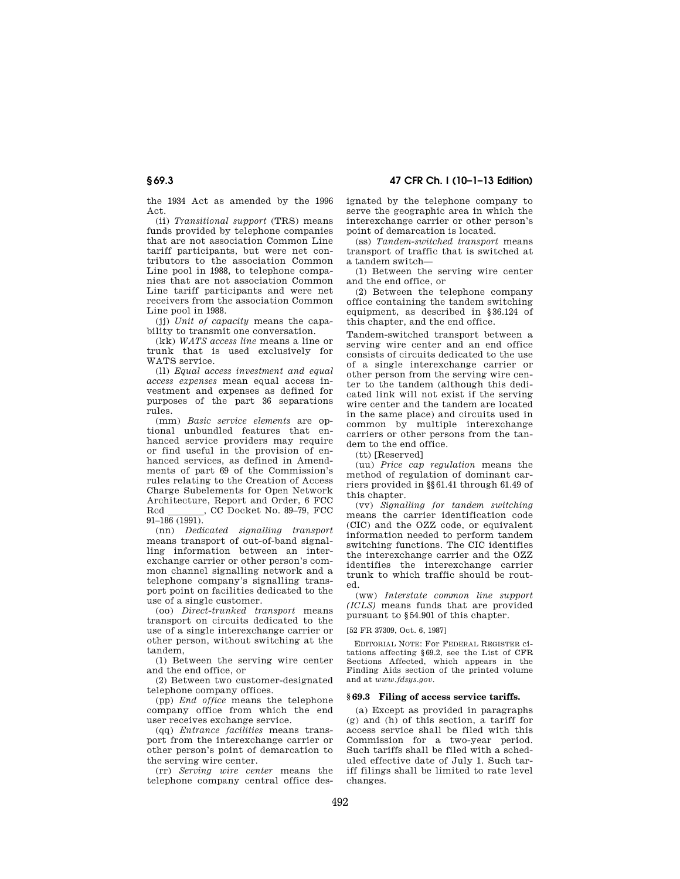the 1934 Act as amended by the 1996 Act.

(ii) *Transitional support* (TRS) means funds provided by telephone companies that are not association Common Line tariff participants, but were net contributors to the association Common Line pool in 1988, to telephone companies that are not association Common Line tariff participants and were net receivers from the association Common Line pool in 1988.

(jj) *Unit of capacity* means the capability to transmit one conversation.

(kk) *WATS access line* means a line or trunk that is used exclusively for WATS service.

(ll) *Equal access investment and equal access expenses* mean equal access investment and expenses as defined for purposes of the part 36 separations rules.

(mm) *Basic service elements* are optional unbundled features that enhanced service providers may require or find useful in the provision of enhanced services, as defined in Amendments of part 69 of the Commission's rules relating to the Creation of Access Charge Subelements for Open Network Architecture, Report and Order, 6 FCC Rcd _______, CC Docket No. 89–79, FCC 91–186 (1991).

(nn) *Dedicated signalling transport* means transport of out-of-band signalling information between an interexchange carrier or other person's common channel signalling network and a telephone company's signalling transport point on facilities dedicated to the use of a single customer.

(oo) *Direct-trunked transport* means transport on circuits dedicated to the use of a single interexchange carrier or other person, without switching at the tandem,

(1) Between the serving wire center and the end office, or

(2) Between two customer-designated telephone company offices.

(pp) *End office* means the telephone company office from which the end user receives exchange service.

(qq) *Entrance facilities* means transport from the interexchange carrier or other person's point of demarcation to the serving wire center.

(rr) *Serving wire center* means the telephone company central office designated by the telephone company to serve the geographic area in which the interexchange carrier or other person's point of demarcation is located.

(ss) *Tandem-switched transport* means transport of traffic that is switched at a tandem switch—

(1) Between the serving wire center and the end office, or

(2) Between the telephone company office containing the tandem switching equipment, as described in §36.124 of this chapter, and the end office.

Tandem-switched transport between a serving wire center and an end office consists of circuits dedicated to the use of a single interexchange carrier or other person from the serving wire center to the tandem (although this dedicated link will not exist if the serving wire center and the tandem are located in the same place) and circuits used in common by multiple interexchange carriers or other persons from the tandem to the end office.

(tt) [Reserved]

(uu) *Price cap regulation* means the method of regulation of dominant carriers provided in §§61.41 through 61.49 of this chapter.

(vv) *Signalling for tandem switching* means the carrier identification code (CIC) and the OZZ code, or equivalent information needed to perform tandem switching functions. The CIC identifies the interexchange carrier and the OZZ identifies the interexchange carrier trunk to which traffic should be routed.

(ww) *Interstate common line support (ICLS)* means funds that are provided pursuant to §54.901 of this chapter.

[52 FR 37309, Oct. 6, 1987]

EDITORIAL NOTE: For FEDERAL REGISTER citations affecting §69.2, see the List of CFR Sections Affected, which appears in the Finding Aids section of the printed volume and at *www.fdsys.gov*.

### §69.3 Filing of access service tariffs.

(a) Except as provided in paragraphs (g) and (h) of this section, a tariff for access service shall be filed with this Commission for a two-year period. Such tariffs shall be filed with a scheduled effective date of July 1. Such tariff filings shall be limited to rate level changes.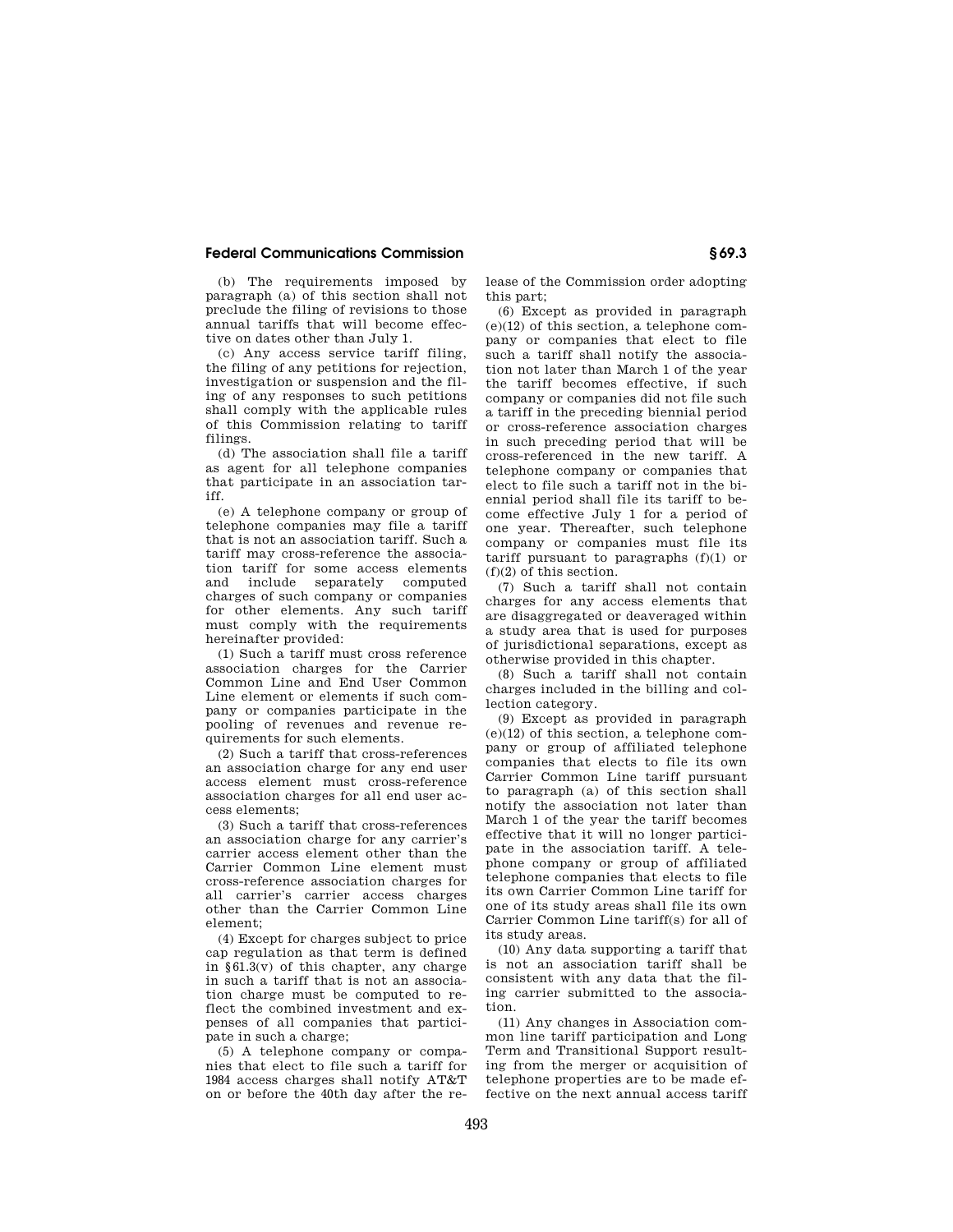(b) The requirements imposed by paragraph (a) of this section shall not preclude the filing of revisions to those annual tariffs that will become effective on dates other than July 1.

(c) Any access service tariff filing, the filing of any petitions for rejection, investigation or suspension and the filing of any responses to such petitions shall comply with the applicable rules of this Commission relating to tariff filings.

(d) The association shall file a tariff as agent for all telephone companies that participate in an association tariff.

(e) A telephone company or group of telephone companies may file a tariff that is not an association tariff. Such a tariff may cross-reference the association tariff for some access elements and include separately computed charges of such company or companies for other elements. Any such tariff must comply with the requirements hereinafter provided:

(1) Such a tariff must cross reference association charges for the Carrier Common Line and End User Common Line element or elements if such company or companies participate in the pooling of revenues and revenue requirements for such elements.

(2) Such a tariff that cross-references an association charge for any end user access element must cross-reference association charges for all end user access elements;

(3) Such a tariff that cross-references an association charge for any carrier's carrier access element other than the Carrier Common Line element must cross-reference association charges for all carrier's carrier access charges other than the Carrier Common Line element;

(4) Except for charges subject to price cap regulation as that term is defined in §61.3(v) of this chapter, any charge in such a tariff that is not an association charge must be computed to reflect the combined investment and expenses of all companies that participate in such a charge;

(5) A telephone company or companies that elect to file such a tariff for 1984 access charges shall notify AT&T on or before the 40th day after the release of the Commission order adopting this part;

(6) Except as provided in paragraph (e)(12) of this section, a telephone company or companies that elect to file such a tariff shall notify the association not later than March 1 of the year the tariff becomes effective, if such company or companies did not file such a tariff in the preceding biennial period or cross-reference association charges in such preceding period that will be cross-referenced in the new tariff. A telephone company or companies that elect to file such a tariff not in the biennial period shall file its tariff to become effective July 1 for a period of one year. Thereafter, such telephone company or companies must file its tariff pursuant to paragraphs (f)(1) or (f)(2) of this section.

(7) Such a tariff shall not contain charges for any access elements that are disaggregated or deaveraged within a study area that is used for purposes of jurisdictional separations, except as otherwise provided in this chapter.

(8) Such a tariff shall not contain charges included in the billing and collection category.

(9) Except as provided in paragraph (e)(12) of this section, a telephone company or group of affiliated telephone companies that elects to file its own Carrier Common Line tariff pursuant to paragraph (a) of this section shall notify the association not later than March 1 of the year the tariff becomes effective that it will no longer participate in the association tariff. A telephone company or group of affiliated telephone companies that elects to file its own Carrier Common Line tariff for one of its study areas shall file its own Carrier Common Line tariff(s) for all of its study areas.

(10) Any data supporting a tariff that is not an association tariff shall be consistent with any data that the filing carrier submitted to the association.

(11) Any changes in Association common line tariff participation and Long Term and Transitional Support resulting from the merger or acquisition of telephone properties are to be made effective on the next annual access tariff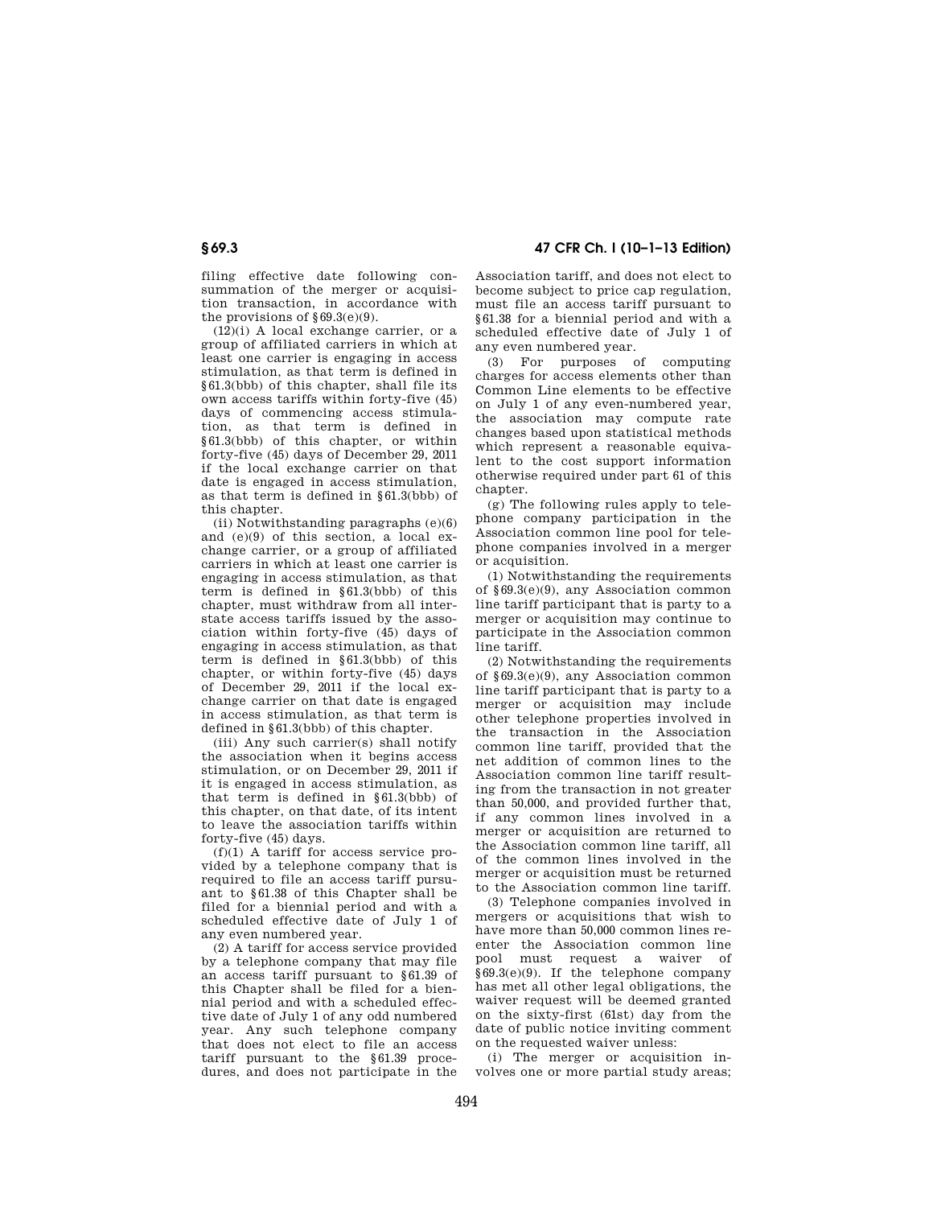filing effective date following consummation of the merger or acquisition transaction, in accordance with the provisions of §69.3(e)(9).

(12)(i) A local exchange carrier, or a group of affiliated carriers in which at least one carrier is engaging in access stimulation, as that term is defined in §61.3(bbb) of this chapter, shall file its own access tariffs within forty-five (45) days of commencing access stimulation, as that term is defined in §61.3(bbb) of this chapter, or within forty-five (45) days of December 29, 2011 if the local exchange carrier on that date is engaged in access stimulation, as that term is defined in §61.3(bbb) of this chapter.

(ii) Notwithstanding paragraphs (e)(6) and (e)(9) of this section, a local exchange carrier, or a group of affiliated carriers in which at least one carrier is engaging in access stimulation, as that term is defined in §61.3(bbb) of this chapter, must withdraw from all interstate access tariffs issued by the association within forty-five (45) days of engaging in access stimulation, as that term is defined in §61.3(bbb) of this chapter, or within forty-five (45) days of December 29, 2011 if the local exchange carrier on that date is engaged in access stimulation, as that term is defined in §61.3(bbb) of this chapter.

(iii) Any such carrier(s) shall notify the association when it begins access stimulation, or on December 29, 2011 if it is engaged in access stimulation, as that term is defined in §61.3(bbb) of this chapter, on that date, of its intent to leave the association tariffs within forty-five (45) days.

(f)(1) A tariff for access service provided by a telephone company that is required to file an access tariff pursuant to §61.38 of this Chapter shall be filed for a biennial period and with a scheduled effective date of July 1 of any even numbered year.

(2) A tariff for access service provided by a telephone company that may file an access tariff pursuant to §61.39 of this Chapter shall be filed for a biennial period and with a scheduled effective date of July 1 of any odd numbered year. Any such telephone company that does not elect to file an access tariff pursuant to the §61.39 procedures, and does not participate in the Association tariff, and does not elect to become subject to price cap regulation, must file an access tariff pursuant to §61.38 for a biennial period and with a scheduled effective date of July 1 of any even numbered year.

(3) For purposes of computing charges for access elements other than Common Line elements to be effective on July 1 of any even-numbered year, the association may compute rate changes based upon statistical methods which represent a reasonable equivalent to the cost support information otherwise required under part 61 of this chapter.

(g) The following rules apply to telephone company participation in the Association common line pool for telephone companies involved in a merger or acquisition.

(1) Notwithstanding the requirements of §69.3(e)(9), any Association common line tariff participant that is party to a merger or acquisition may continue to participate in the Association common line tariff.

(2) Notwithstanding the requirements of §69.3(e)(9), any Association common line tariff participant that is party to a merger or acquisition may include other telephone properties involved in the transaction in the Association common line tariff, provided that the net addition of common lines to the Association common line tariff resulting from the transaction in not greater than 50,000, and provided further that, if any common lines involved in a merger or acquisition are returned to the Association common line tariff, all of the common lines involved in the merger or acquisition must be returned to the Association common line tariff.

(3) Telephone companies involved in mergers or acquisitions that wish to have more than 50,000 common lines reenter the Association common line pool must request a waiver of §69.3(e)(9). If the telephone company has met all other legal obligations, the waiver request will be deemed granted on the sixty-first (61st) day from the date of public notice inviting comment on the requested waiver unless:

(i) The merger or acquisition involves one or more partial study areas;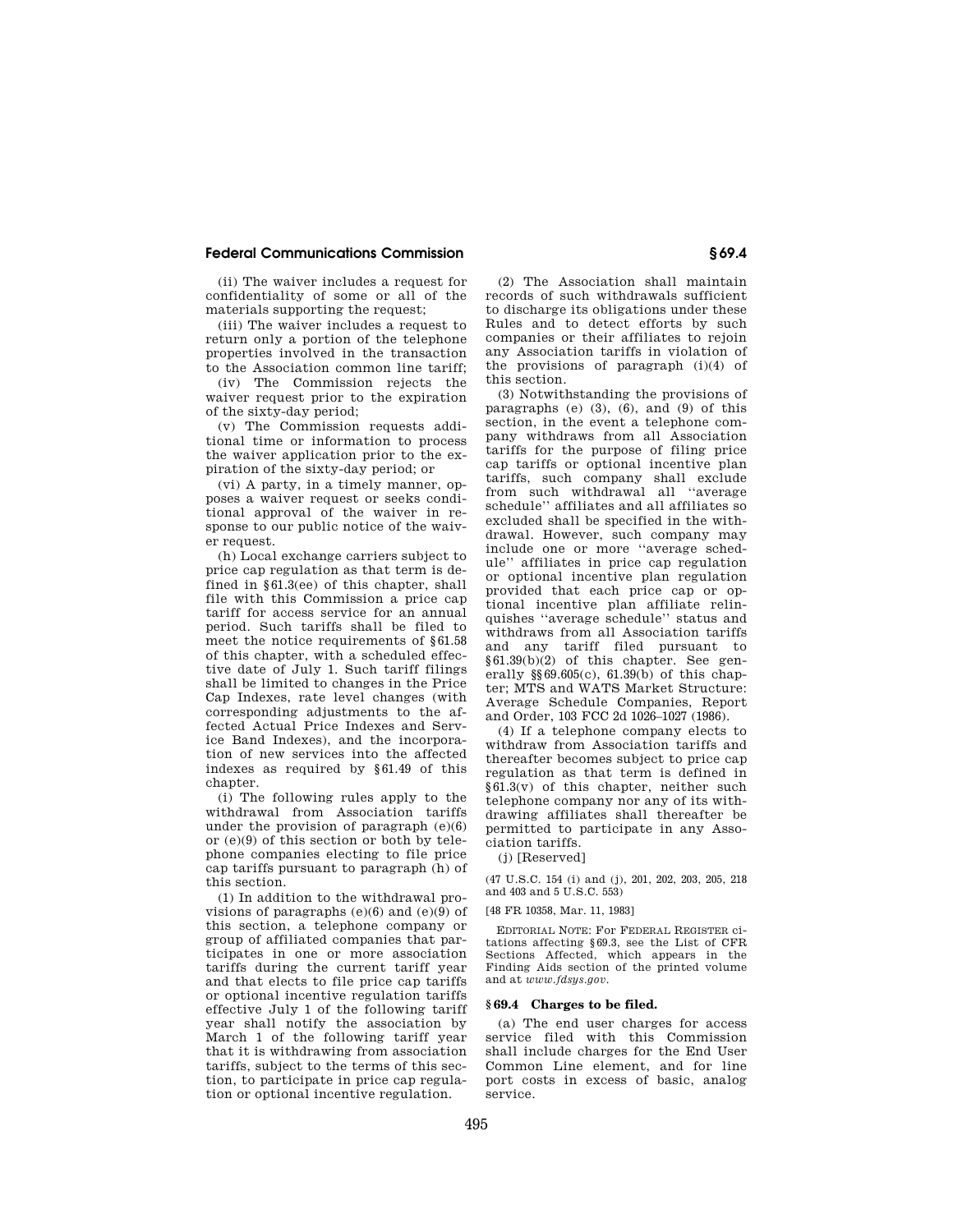(ii) The waiver includes a request for confidentiality of some or all of the materials supporting the request;

(iii) The waiver includes a request to return only a portion of the telephone properties involved in the transaction to the Association common line tariff;

(iv) The Commission rejects the waiver request prior to the expiration of the sixty-day period;

(v) The Commission requests additional time or information to process the waiver application prior to the expiration of the sixty-day period; or

(vi) A party, in a timely manner, opposes a waiver request or seeks conditional approval of the waiver in response to our public notice of the waiver request.

(h) Local exchange carriers subject to price cap regulation as that term is defined in §61.3(ee) of this chapter, shall file with this Commission a price cap tariff for access service for an annual period. Such tariffs shall be filed to meet the notice requirements of §61.58 of this chapter, with a scheduled effective date of July 1. Such tariff filings shall be limited to changes in the Price Cap Indexes, rate level changes (with corresponding adjustments to the affected Actual Price Indexes and Service Band Indexes), and the incorporation of new services into the affected indexes as required by §61.49 of this chapter.

(i) The following rules apply to the withdrawal from Association tariffs under the provision of paragraph (e)(6) or (e)(9) of this section or both by telephone companies electing to file price cap tariffs pursuant to paragraph (h) of this section.

(1) In addition to the withdrawal provisions of paragraphs (e)(6) and (e)(9) of this section, a telephone company or group of affiliated companies that participates in one or more association tariffs during the current tariff year and that elects to file price cap tariffs or optional incentive regulation tariffs effective July 1 of the following tariff year shall notify the association by March 1 of the following tariff year that it is withdrawing from association tariffs, subject to the terms of this section, to participate in price cap regulation or optional incentive regulation.

(2) The Association shall maintain records of such withdrawals sufficient to discharge its obligations under these Rules and to detect efforts by such companies or their affiliates to rejoin any Association tariffs in violation of the provisions of paragraph (i)(4) of this section.

(3) Notwithstanding the provisions of paragraphs (e) (3), (6), and (9) of this section, in the event a telephone company withdraws from all Association tariffs for the purpose of filing price cap tariffs or optional incentive plan tariffs, such company shall exclude from such withdrawal all "average schedule" affiliates and all affiliates so excluded shall be specified in the withdrawal. However, such company may include one or more "average schedule" affiliates in price cap regulation or optional incentive plan regulation provided that each price cap or optional incentive plan affiliate relinquishes "average schedule" status and withdraws from all Association tariffs and any tariff filed pursuant to §61.39(b)(2) of this chapter. See generally §§69.605(c), 61.39(b) of this chapter; MTS and WATS Market Structure: Average Schedule Companies, Report and Order, 103 FCC 2d 1026–1027 (1986).

(4) If a telephone company elects to withdraw from Association tariffs and thereafter becomes subject to price cap regulation as that term is defined in §61.3(v) of this chapter, neither such telephone company nor any of its withdrawing affiliates shall thereafter be permitted to participate in any Association tariffs.

(j) [Reserved]

(47 U.S.C. 154 (i) and (j), 201, 202, 203, 205, 218 and 403 and 5 U.S.C. 553)

[48 FR 10358, Mar. 11, 1983]

EDITORIAL NOTE: For FEDERAL REGISTER citations affecting §69.3, see the List of CFR Sections Affected, which appears in the Finding Aids section of the printed volume and at *www.fdsys.gov*.

### §69.4 Charges to be filed.

(a) The end user charges for access service filed with this Commission shall include charges for the End User Common Line element, and for line port costs in excess of basic, analog service.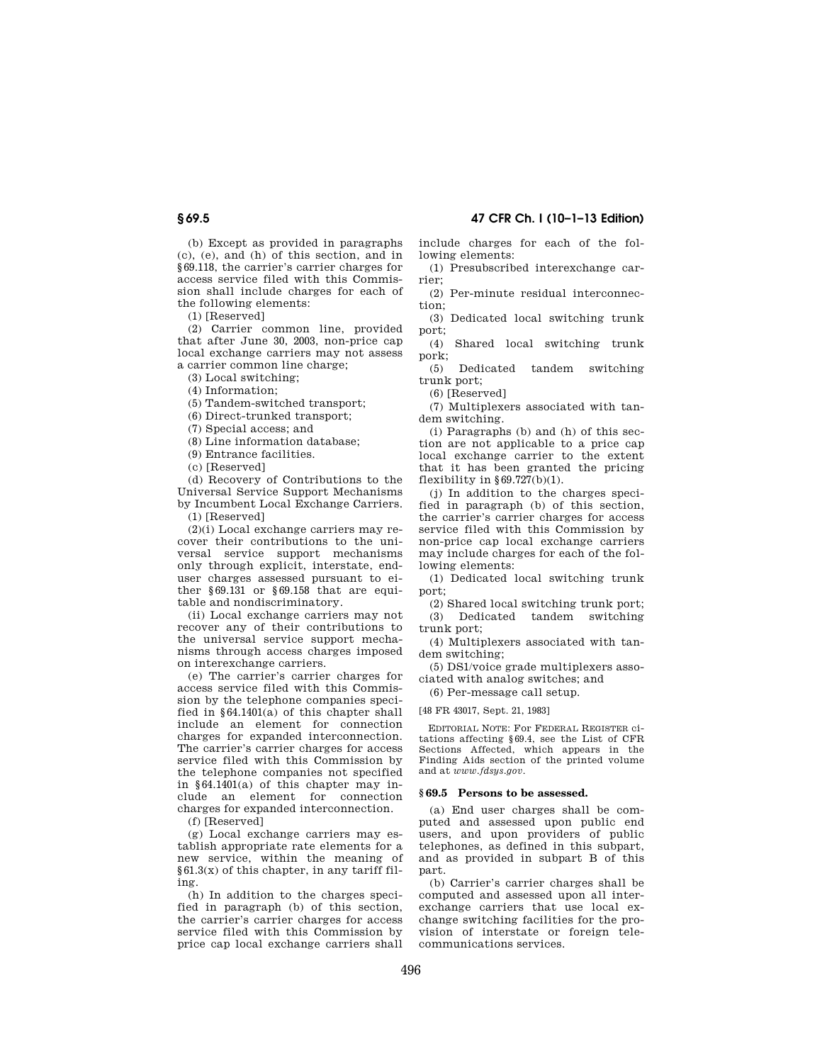(b) Except as provided in paragraphs (c), (e), and (h) of this section, and in §69.118, the carrier's carrier charges for access service filed with this Commission shall include charges for each of the following elements:

(1) [Reserved]

(2) Carrier common line, provided that after June 30, 2003, non-price cap local exchange carriers may not assess a carrier common line charge;

(3) Local switching;

(4) Information;

(5) Tandem-switched transport;

(6) Direct-trunked transport;

(7) Special access; and

(8) Line information database;

(9) Entrance facilities.

(c) [Reserved]

(d) Recovery of Contributions to the Universal Service Support Mechanisms by Incumbent Local Exchange Carriers.

(1) [Reserved]

(2)(i) Local exchange carriers may recover their contributions to the universal service support mechanisms only through explicit, interstate, end-user charges assessed pursuant to either §69.131 or §69.158 that are equitable and nondiscriminatory.

(ii) Local exchange carriers may not recover any of their contributions to the universal service support mechanisms through access charges imposed on interexchange carriers.

(e) The carrier's carrier charges for access service filed with this Commission by the telephone companies specified in §64.1401(a) of this chapter shall include an element for connection charges for expanded interconnection. The carrier's carrier charges for access service filed with this Commission by the telephone companies not specified in §64.1401(a) of this chapter may include an element for connection charges for expanded interconnection.

(f) [Reserved]

(g) Local exchange carriers may establish appropriate rate elements for a new service, within the meaning of §61.3(x) of this chapter, in any tariff filing.

(h) In addition to the charges specified in paragraph (b) of this section, the carrier's carrier charges for access service filed with this Commission by price cap local exchange carriers shall include charges for each of the following elements:

(1) Presubscribed interexchange carrier;

(2) Per-minute residual interconnection;

(3) Dedicated local switching trunk port;

(4) Shared local switching trunk pork;

(5) Dedicated tandem switching trunk port;

(6) [Reserved]

(7) Multiplexers associated with tandem switching.

(i) Paragraphs (b) and (h) of this section are not applicable to a price cap local exchange carrier to the extent that it has been granted the pricing flexibility in §69.727(b)(1).

(j) In addition to the charges specified in paragraph (b) of this section, the carrier's carrier charges for access service filed with this Commission by non-price cap local exchange carriers may include charges for each of the following elements:

(1) Dedicated local switching trunk port;

(2) Shared local switching trunk port;

(3) Dedicated tandem switching trunk port;

(4) Multiplexers associated with tandem switching;

(5) DS1/voice grade multiplexers associated with analog switches; and

(6) Per-message call setup.

[48 FR 43017, Sept. 21, 1983]

EDITORIAL NOTE: For FEDERAL REGISTER citations affecting §69.4, see the List of CFR Sections Affected, which appears in the Finding Aids section of the printed volume and at *www.fdsys.gov*.

## §69.5 Persons to be assessed.

(a) End user charges shall be computed and assessed upon public end users, and upon providers of public telephones, as defined in this subpart, and as provided in subpart B of this part.

(b) Carrier's carrier charges shall be computed and assessed upon all interexchange carriers that use local exchange switching facilities for the provision of interstate or foreign telecommunications services.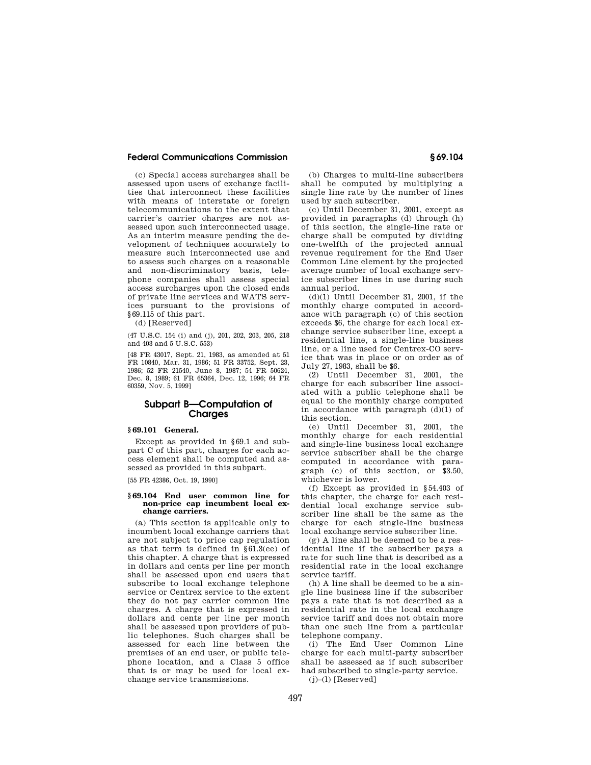(c) Special access surcharges shall be assessed upon users of exchange facilities that interconnect these facilities with means of interstate or foreign telecommunications to the extent that carrier's carrier charges are not assessed upon such interconnected usage. As an interim measure pending the development of techniques accurately to measure such interconnected use and to assess such charges on a reasonable and non-discriminatory basis, telephone companies shall assess special access surcharges upon the closed ends of private line services and WATS services pursuant to the provisions of §69.115 of this part.

(d) [Reserved]

(47 U.S.C. 154 (i) and (j), 201, 202, 203, 205, 218 and 403 and 5 U.S.C. 553)

[48 FR 43017, Sept. 21, 1983, as amended at 51 FR 10840, Mar. 31, 1986; 51 FR 33752, Sept. 23, 1986; 52 FR 21540, June 8, 1987; 54 FR 50624, Dec. 8, 1989; 61 FR 65364, Dec. 12, 1996; 64 FR 60359, Nov. 5, 1999]

## Subpart B—Computation of Charges

### §69.101 General.

Except as provided in §69.1 and subpart C of this part, charges for each access element shall be computed and assessed as provided in this subpart.

[55 FR 42386, Oct. 19, 1990]

### §69.104 End user common line for non-price cap incumbent local exchange carriers.

(a) This section is applicable only to incumbent local exchange carriers that are not subject to price cap regulation as that term is defined in §61.3(ee) of this chapter. A charge that is expressed in dollars and cents per line per month shall be assessed upon end users that subscribe to local exchange telephone service or Centrex service to the extent they do not pay carrier common line charges. A charge that is expressed in dollars and cents per line per month shall be assessed upon providers of public telephones. Such charges shall be assessed for each line between the premises of an end user, or public telephone location, and a Class 5 office that is or may be used for local exchange service transmissions.

(b) Charges to multi-line subscribers shall be computed by multiplying a single line rate by the number of lines used by such subscriber.

(c) Until December 31, 2001, except as provided in paragraphs (d) through (h) of this section, the single-line rate or charge shall be computed by dividing one-twelfth of the projected annual revenue requirement for the End User Common Line element by the projected average number of local exchange service subscriber lines in use during such annual period.

(d)(1) Until December 31, 2001, if the monthly charge computed in accordance with paragraph (c) of this section exceeds $6, the charge for each local exchange service subscriber line, except a residential line, a single-line business line, or a line used for Centrex-CO service that was in place or on order as of July 27, 1983, shall be $6.

(2) Until December 31, 2001, the charge for each subscriber line associated with a public telephone shall be equal to the monthly charge computed in accordance with paragraph (d)(1) of this section.

(e) Until December 31, 2001, the monthly charge for each residential and single-line business local exchange service subscriber shall be the charge computed in accordance with paragraph (c) of this section, or $3.50, whichever is lower.

(f) Except as provided in §54.403 of this chapter, the charge for each residential local exchange service subscriber line shall be the same as the charge for each single-line business local exchange service subscriber line.

(g) A line shall be deemed to be a residential line if the subscriber pays a rate for such line that is described as a residential rate in the local exchange service tariff.

(h) A line shall be deemed to be a single line business line if the subscriber pays a rate that is not described as a residential rate in the local exchange service tariff and does not obtain more than one such line from a particular telephone company.

(i) The End User Common Line charge for each multi-party subscriber shall be assessed as if such subscriber had subscribed to single-party service.

(j)–(l) [Reserved]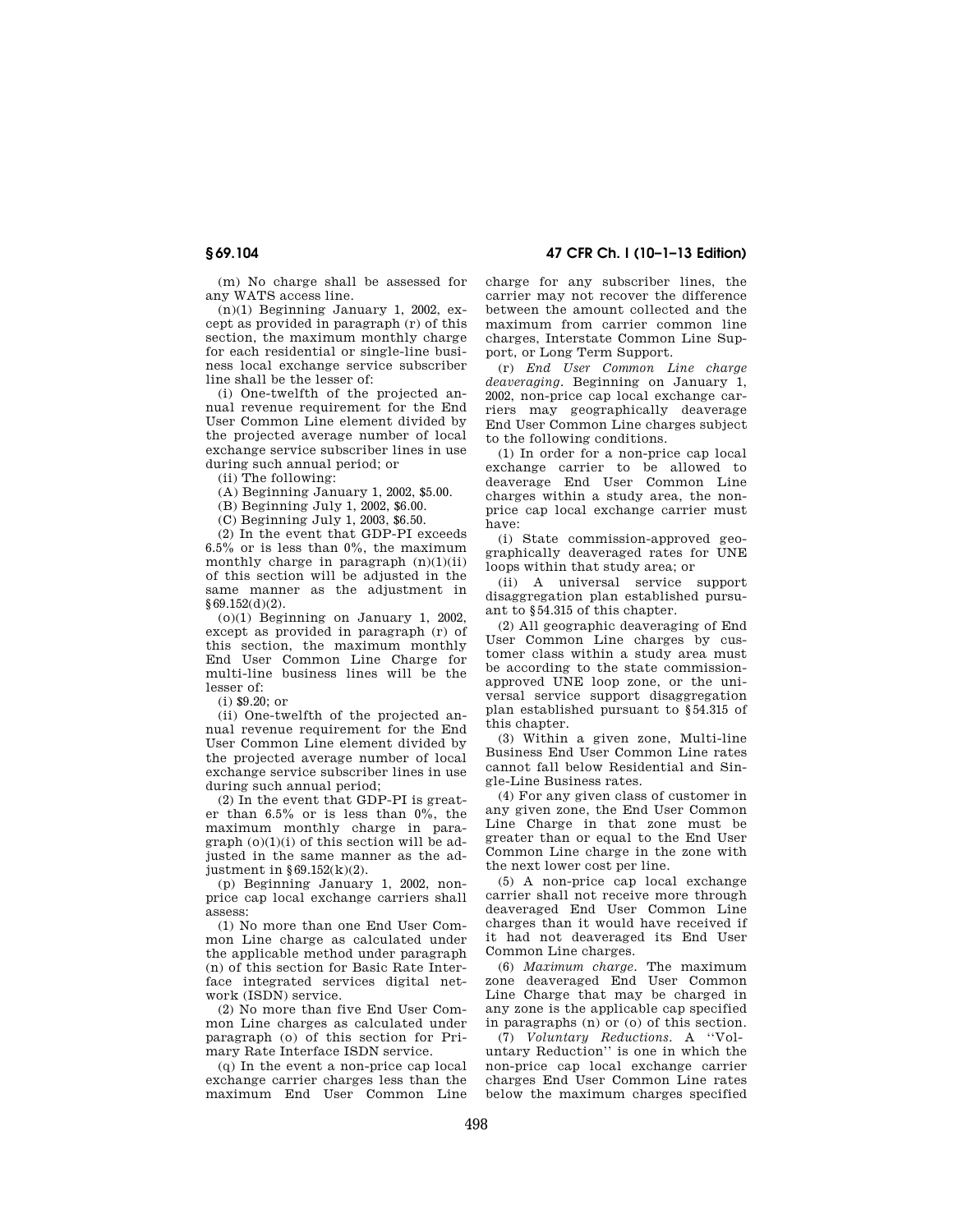(m) No charge shall be assessed for any WATS access line.

(n)(1) Beginning January 1, 2002, except as provided in paragraph (r) of this section, the maximum monthly charge for each residential or single-line business local exchange service subscriber line shall be the lesser of:

(i) One-twelfth of the projected annual revenue requirement for the End User Common Line element divided by the projected average number of local exchange service subscriber lines in use during such annual period; or

(ii) The following:

(A) Beginning January 1, 2002, $5.00.

(B) Beginning July 1, 2002, $6.00.

(C) Beginning July 1, 2003, $6.50.

(2) In the event that GDP-PI exceeds 6.5% or is less than 0%, the maximum monthly charge in paragraph (n)(1)(ii) of this section will be adjusted in the same manner as the adjustment in §69.152(d)(2).

(o)(1) Beginning on January 1, 2002, except as provided in paragraph (r) of this section, the maximum monthly End User Common Line Charge for multi-line business lines will be the lesser of:

(i) $9.20; or

(ii) One-twelfth of the projected annual revenue requirement for the End User Common Line element divided by the projected average number of local exchange service subscriber lines in use during such annual period;

(2) In the event that GDP-PI is greater than 6.5% or is less than 0%, the maximum monthly charge in paragraph (o)(1)(i) of this section will be adjusted in the same manner as the adjustment in §69.152(k)(2).

(p) Beginning January 1, 2002, non-price cap local exchange carriers shall assess:

(1) No more than one End User Common Line charge as calculated under the applicable method under paragraph (n) of this section for Basic Rate Interface integrated services digital network (ISDN) service.

(2) No more than five End User Common Line charges as calculated under paragraph (o) of this section for Primary Rate Interface ISDN service.

(q) In the event a non-price cap local exchange carrier charges less than the maximum End User Common Line charge for any subscriber lines, the carrier may not recover the difference between the amount collected and the maximum from carrier common line charges, Interstate Common Line Support, or Long Term Support.

(r) *End User Common Line charge deaveraging.* Beginning on January 1, 2002, non-price cap local exchange carriers may geographically deaverage End User Common Line charges subject to the following conditions.

(1) In order for a non-price cap local exchange carrier to be allowed to deaverage End User Common Line charges within a study area, the non-price cap local exchange carrier must have:

(i) State commission-approved geographically deaveraged rates for UNE loops within that study area; or

(ii) A universal service support disaggregation plan established pursuant to §54.315 of this chapter.

(2) All geographic deaveraging of End User Common Line charges by customer class within a study area must be according to the state commission-approved UNE loop zone, or the universal service support disaggregation plan established pursuant to §54.315 of this chapter.

(3) Within a given zone, Multi-line Business End User Common Line rates cannot fall below Residential and Single-Line Business rates.

(4) For any given class of customer in any given zone, the End User Common Line Charge in that zone must be greater than or equal to the End User Common Line charge in the zone with the next lower cost per line.

(5) A non-price cap local exchange carrier shall not receive more through deaveraged End User Common Line charges than it would have received if it had not deaveraged its End User Common Line charges.

(6) *Maximum charge.* The maximum zone deaveraged End User Common Line Charge that may be charged in any zone is the applicable cap specified in paragraphs (n) or (o) of this section.

(7) *Voluntary Reductions.* A "Voluntary Reduction" is one in which the non-price cap local exchange carrier charges End User Common Line rates below the maximum charges specified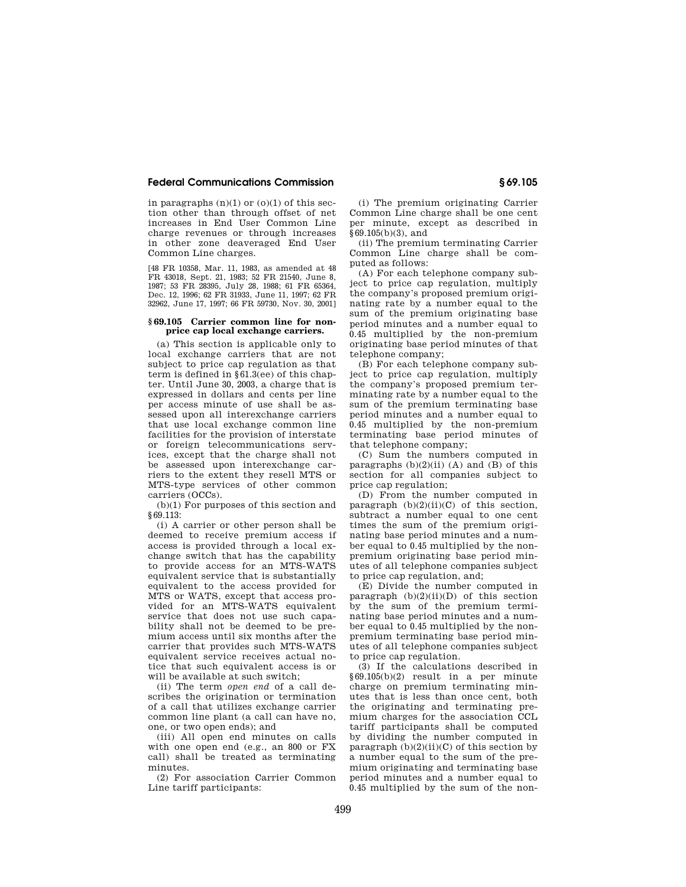in paragraphs (n)(1) or (o)(1) of this section other than through offset of net increases in End User Common Line charge revenues or through increases in other zone deaveraged End User Common Line charges.

[48 FR 10358, Mar. 11, 1983, as amended at 48 FR 43018, Sept. 21, 1983; 52 FR 21540, June 8, 1987; 53 FR 28395, July 28, 1988; 61 FR 65364, Dec. 12, 1996; 62 FR 31933, June 11, 1997; 62 FR 32962, June 17, 1997; 66 FR 59730, Nov. 30, 2001]

### § 69.105 Carrier common line for non-price cap local exchange carriers.

(a) This section is applicable only to local exchange carriers that are not subject to price cap regulation as that term is defined in §61.3(ee) of this chapter. Until June 30, 2003, a charge that is expressed in dollars and cents per line per access minute of use shall be assessed upon all interexchange carriers that use local exchange common line facilities for the provision of interstate or foreign telecommunications services, except that the charge shall not be assessed upon interexchange carriers to the extent they resell MTS or MTS-type services of other common carriers (OCCs).

(b)(1) For purposes of this section and §69.113:

(i) A carrier or other person shall be deemed to receive premium access if access is provided through a local exchange switch that has the capability to provide access for an MTS-WATS equivalent service that is substantially equivalent to the access provided for MTS or WATS, except that access provided for an MTS-WATS equivalent service that does not use such capability shall not be deemed to be premium access until six months after the carrier that provides such MTS-WATS equivalent service receives actual notice that such equivalent access is or will be available at such switch;

(ii) The term *open end* of a call describes the origination or termination of a call that utilizes exchange carrier common line plant (a call can have no, one, or two open ends); and

(iii) All open end minutes on calls with one open end (e.g., an 800 or FX call) shall be treated as terminating minutes.

(2) For association Carrier Common Line tariff participants:

(i) The premium originating Carrier Common Line charge shall be one cent per minute, except as described in §69.105(b)(3), and

(ii) The premium terminating Carrier Common Line charge shall be computed as follows:

(A) For each telephone company subject to price cap regulation, multiply the company's proposed premium originating rate by a number equal to the sum of the premium originating base period minutes and a number equal to 0.45 multiplied by the non-premium originating base period minutes of that telephone company;

(B) For each telephone company subject to price cap regulation, multiply the company's proposed premium terminating rate by a number equal to the sum of the premium terminating base period minutes and a number equal to 0.45 multiplied by the non-premium terminating base period minutes of that telephone company;

(C) Sum the numbers computed in paragraphs (b)(2)(ii) (A) and (B) of this section for all companies subject to price cap regulation;

(D) From the number computed in paragraph (b)(2)(ii)(C) of this section, subtract a number equal to one cent times the sum of the premium originating base period minutes and a number equal to 0.45 multiplied by the non-premium originating base period minutes of all telephone companies subject to price cap regulation, and;

(E) Divide the number computed in paragraph (b)(2)(ii)(D) of this section by the sum of the premium terminating base period minutes and a number equal to 0.45 multiplied by the non-premium terminating base period minutes of all telephone companies subject to price cap regulation.

(3) If the calculations described in §69.105(b)(2) result in a per minute charge on premium terminating minutes that is less than once cent, both the originating and terminating premium charges for the association CCL tariff participants shall be computed by dividing the number computed in paragraph (b)(2)(ii)(C) of this section by a number equal to the sum of the premium originating and terminating base period minutes and a number equal to 0.45 multiplied by the sum of the non-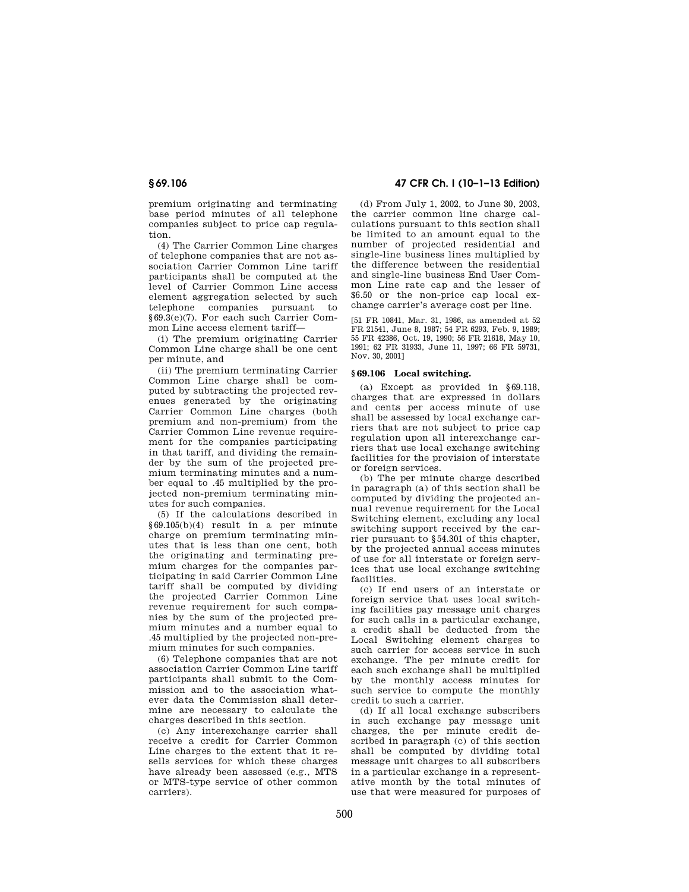premium originating and terminating base period minutes of all telephone companies subject to price cap regulation.

(4) The Carrier Common Line charges of telephone companies that are not association Carrier Common Line tariff participants shall be computed at the level of Carrier Common Line access element aggregation selected by such telephone companies pursuant to §69.3(e)(7). For each such Carrier Common Line access element tariff—

(i) The premium originating Carrier Common Line charge shall be one cent per minute, and

(ii) The premium terminating Carrier Common Line charge shall be computed by subtracting the projected revenues generated by the originating Carrier Common Line charges (both premium and non-premium) from the Carrier Common Line revenue requirement for the companies participating in that tariff, and dividing the remainder by the sum of the projected premium terminating minutes and a number equal to .45 multiplied by the projected non-premium terminating minutes for such companies.

(5) If the calculations described in §69.105(b)(4) result in a per minute charge on premium terminating minutes that is less than one cent, both the originating and terminating premium charges for the companies participating in said Carrier Common Line tariff shall be computed by dividing the projected Carrier Common Line revenue requirement for such companies by the sum of the projected premium minutes and a number equal to .45 multiplied by the projected non-premium minutes for such companies.

(6) Telephone companies that are not association Carrier Common Line tariff participants shall submit to the Commission and to the association whatever data the Commission shall determine are necessary to calculate the charges described in this section.

(c) Any interexchange carrier shall receive a credit for Carrier Common Line charges to the extent that it resells services for which these charges have already been assessed (e.g., MTS or MTS-type service of other common carriers).

(d) From July 1, 2002, to June 30, 2003, the carrier common line charge calculations pursuant to this section shall be limited to an amount equal to the number of projected residential and single-line business lines multiplied by the difference between the residential and single-line business End User Common Line rate cap and the lesser of $6.50 or the non-price cap local exchange carrier's average cost per line.

[51 FR 10841, Mar. 31, 1986, as amended at 52 FR 21541, June 8, 1987; 54 FR 6293, Feb. 9, 1989; 55 FR 42386, Oct. 19, 1990; 56 FR 21618, May 10, 1991; 62 FR 31933, June 11, 1997; 66 FR 59731, Nov. 30, 2001]

## §69.106 Local switching.

(a) Except as provided in §69.118, charges that are expressed in dollars and cents per access minute of use shall be assessed by local exchange carriers that are not subject to price cap regulation upon all interexchange carriers that use local exchange switching facilities for the provision of interstate or foreign services.

(b) The per minute charge described in paragraph (a) of this section shall be computed by dividing the projected annual revenue requirement for the Local Switching element, excluding any local switching support received by the carrier pursuant to §54.301 of this chapter, by the projected annual access minutes of use for all interstate or foreign services that use local exchange switching facilities.

(c) If end users of an interstate or foreign service that uses local switching facilities pay message unit charges for such calls in a particular exchange, a credit shall be deducted from the Local Switching element charges to such carrier for access service in such exchange. The per minute credit for each such exchange shall be multiplied by the monthly access minutes for such service to compute the monthly credit to such a carrier.

(d) If all local exchange subscribers in such exchange pay message unit charges, the per minute credit described in paragraph (c) of this section shall be computed by dividing total message unit charges to all subscribers in a particular exchange in a representative month by the total minutes of use that were measured for purposes of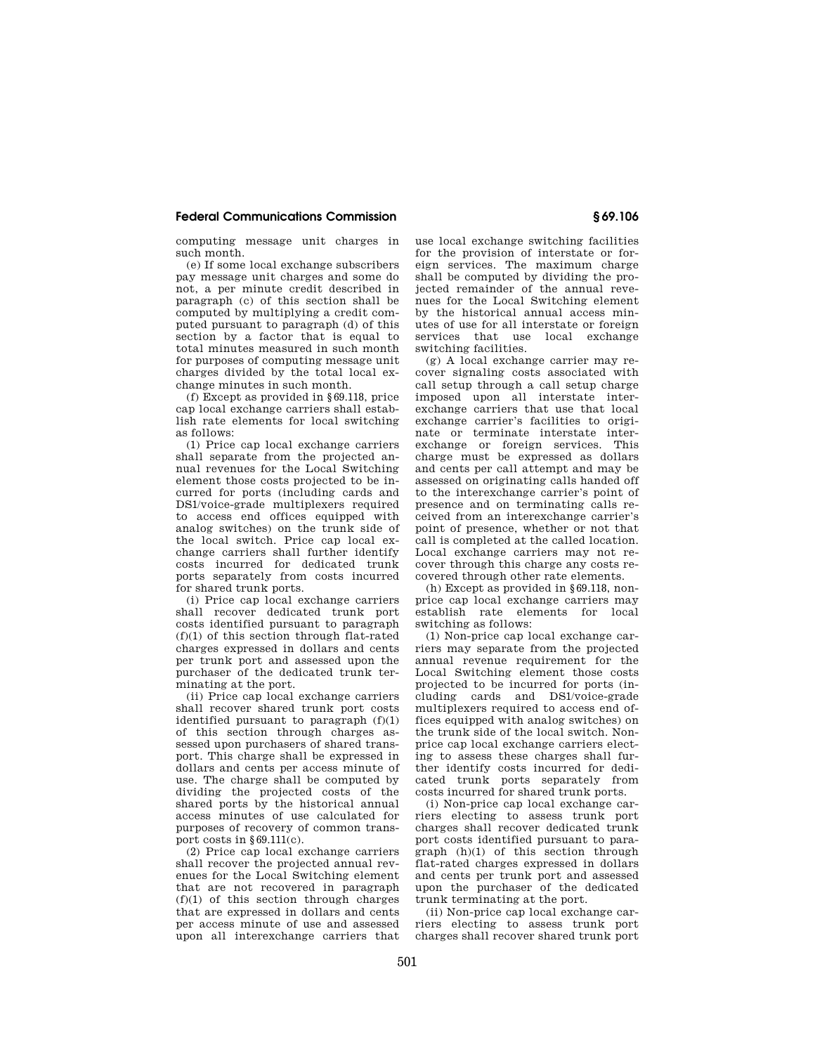computing message unit charges in such month.

(e) If some local exchange subscribers pay message unit charges and some do not, a per minute credit described in paragraph (c) of this section shall be computed by multiplying a credit computed pursuant to paragraph (d) of this section by a factor that is equal to total minutes measured in such month for purposes of computing message unit charges divided by the total local exchange minutes in such month.

(f) Except as provided in §69.118, price cap local exchange carriers shall establish rate elements for local switching as follows:

(1) Price cap local exchange carriers shall separate from the projected annual revenues for the Local Switching element those costs projected to be incurred for ports (including cards and DS1/voice-grade multiplexers required to access end offices equipped with analog switches) on the trunk side of the local switch. Price cap local exchange carriers shall further identify costs incurred for dedicated trunk ports separately from costs incurred for shared trunk ports.

(i) Price cap local exchange carriers shall recover dedicated trunk port costs identified pursuant to paragraph (f)(1) of this section through flat-rated charges expressed in dollars and cents per trunk port and assessed upon the purchaser of the dedicated trunk terminating at the port.

(ii) Price cap local exchange carriers shall recover shared trunk port costs identified pursuant to paragraph (f)(1) of this section through charges assessed upon purchasers of shared transport. This charge shall be expressed in dollars and cents per access minute of use. The charge shall be computed by dividing the projected costs of the shared ports by the historical annual access minutes of use calculated for purposes of recovery of common transport costs in §69.111(c).

(2) Price cap local exchange carriers shall recover the projected annual revenues for the Local Switching element that are not recovered in paragraph (f)(1) of this section through charges that are expressed in dollars and cents per access minute of use and assessed upon all interexchange carriers that use local exchange switching facilities for the provision of interstate or foreign services. The maximum charge shall be computed by dividing the projected remainder of the annual revenues for the Local Switching element by the historical annual access minutes of use for all interstate or foreign services that use local exchange switching facilities.

(g) A local exchange carrier may recover signaling costs associated with call setup through a call setup charge imposed upon all interstate interexchange carriers that use that local exchange carrier's facilities to originate or terminate interstate interexchange or foreign services. This charge must be expressed as dollars and cents per call attempt and may be assessed on originating calls handed off to the interexchange carrier's point of presence and on terminating calls received from an interexchange carrier's point of presence, whether or not that call is completed at the called location. Local exchange carriers may not recover through this charge any costs recovered through other rate elements.

(h) Except as provided in §69.118, non-price cap local exchange carriers may establish rate elements for local switching as follows:

(1) Non-price cap local exchange carriers may separate from the projected annual revenue requirement for the Local Switching element those costs projected to be incurred for ports (including cards and DS1/voice-grade multiplexers required to access end offices equipped with analog switches) on the trunk side of the local switch. Non-price cap local exchange carriers electing to assess these charges shall further identify costs incurred for dedicated trunk ports separately from costs incurred for shared trunk ports.

(i) Non-price cap local exchange carriers electing to assess trunk port charges shall recover dedicated trunk port costs identified pursuant to paragraph (h)(1) of this section through flat-rated charges expressed in dollars and cents per trunk port and assessed upon the purchaser of the dedicated trunk terminating at the port.

(ii) Non-price cap local exchange carriers electing to assess trunk port charges shall recover shared trunk port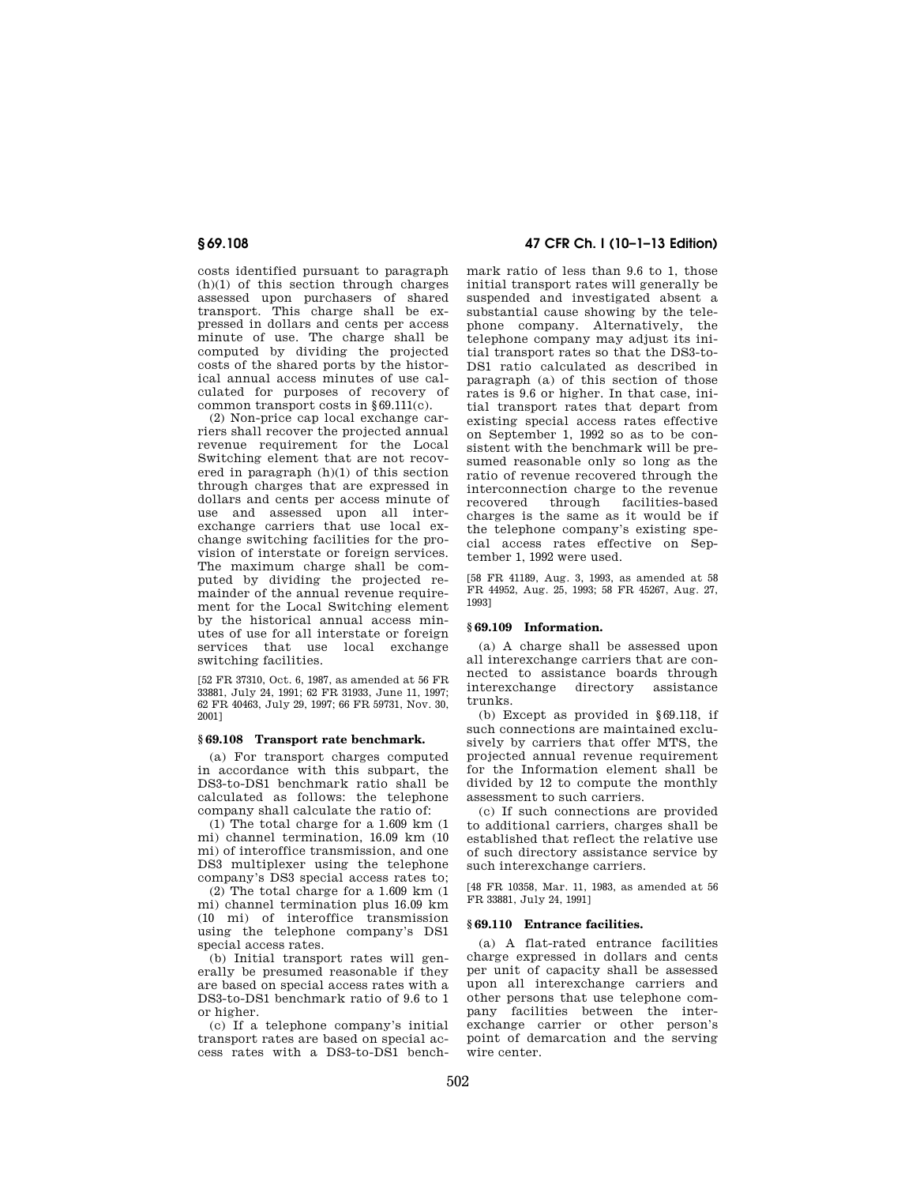costs identified pursuant to paragraph (h)(1) of this section through charges assessed upon purchasers of shared transport. This charge shall be expressed in dollars and cents per access minute of use. The charge shall be computed by dividing the projected costs of the shared ports by the historical annual access minutes of use calculated for purposes of recovery of common transport costs in §69.111(c).

(2) Non-price cap local exchange carriers shall recover the projected annual revenue requirement for the Local Switching element that are not recovered in paragraph (h)(1) of this section through charges that are expressed in dollars and cents per access minute of use and assessed upon all interexchange carriers that use local exchange switching facilities for the provision of interstate or foreign services. The maximum charge shall be computed by dividing the projected remainder of the annual revenue requirement for the Local Switching element by the historical annual access minutes of use for all interstate or foreign services that use local exchange switching facilities.

[52 FR 37310, Oct. 6, 1987, as amended at 56 FR 33881, July 24, 1991; 62 FR 31933, June 11, 1997; 62 FR 40463, July 29, 1997; 66 FR 59731, Nov. 30, 2001]

## § 69.108 Transport rate benchmark.

(a) For transport charges computed in accordance with this subpart, the DS3-to-DS1 benchmark ratio shall be calculated as follows: the telephone company shall calculate the ratio of:

(1) The total charge for a 1.609 km (1 mi) channel termination, 16.09 km (10 mi) of interoffice transmission, and one DS3 multiplexer using the telephone company's DS3 special access rates to;

(2) The total charge for a 1.609 km (1 mi) channel termination plus 16.09 km (10 mi) of interoffice transmission using the telephone company's DS1 special access rates.

(b) Initial transport rates will generally be presumed reasonable if they are based on special access rates with a DS3-to-DS1 benchmark ratio of 9.6 to 1 or higher.

(c) If a telephone company's initial transport rates are based on special access rates with a DS3-to-DS1 benchmark ratio of less than 9.6 to 1, those initial transport rates will generally be suspended and investigated absent a substantial cause showing by the telephone company. Alternatively, the telephone company may adjust its initial transport rates so that the DS3-to-DS1 ratio calculated as described in paragraph (a) of this section of those rates is 9.6 or higher. In that case, initial transport rates that depart from existing special access rates effective on September 1, 1992 so as to be consistent with the benchmark will be presumed reasonable only so long as the ratio of revenue recovered through the interconnection charge to the revenue recovered through facilities-based charges is the same as it would be if the telephone company's existing special access rates effective on September 1, 1992 were used.

[58 FR 41189, Aug. 3, 1993, as amended at 58 FR 44952, Aug. 25, 1993; 58 FR 45267, Aug. 27, 1993]

## § 69.109 Information.

(a) A charge shall be assessed upon all interexchange carriers that are connected to assistance boards through interexchange directory assistance trunks.

(b) Except as provided in §69.118, if such connections are maintained exclusively by carriers that offer MTS, the projected annual revenue requirement for the Information element shall be divided by 12 to compute the monthly assessment to such carriers.

(c) If such connections are provided to additional carriers, charges shall be established that reflect the relative use of such directory assistance service by such interexchange carriers.

[48 FR 10358, Mar. 11, 1983, as amended at 56 FR 33881, July 24, 1991]

## § 69.110 Entrance facilities.

(a) A flat-rated entrance facilities charge expressed in dollars and cents per unit of capacity shall be assessed upon all interexchange carriers and other persons that use telephone company facilities between the interexchange carrier or other person's point of demarcation and the serving wire center.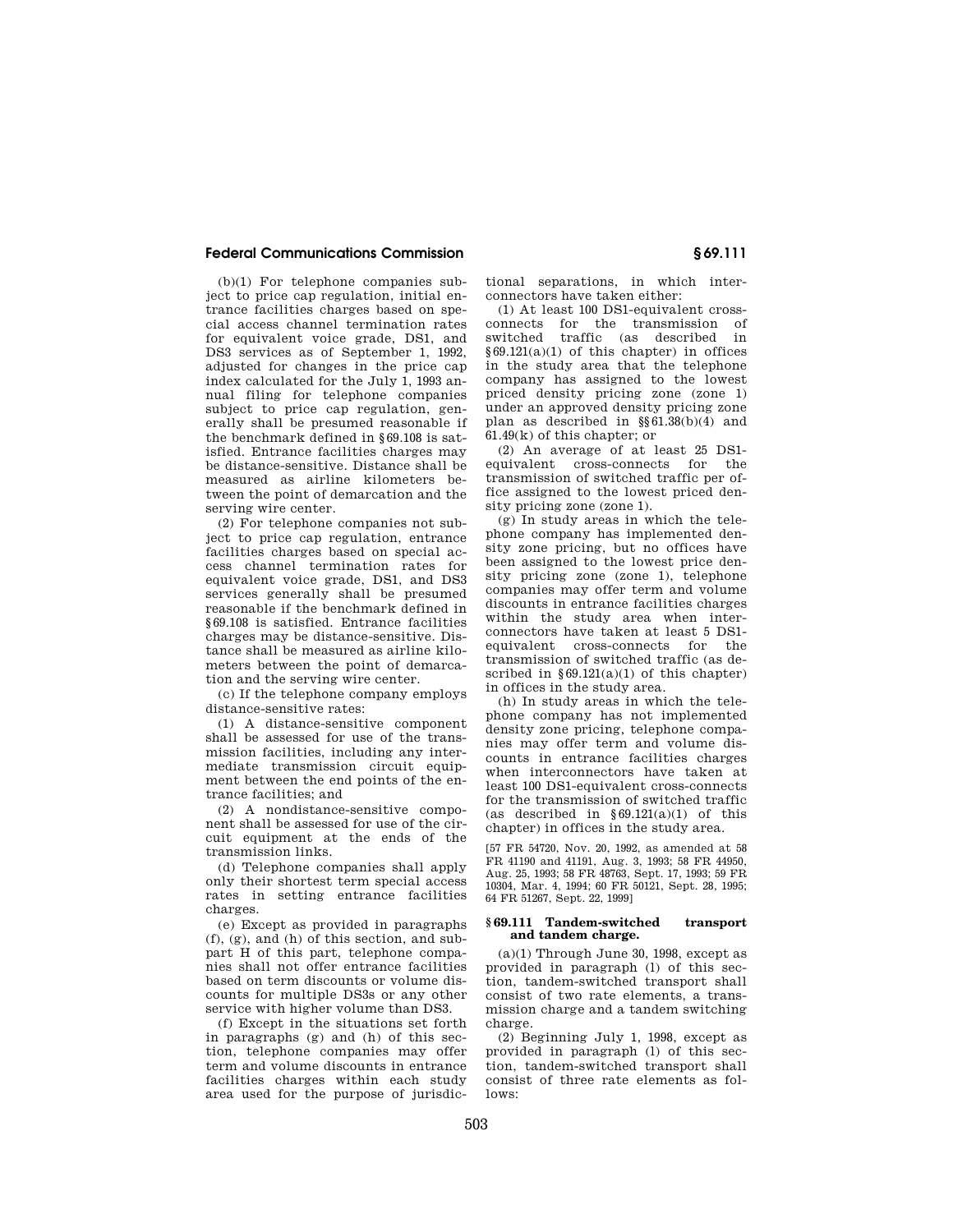(b)(1) For telephone companies subject to price cap regulation, initial entrance facilities charges based on special access channel termination rates for equivalent voice grade, DS1, and DS3 services as of September 1, 1992, adjusted for changes in the price cap index calculated for the July 1, 1993 annual filing for telephone companies subject to price cap regulation, generally shall be presumed reasonable if the benchmark defined in §69.108 is satisfied. Entrance facilities charges may be distance-sensitive. Distance shall be measured as airline kilometers between the point of demarcation and the serving wire center.

(2) For telephone companies not subject to price cap regulation, entrance facilities charges based on special access channel termination rates for equivalent voice grade, DS1, and DS3 services generally shall be presumed reasonable if the benchmark defined in §69.108 is satisfied. Entrance facilities charges may be distance-sensitive. Distance shall be measured as airline kilometers between the point of demarcation and the serving wire center.

(c) If the telephone company employs distance-sensitive rates:

(1) A distance-sensitive component shall be assessed for use of the transmission facilities, including any intermediate transmission circuit equipment between the end points of the entrance facilities; and

(2) A nondistance-sensitive component shall be assessed for use of the circuit equipment at the ends of the transmission links.

(d) Telephone companies shall apply only their shortest term special access rates in setting entrance facilities charges.

(e) Except as provided in paragraphs (f), (g), and (h) of this section, and subpart H of this part, telephone companies shall not offer entrance facilities based on term discounts or volume discounts for multiple DS3s or any other service with higher volume than DS3.

(f) Except in the situations set forth in paragraphs (g) and (h) of this section, telephone companies may offer term and volume discounts in entrance facilities charges within each study area used for the purpose of jurisdictional separations, in which interconnectors have taken either:

(1) At least 100 DS1-equivalent cross-connects for the transmission of switched traffic (as described in §69.121(a)(1) of this chapter) in offices in the study area that the telephone company has assigned to the lowest priced density pricing zone (zone 1) under an approved density pricing zone plan as described in §§61.38(b)(4) and 61.49(k) of this chapter; or

(2) An average of at least 25 DS1-equivalent cross-connects for the transmission of switched traffic per office assigned to the lowest priced density pricing zone (zone 1).

(g) In study areas in which the telephone company has implemented density zone pricing, but no offices have been assigned to the lowest price density pricing zone (zone 1), telephone companies may offer term and volume discounts in entrance facilities charges within the study area when interconnectors have taken at least 5 DS1-equivalent cross-connects for the transmission of switched traffic (as described in §69.121(a)(1) of this chapter) in offices in the study area.

(h) In study areas in which the telephone company has not implemented density zone pricing, telephone companies may offer term and volume discounts in entrance facilities charges when interconnectors have taken at least 100 DS1-equivalent cross-connects for the transmission of switched traffic (as described in §69.121(a)(1) of this chapter) in offices in the study area.

[57 FR 54720, Nov. 20, 1992, as amended at 58 FR 41190 and 41191, Aug. 3, 1993; 58 FR 44950, Aug. 25, 1993; 58 FR 48763, Sept. 17, 1993; 59 FR 10304, Mar. 4, 1994; 60 FR 50121, Sept. 28, 1995; 64 FR 51267, Sept. 22, 1999]

### §69.111 Tandem-switched transport and tandem charge.

(a)(1) Through June 30, 1998, except as provided in paragraph (l) of this section, tandem-switched transport shall consist of two rate elements, a transmission charge and a tandem switching charge.

(2) Beginning July 1, 1998, except as provided in paragraph (l) of this section, tandem-switched transport shall consist of three rate elements as follows: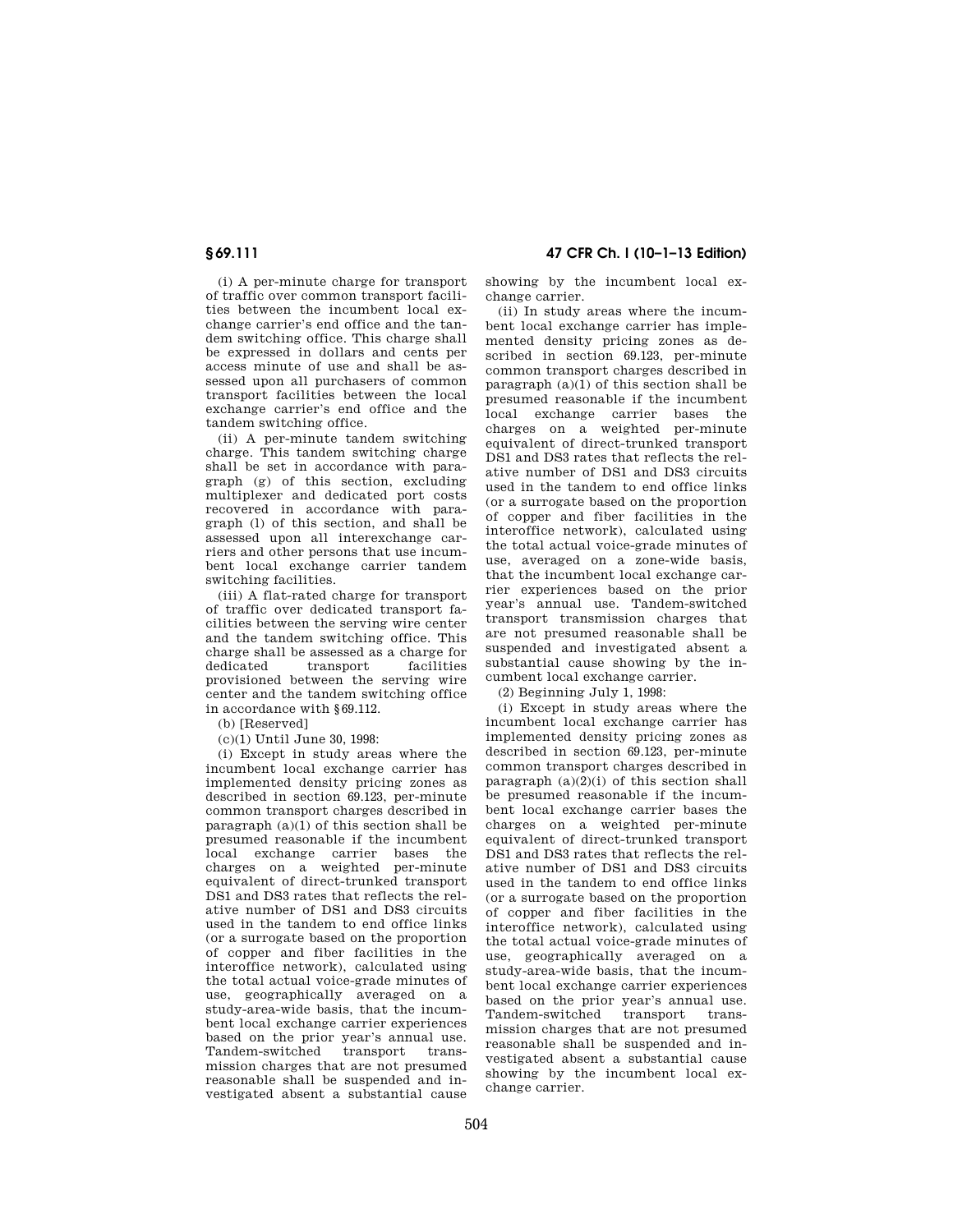(i) A per-minute charge for transport of traffic over common transport facilities between the incumbent local exchange carrier's end office and the tandem switching office. This charge shall be expressed in dollars and cents per access minute of use and shall be assessed upon all purchasers of common transport facilities between the local exchange carrier's end office and the tandem switching office.

(ii) A per-minute tandem switching charge. This tandem switching charge shall be set in accordance with paragraph (g) of this section, excluding multiplexer and dedicated port costs recovered in accordance with paragraph (l) of this section, and shall be assessed upon all interexchange carriers and other persons that use incumbent local exchange carrier tandem switching facilities.

(iii) A flat-rated charge for transport of traffic over dedicated transport facilities between the serving wire center and the tandem switching office. This charge shall be assessed as a charge for dedicated transport facilities provisioned between the serving wire center and the tandem switching office in accordance with §69.112.

(b) [Reserved]

(c)(1) Until June 30, 1998:

(i) Except in study areas where the incumbent local exchange carrier has implemented density pricing zones as described in section 69.123, per-minute common transport charges described in paragraph (a)(1) of this section shall be presumed reasonable if the incumbent local exchange carrier bases the charges on a weighted per-minute equivalent of direct-trunked transport DS1 and DS3 rates that reflects the relative number of DS1 and DS3 circuits used in the tandem to end office links (or a surrogate based on the proportion of copper and fiber facilities in the interoffice network), calculated using the total actual voice-grade minutes of use, geographically averaged on a study-area-wide basis, that the incumbent local exchange carrier experiences based on the prior year's annual use. Tandem-switched transport transmission charges that are not presumed reasonable shall be suspended and investigated absent a substantial cause showing by the incumbent local exchange carrier.

(ii) In study areas where the incumbent local exchange carrier has implemented density pricing zones as described in section 69.123, per-minute common transport charges described in paragraph (a)(1) of this section shall be presumed reasonable if the incumbent local exchange carrier bases the charges on a weighted per-minute equivalent of direct-trunked transport DS1 and DS3 rates that reflects the relative number of DS1 and DS3 circuits used in the tandem to end office links (or a surrogate based on the proportion of copper and fiber facilities in the interoffice network), calculated using the total actual voice-grade minutes of use, averaged on a zone-wide basis, that the incumbent local exchange carrier experiences based on the prior year's annual use. Tandem-switched transport transmission charges that are not presumed reasonable shall be suspended and investigated absent a substantial cause showing by the incumbent local exchange carrier.

(2) Beginning July 1, 1998:

(i) Except in study areas where the incumbent local exchange carrier has implemented density pricing zones as described in section 69.123, per-minute common transport charges described in paragraph (a)(2)(i) of this section shall be presumed reasonable if the incumbent local exchange carrier bases the charges on a weighted per-minute equivalent of direct-trunked transport DS1 and DS3 rates that reflects the relative number of DS1 and DS3 circuits used in the tandem to end office links (or a surrogate based on the proportion of copper and fiber facilities in the interoffice network), calculated using the total actual voice-grade minutes of use, geographically averaged on a study-area-wide basis, that the incumbent local exchange carrier experiences based on the prior year's annual use. Tandem-switched transport transmission charges that are not presumed reasonable shall be suspended and investigated absent a substantial cause showing by the incumbent local exchange carrier.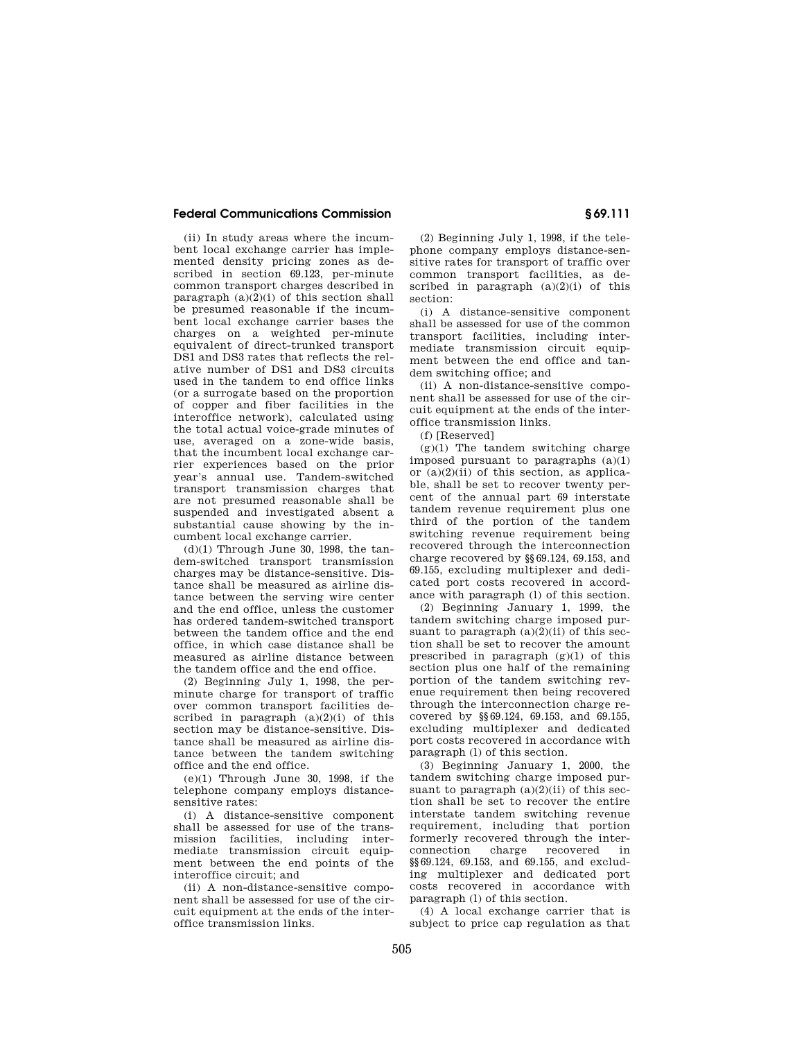(ii) In study areas where the incumbent local exchange carrier has implemented density pricing zones as described in section 69.123, per-minute common transport charges described in paragraph (a)(2)(i) of this section shall be presumed reasonable if the incumbent local exchange carrier bases the charges on a weighted per-minute equivalent of direct-trunked transport DS1 and DS3 rates that reflects the relative number of DS1 and DS3 circuits used in the tandem to end office links (or a surrogate based on the proportion of copper and fiber facilities in the interoffice network), calculated using the total actual voice-grade minutes of use, averaged on a zone-wide basis, that the incumbent local exchange carrier experiences based on the prior year's annual use. Tandem-switched transport transmission charges that are not presumed reasonable shall be suspended and investigated absent a substantial cause showing by the incumbent local exchange carrier.

(d)(1) Through June 30, 1998, the tandem-switched transport transmission charges may be distance-sensitive. Distance shall be measured as airline distance between the serving wire center and the end office, unless the customer has ordered tandem-switched transport between the tandem office and the end office, in which case distance shall be measured as airline distance between the tandem office and the end office.

(2) Beginning July 1, 1998, the per-minute charge for transport of traffic over common transport facilities described in paragraph (a)(2)(i) of this section may be distance-sensitive. Distance shall be measured as airline distance between the tandem switching office and the end office.

(e)(1) Through June 30, 1998, if the telephone company employs distance-sensitive rates:

(i) A distance-sensitive component shall be assessed for use of the transmission facilities, including intermediate transmission circuit equipment between the end points of the interoffice circuit; and

(ii) A non-distance-sensitive component shall be assessed for use of the circuit equipment at the ends of the interoffice transmission links.

(2) Beginning July 1, 1998, if the telephone company employs distance-sensitive rates for transport of traffic over common transport facilities, as described in paragraph (a)(2)(i) of this section:

(i) A distance-sensitive component shall be assessed for use of the common transport facilities, including intermediate transmission circuit equipment between the end office and tandem switching office; and

(ii) A non-distance-sensitive component shall be assessed for use of the circuit equipment at the ends of the interoffice transmission links.

(f) [Reserved]

(g)(1) The tandem switching charge imposed pursuant to paragraphs (a)(1) or (a)(2)(ii) of this section, as applicable, shall be set to recover twenty percent of the annual part 69 interstate tandem revenue requirement plus one third of the portion of the tandem switching revenue requirement being recovered through the interconnection charge recovered by §§69.124, 69.153, and 69.155, excluding multiplexer and dedicated port costs recovered in accordance with paragraph (l) of this section.

(2) Beginning January 1, 1999, the tandem switching charge imposed pursuant to paragraph (a)(2)(ii) of this section shall be set to recover the amount prescribed in paragraph (g)(1) of this section plus one half of the remaining portion of the tandem switching revenue requirement then being recovered through the interconnection charge recovered by §§69.124, 69.153, and 69.155, excluding multiplexer and dedicated port costs recovered in accordance with paragraph (l) of this section.

(3) Beginning January 1, 2000, the tandem switching charge imposed pursuant to paragraph (a)(2)(ii) of this section shall be set to recover the entire interstate tandem switching revenue requirement, including that portion formerly recovered through the interconnection charge recovered in §§69.124, 69.153, and 69.155, and excluding multiplexer and dedicated port costs recovered in accordance with paragraph (l) of this section.

(4) A local exchange carrier that is subject to price cap regulation as that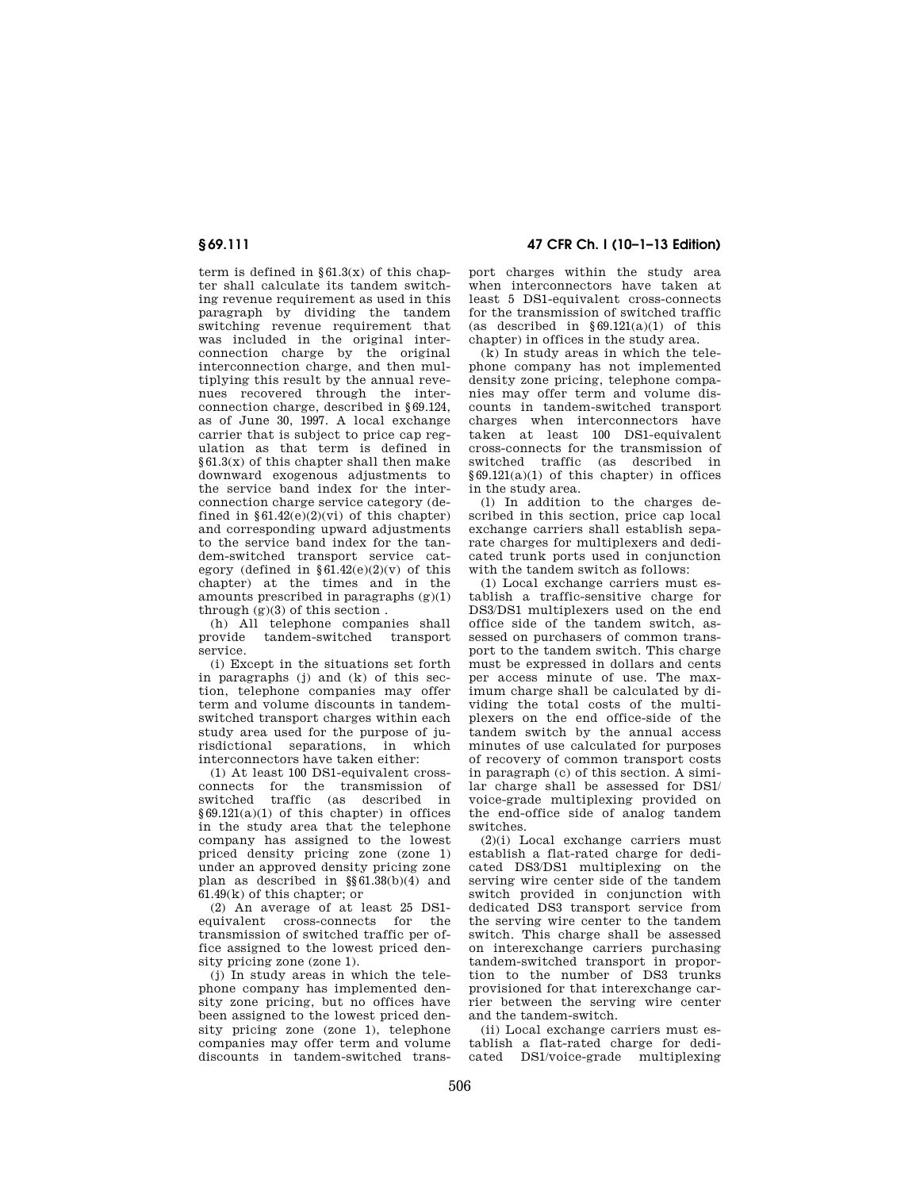term is defined in §61.3(x) of this chapter shall calculate its tandem switching revenue requirement as used in this paragraph by dividing the tandem switching revenue requirement that was included in the original interconnection charge by the original interconnection charge, and then multiplying this result by the annual revenues recovered through the interconnection charge, described in §69.124, as of June 30, 1997. A local exchange carrier that is subject to price cap regulation as that term is defined in §61.3(x) of this chapter shall then make downward exogenous adjustments to the service band index for the interconnection charge service category (defined in §61.42(e)(2)(vi) of this chapter) and corresponding upward adjustments to the service band index for the tandem-switched transport service category (defined in §61.42(e)(2)(v) of this chapter) at the times and in the amounts prescribed in paragraphs (g)(1) through (g)(3) of this section .

(h) All telephone companies shall provide tandem-switched transport service.

(i) Except in the situations set forth in paragraphs (j) and (k) of this section, telephone companies may offer term and volume discounts in tandem-switched transport charges within each study area used for the purpose of jurisdictional separations, in which interconnectors have taken either:

(1) At least 100 DS1-equivalent cross-connects for the transmission of switched traffic (as described in §69.121(a)(1) of this chapter) in offices in the study area that the telephone company has assigned to the lowest priced density pricing zone (zone 1) under an approved density pricing zone plan as described in §§61.38(b)(4) and 61.49(k) of this chapter; or

(2) An average of at least 25 DS1-equivalent cross-connects for the transmission of switched traffic per office assigned to the lowest priced density pricing zone (zone 1).

(j) In study areas in which the telephone company has implemented density zone pricing, but no offices have been assigned to the lowest priced density pricing zone (zone 1), telephone companies may offer term and volume discounts in tandem-switched transport charges within the study area when interconnectors have taken at least 5 DS1-equivalent cross-connects for the transmission of switched traffic (as described in §69.121(a)(1) of this chapter) in offices in the study area.

(k) In study areas in which the telephone company has not implemented density zone pricing, telephone companies may offer term and volume discounts in tandem-switched transport charges when interconnectors have taken at least 100 DS1-equivalent cross-connects for the transmission of switched traffic (as described in §69.121(a)(1) of this chapter) in offices in the study area.

(l) In addition to the charges described in this section, price cap local exchange carriers shall establish separate charges for multiplexers and dedicated trunk ports used in conjunction with the tandem switch as follows:

(1) Local exchange carriers must establish a traffic-sensitive charge for DS3/DS1 multiplexers used on the end office side of the tandem switch, assessed on purchasers of common transport to the tandem switch. This charge must be expressed in dollars and cents per access minute of use. The maximum charge shall be calculated by dividing the total costs of the multiplexers on the end office-side of the tandem switch by the annual access minutes of use calculated for purposes of recovery of common transport costs in paragraph (c) of this section. A similar charge shall be assessed for DS1/voice-grade multiplexing provided on the end-office side of analog tandem switches.

(2)(i) Local exchange carriers must establish a flat-rated charge for dedicated DS3/DS1 multiplexing on the serving wire center side of the tandem switch provided in conjunction with dedicated DS3 transport service from the serving wire center to the tandem switch. This charge shall be assessed on interexchange carriers purchasing tandem-switched transport in proportion to the number of DS3 trunks provisioned for that interexchange carrier between the serving wire center and the tandem-switch.

(ii) Local exchange carriers must establish a flat-rated charge for dedicated DS1/voice-grade multiplexing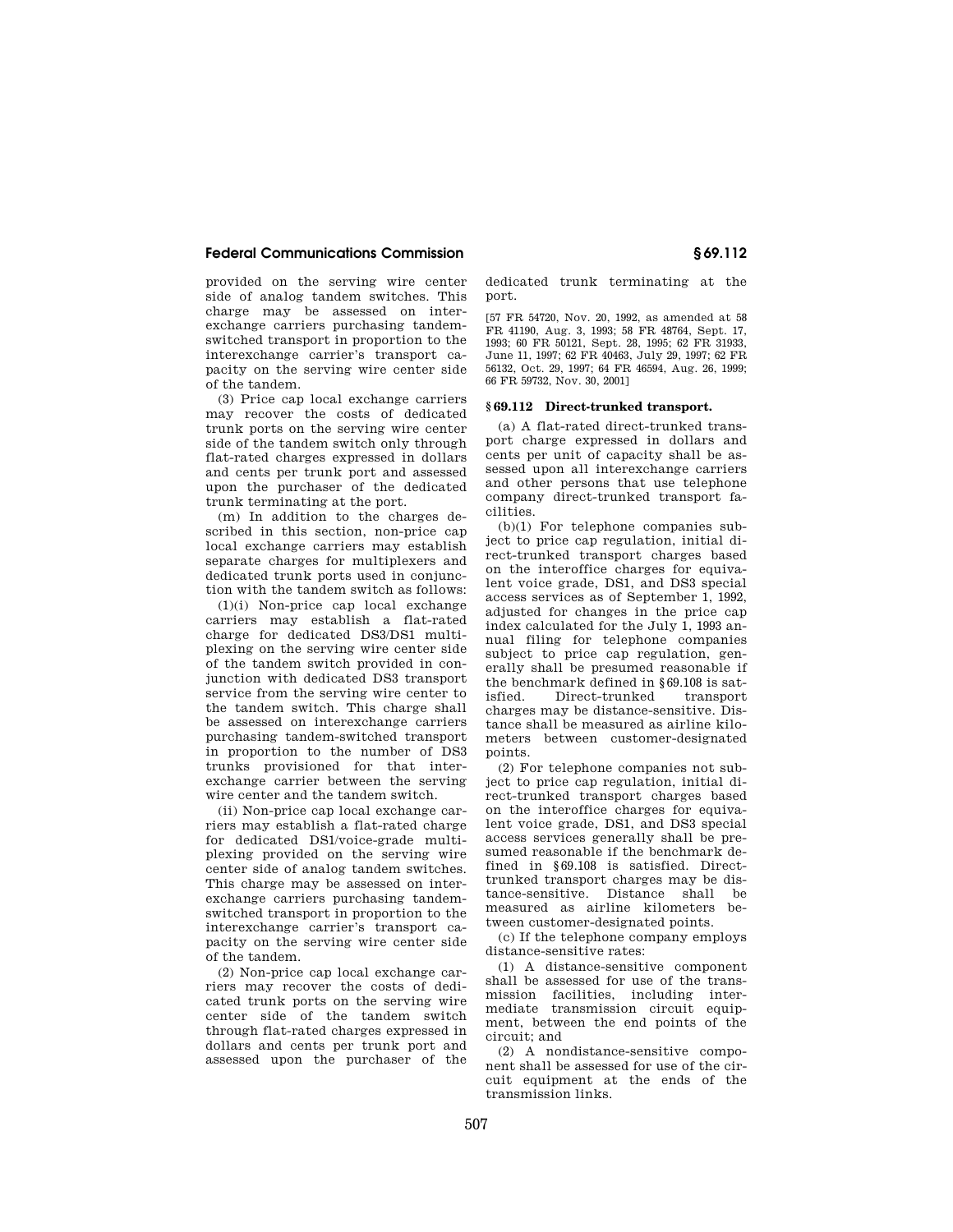provided on the serving wire center side of analog tandem switches. This charge may be assessed on interexchange carriers purchasing tandem-switched transport in proportion to the interexchange carrier's transport capacity on the serving wire center side of the tandem.

(3) Price cap local exchange carriers may recover the costs of dedicated trunk ports on the serving wire center side of the tandem switch only through flat-rated charges expressed in dollars and cents per trunk port and assessed upon the purchaser of the dedicated trunk terminating at the port.

(m) In addition to the charges described in this section, non-price cap local exchange carriers may establish separate charges for multiplexers and dedicated trunk ports used in conjunction with the tandem switch as follows:

(1)(i) Non-price cap local exchange carriers may establish a flat-rated charge for dedicated DS3/DS1 multiplexing on the serving wire center side of the tandem switch provided in conjunction with dedicated DS3 transport service from the serving wire center to the tandem switch. This charge shall be assessed on interexchange carriers purchasing tandem-switched transport in proportion to the number of DS3 trunks provisioned for that interexchange carrier between the serving wire center and the tandem switch.

(ii) Non-price cap local exchange carriers may establish a flat-rated charge for dedicated DS1/voice-grade multiplexing provided on the serving wire center side of analog tandem switches. This charge may be assessed on interexchange carriers purchasing tandem-switched transport in proportion to the interexchange carrier's transport capacity on the serving wire center side of the tandem.

(2) Non-price cap local exchange carriers may recover the costs of dedicated trunk ports on the serving wire center side of the tandem switch through flat-rated charges expressed in dollars and cents per trunk port and assessed upon the purchaser of the dedicated trunk terminating at the port.

[57 FR 54720, Nov. 20, 1992, as amended at 58 FR 41190, Aug. 3, 1993; 58 FR 48764, Sept. 17, 1993; 60 FR 50121, Sept. 28, 1995; 62 FR 31933, June 11, 1997; 62 FR 40463, July 29, 1997; 62 FR 56132, Oct. 29, 1997; 64 FR 46594, Aug. 26, 1999; 66 FR 59732, Nov. 30, 2001]

## § 69.112 Direct-trunked transport.

(a) A flat-rated direct-trunked transport charge expressed in dollars and cents per unit of capacity shall be assessed upon all interexchange carriers and other persons that use telephone company direct-trunked transport facilities.

(b)(1) For telephone companies subject to price cap regulation, initial direct-trunked transport charges based on the interoffice charges for equivalent voice grade, DS1, and DS3 special access services as of September 1, 1992, adjusted for changes in the price cap index calculated for the July 1, 1993 annual filing for telephone companies subject to price cap regulation, generally shall be presumed reasonable if the benchmark defined in §69.108 is satisfied. Direct-trunked transport charges may be distance-sensitive. Distance shall be measured as airline kilometers between customer-designated points.

(2) For telephone companies not subject to price cap regulation, initial direct-trunked transport charges based on the interoffice charges for equivalent voice grade, DS1, and DS3 special access services generally shall be presumed reasonable if the benchmark defined in §69.108 is satisfied. Direct-trunked transport charges may be distance-sensitive. Distance shall be measured as airline kilometers between customer-designated points.

(c) If the telephone company employs distance-sensitive rates:

(1) A distance-sensitive component shall be assessed for use of the transmission facilities, including intermediate transmission circuit equipment, between the end points of the circuit; and

(2) A nondistance-sensitive component shall be assessed for use of the circuit equipment at the ends of the transmission links.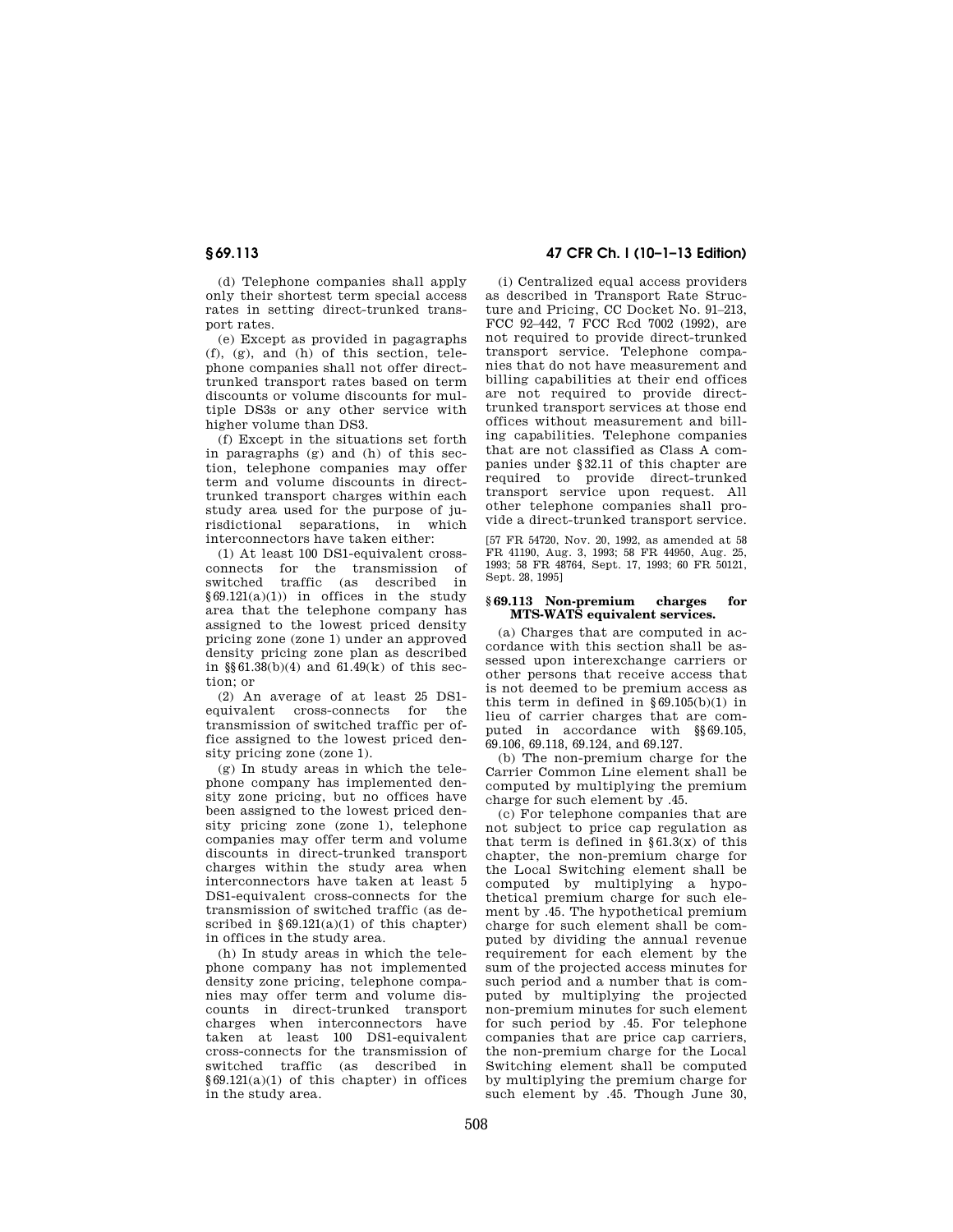(d) Telephone companies shall apply only their shortest term special access rates in setting direct-trunked transport rates.

(e) Except as provided in pagagraphs (f), (g), and (h) of this section, telephone companies shall not offer direct-trunked transport rates based on term discounts or volume discounts for multiple DS3s or any other service with higher volume than DS3.

(f) Except in the situations set forth in paragraphs (g) and (h) of this section, telephone companies may offer term and volume discounts in direct-trunked transport charges within each study area used for the purpose of jurisdictional separations, in which interconnectors have taken either:

(1) At least 100 DS1-equivalent cross-connects for the transmission of switched traffic (as described in §69.121(a)(1)) in offices in the study area that the telephone company has assigned to the lowest priced density pricing zone (zone 1) under an approved density pricing zone plan as described in §§61.38(b)(4) and 61.49(k) of this section; or

(2) An average of at least 25 DS1-equivalent cross-connects for the transmission of switched traffic per office assigned to the lowest priced density pricing zone (zone 1).

(g) In study areas in which the telephone company has implemented density zone pricing, but no offices have been assigned to the lowest priced density pricing zone (zone 1), telephone companies may offer term and volume discounts in direct-trunked transport charges within the study area when interconnectors have taken at least 5 DS1-equivalent cross-connects for the transmission of switched traffic (as described in §69.121(a)(1) of this chapter) in offices in the study area.

(h) In study areas in which the telephone company has not implemented density zone pricing, telephone companies may offer term and volume discounts in direct-trunked transport charges when interconnectors have taken at least 100 DS1-equivalent cross-connects for the transmission of switched traffic (as described in §69.121(a)(1) of this chapter) in offices in the study area.

(i) Centralized equal access providers as described in Transport Rate Structure and Pricing, CC Docket No. 91–213, FCC 92–442, 7 FCC Rcd 7002 (1992), are not required to provide direct-trunked transport service. Telephone companies that do not have measurement and billing capabilities at their end offices are not required to provide direct-trunked transport services at those end offices without measurement and billing capabilities. Telephone companies that are not classified as Class A companies under §32.11 of this chapter are required to provide direct-trunked transport service upon request. All other telephone companies shall provide a direct-trunked transport service.

[57 FR 54720, Nov. 20, 1992, as amended at 58 FR 41190, Aug. 3, 1993; 58 FR 44950, Aug. 25, 1993; 58 FR 48764, Sept. 17, 1993; 60 FR 50121, Sept. 28, 1995]

### §69.113 Non-premium charges for MTS-WATS equivalent services.

(a) Charges that are computed in accordance with this section shall be assessed upon interexchange carriers or other persons that receive access that is not deemed to be premium access as this term in defined in §69.105(b)(1) in lieu of carrier charges that are computed in accordance with §§69.105, 69.106, 69.118, 69.124, and 69.127.

(b) The non-premium charge for the Carrier Common Line element shall be computed by multiplying the premium charge for such element by .45.

(c) For telephone companies that are not subject to price cap regulation as that term is defined in §61.3(x) of this chapter, the non-premium charge for the Local Switching element shall be computed by multiplying a hypothetical premium charge for such element by .45. The hypothetical premium charge for such element shall be computed by dividing the annual revenue requirement for each element by the sum of the projected access minutes for such period and a number that is computed by multiplying the projected non-premium minutes for such element for such period by .45. For telephone companies that are price cap carriers, the non-premium charge for the Local Switching element shall be computed by multiplying the premium charge for such element by .45. Though June 30,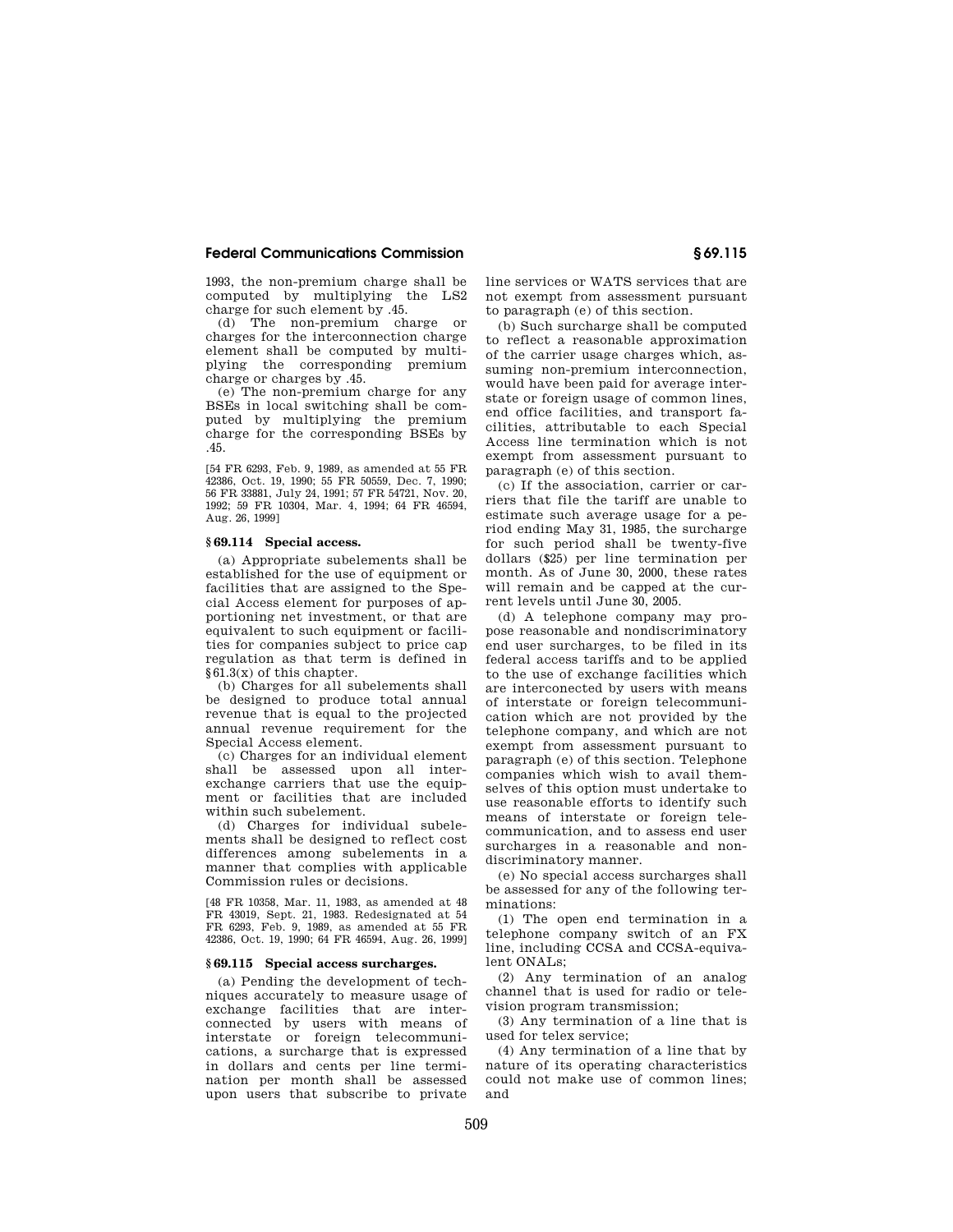1993, the non-premium charge shall be computed by multiplying the LS2 charge for such element by .45.

(d) The non-premium charge or charges for the interconnection charge element shall be computed by multiplying the corresponding premium charge or charges by .45.

(e) The non-premium charge for any BSEs in local switching shall be computed by multiplying the premium charge for the corresponding BSEs by .45.

[54 FR 6293, Feb. 9, 1989, as amended at 55 FR 42386, Oct. 19, 1990; 55 FR 50559, Dec. 7, 1990; 56 FR 33881, July 24, 1991; 57 FR 54721, Nov. 20, 1992; 59 FR 10304, Mar. 4, 1994; 64 FR 46594, Aug. 26, 1999]

### § 69.114 Special access.

(a) Appropriate subelements shall be established for the use of equipment or facilities that are assigned to the Special Access element for purposes of apportioning net investment, or that are equivalent to such equipment or facilities for companies subject to price cap regulation as that term is defined in §61.3(x) of this chapter.

(b) Charges for all subelements shall be designed to produce total annual revenue that is equal to the projected annual revenue requirement for the Special Access element.

(c) Charges for an individual element shall be assessed upon all interexchange carriers that use the equipment or facilities that are included within such subelement.

(d) Charges for individual subelements shall be designed to reflect cost differences among subelements in a manner that complies with applicable Commission rules or decisions.

[48 FR 10358, Mar. 11, 1983, as amended at 48 FR 43019, Sept. 21, 1983. Redesignated at 54 FR 6293, Feb. 9, 1989, as amended at 55 FR 42386, Oct. 19, 1990; 64 FR 46594, Aug. 26, 1999]

### § 69.115 Special access surcharges.

(a) Pending the development of techniques accurately to measure usage of exchange facilities that are interconnected by users with means of interstate or foreign telecommunications, a surcharge that is expressed in dollars and cents per line termination per month shall be assessed upon users that subscribe to private line services or WATS services that are not exempt from assessment pursuant to paragraph (e) of this section.

(b) Such surcharge shall be computed to reflect a reasonable approximation of the carrier usage charges which, assuming non-premium interconnection, would have been paid for average interstate or foreign usage of common lines, end office facilities, and transport facilities, attributable to each Special Access line termination which is not exempt from assessment pursuant to paragraph (e) of this section.

(c) If the association, carrier or carriers that file the tariff are unable to estimate such average usage for a period ending May 31, 1985, the surcharge for such period shall be twenty-five dollars ($25) per line termination per month. As of June 30, 2000, these rates will remain and be capped at the current levels until June 30, 2005.

(d) A telephone company may propose reasonable and nondiscriminatory end user surcharges, to be filed in its federal access tariffs and to be applied to the use of exchange facilities which are interconected by users with means of interstate or foreign telecommunication which are not provided by the telephone company, and which are not exempt from assessment pursuant to paragraph (e) of this section. Telephone companies which wish to avail themselves of this option must undertake to use reasonable efforts to identify such means of interstate or foreign telecommunication, and to assess end user surcharges in a reasonable and nondiscriminatory manner.

(e) No special access surcharges shall be assessed for any of the following terminations:

(1) The open end termination in a telephone company switch of an FX line, including CCSA and CCSA-equivalent ONALs;

(2) Any termination of an analog channel that is used for radio or television program transmission;

(3) Any termination of a line that is used for telex service;

(4) Any termination of a line that by nature of its operating characteristics could not make use of common lines; and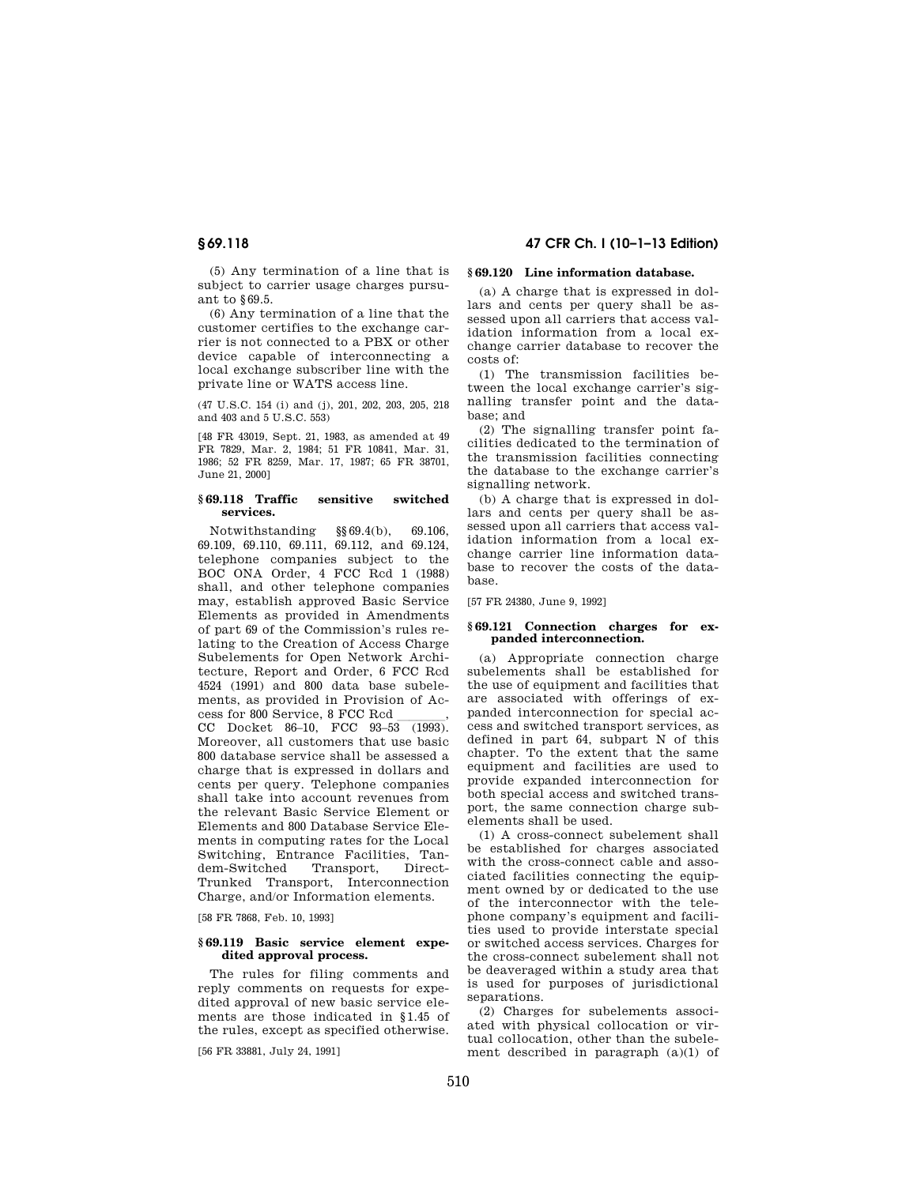(5) Any termination of a line that is subject to carrier usage charges pursuant to §69.5.

(6) Any termination of a line that the customer certifies to the exchange carrier is not connected to a PBX or other device capable of interconnecting a local exchange subscriber line with the private line or WATS access line.

(47 U.S.C. 154 (i) and (j), 201, 202, 203, 205, 218 and 403 and 5 U.S.C. 553)

[48 FR 43019, Sept. 21, 1983, as amended at 49 FR 7829, Mar. 2, 1984; 51 FR 10841, Mar. 31, 1986; 52 FR 8259, Mar. 17, 1987; 65 FR 38701, June 21, 2000]

### §69.118 Traffic sensitive switched services.

Notwithstanding §§69.4(b), 69.106, 69.109, 69.110, 69.111, 69.112, and 69.124, telephone companies subject to the BOC ONA Order, 4 FCC Rcd 1 (1988) shall, and other telephone companies may, establish approved Basic Service Elements as provided in Amendments of part 69 of the Commission's rules relating to the Creation of Access Charge Subelements for Open Network Architecture, Report and Order, 6 FCC Rcd 4524 (1991) and 800 data base subelements, as provided in Provision of Access for 800 Service, 8 FCC Rcd \_\_\_\_\_\_\_, CC Docket 86–10, FCC 93–53 (1993). Moreover, all customers that use basic 800 database service shall be assessed a charge that is expressed in dollars and cents per query. Telephone companies shall take into account revenues from the relevant Basic Service Element or Elements and 800 Database Service Elements in computing rates for the Local Switching, Entrance Facilities, Tandem-Switched Transport, Direct-Trunked Transport, Interconnection Charge, and/or Information elements.

[58 FR 7868, Feb. 10, 1993]

### §69.119 Basic service element expedited approval process.

The rules for filing comments and reply comments on requests for expedited approval of new basic service elements are those indicated in §1.45 of the rules, except as specified otherwise.

[56 FR 33881, July 24, 1991]

### §69.120 Line information database.

(a) A charge that is expressed in dollars and cents per query shall be assessed upon all carriers that access validation information from a local exchange carrier database to recover the costs of:

(1) The transmission facilities between the local exchange carrier's signalling transfer point and the database; and

(2) The signalling transfer point facilities dedicated to the termination of the transmission facilities connecting the database to the exchange carrier's signalling network.

(b) A charge that is expressed in dollars and cents per query shall be assessed upon all carriers that access validation information from a local exchange carrier line information database to recover the costs of the database.

[57 FR 24380, June 9, 1992]

### §69.121 Connection charges for expanded interconnection.

(a) Appropriate connection charge subelements shall be established for the use of equipment and facilities that are associated with offerings of expanded interconnection for special access and switched transport services, as defined in part 64, subpart N of this chapter. To the extent that the same equipment and facilities are used to provide expanded interconnection for both special access and switched transport, the same connection charge subelements shall be used.

(1) A cross-connect subelement shall be established for charges associated with the cross-connect cable and associated facilities connecting the equipment owned by or dedicated to the use of the interconnector with the telephone company's equipment and facilities used to provide interstate special or switched access services. Charges for the cross-connect subelement shall not be deaveraged within a study area that is used for purposes of jurisdictional separations.

(2) Charges for subelements associated with physical collocation or virtual collocation, other than the subelement described in paragraph (a)(1) of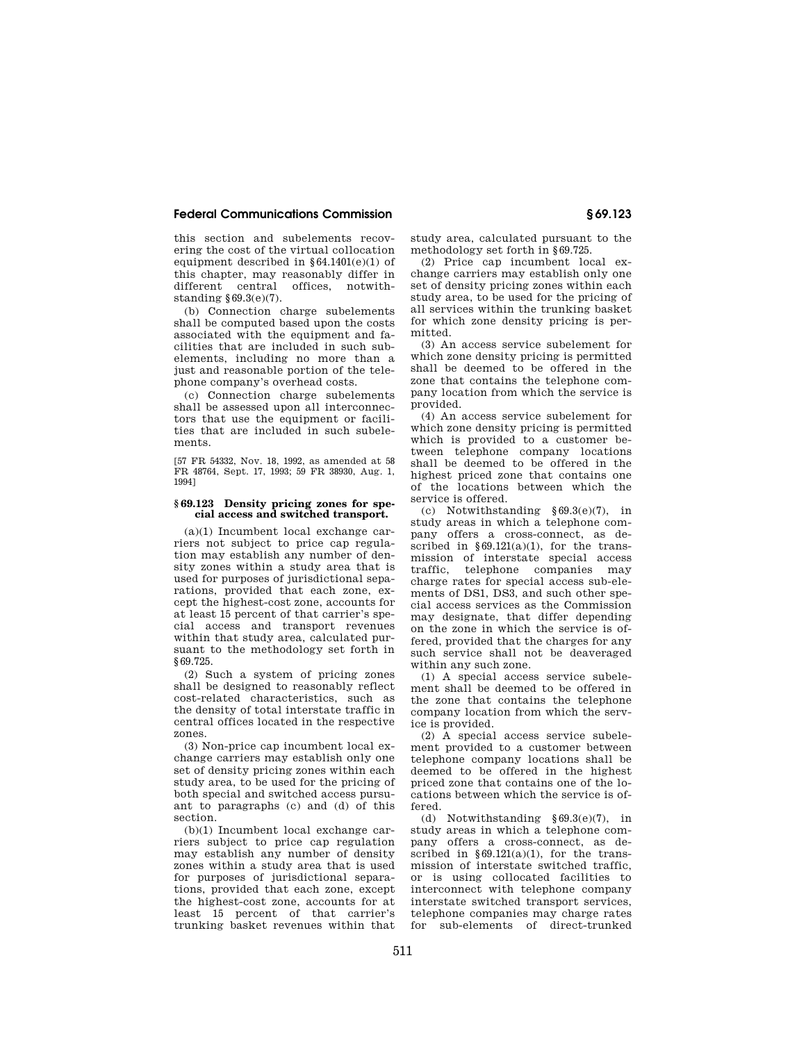this section and subelements recovering the cost of the virtual collocation equipment described in §64.1401(e)(1) of this chapter, may reasonably differ in different central offices, notwithstanding §69.3(e)(7).

(b) Connection charge subelements shall be computed based upon the costs associated with the equipment and facilities that are included in such subelements, including no more than a just and reasonable portion of the telephone company's overhead costs.

(c) Connection charge subelements shall be assessed upon all interconnectors that use the equipment or facilities that are included in such subelements.

[57 FR 54332, Nov. 18, 1992, as amended at 58 FR 48764, Sept. 17, 1993; 59 FR 38930, Aug. 1, 1994]

### §69.123 Density pricing zones for special access and switched transport.

(a)(1) Incumbent local exchange carriers not subject to price cap regulation may establish any number of density zones within a study area that is used for purposes of jurisdictional separations, provided that each zone, except the highest-cost zone, accounts for at least 15 percent of that carrier's special access and transport revenues within that study area, calculated pursuant to the methodology set forth in §69.725.

(2) Such a system of pricing zones shall be designed to reasonably reflect cost-related characteristics, such as the density of total interstate traffic in central offices located in the respective zones.

(3) Non-price cap incumbent local exchange carriers may establish only one set of density pricing zones within each study area, to be used for the pricing of both special and switched access pursuant to paragraphs (c) and (d) of this section.

(b)(1) Incumbent local exchange carriers subject to price cap regulation may establish any number of density zones within a study area that is used for purposes of jurisdictional separations, provided that each zone, except the highest-cost zone, accounts for at least 15 percent of that carrier's trunking basket revenues within that study area, calculated pursuant to the methodology set forth in §69.725.

(2) Price cap incumbent local exchange carriers may establish only one set of density pricing zones within each study area, to be used for the pricing of all services within the trunking basket for which zone density pricing is permitted.

(3) An access service subelement for which zone density pricing is permitted shall be deemed to be offered in the zone that contains the telephone company location from which the service is provided.

(4) An access service subelement for which zone density pricing is permitted which is provided to a customer between telephone company locations shall be deemed to be offered in the highest priced zone that contains one of the locations between which the service is offered.

(c) Notwithstanding §69.3(e)(7), in study areas in which a telephone company offers a cross-connect, as described in §69.121(a)(1), for the transmission of interstate special access traffic, telephone companies may charge rates for special access sub-elements of DS1, DS3, and such other special access services as the Commission may designate, that differ depending on the zone in which the service is offered, provided that the charges for any such service shall not be deaveraged within any such zone.

(1) A special access service subelement shall be deemed to be offered in the zone that contains the telephone company location from which the service is provided.

(2) A special access service subelement provided to a customer between telephone company locations shall be deemed to be offered in the highest priced zone that contains one of the locations between which the service is offered.

(d) Notwithstanding §69.3(e)(7), in study areas in which a telephone company offers a cross-connect, as described in §69.121(a)(1), for the transmission of interstate switched traffic, or is using collocated facilities to interconnect with telephone company interstate switched transport services, telephone companies may charge rates for sub-elements of direct-trunked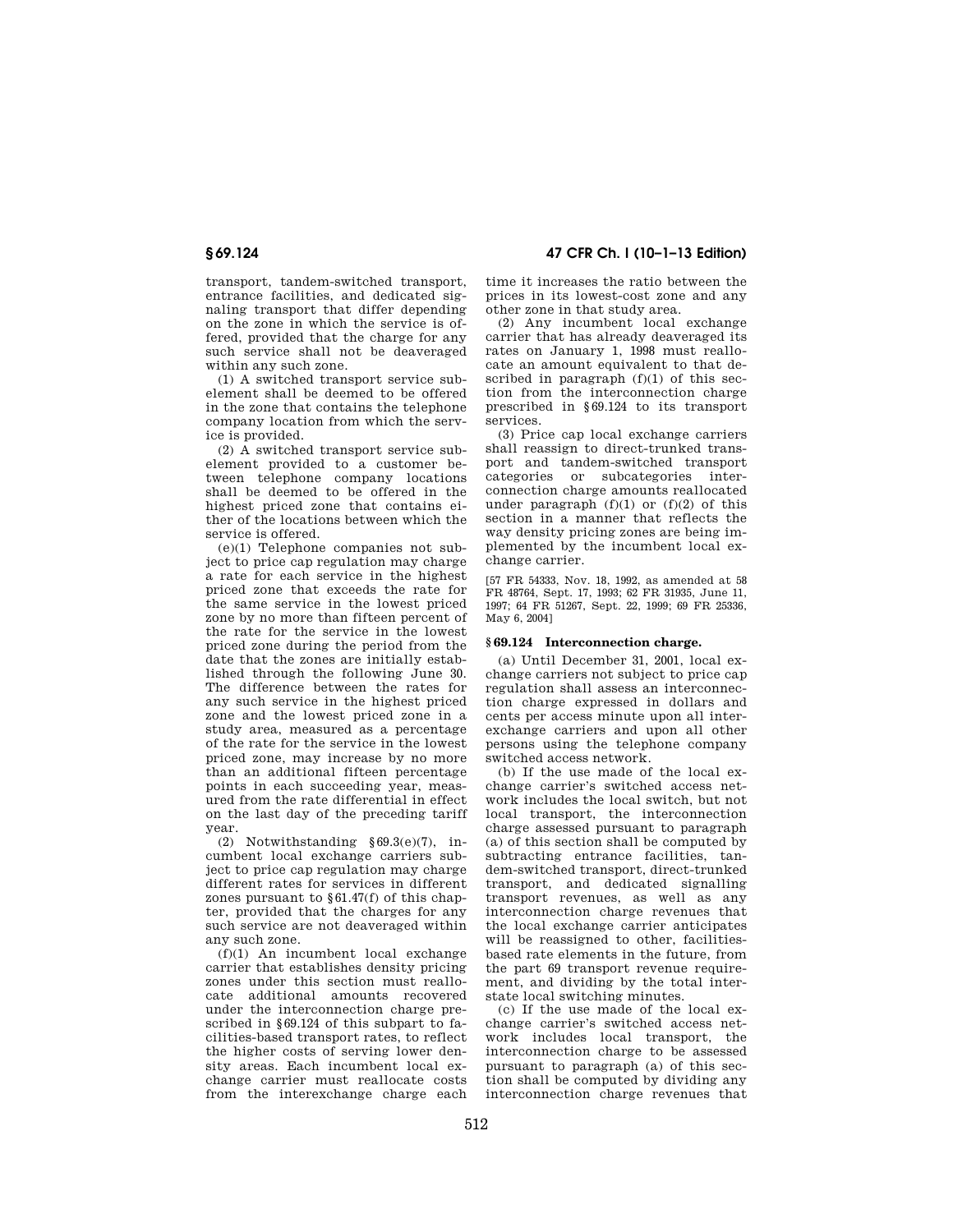transport, tandem-switched transport, entrance facilities, and dedicated signaling transport that differ depending on the zone in which the service is offered, provided that the charge for any such service shall not be deaveraged within any such zone.

(1) A switched transport service subelement shall be deemed to be offered in the zone that contains the telephone company location from which the service is provided.

(2) A switched transport service subelement provided to a customer between telephone company locations shall be deemed to be offered in the highest priced zone that contains either of the locations between which the service is offered.

(e)(1) Telephone companies not subject to price cap regulation may charge a rate for each service in the highest priced zone that exceeds the rate for the same service in the lowest priced zone by no more than fifteen percent of the rate for the service in the lowest priced zone during the period from the date that the zones are initially established through the following June 30. The difference between the rates for any such service in the highest priced zone and the lowest priced zone in a study area, measured as a percentage of the rate for the service in the lowest priced zone, may increase by no more than an additional fifteen percentage points in each succeeding year, measured from the rate differential in effect on the last day of the preceding tariff year.

(2) Notwithstanding §69.3(e)(7), incumbent local exchange carriers subject to price cap regulation may charge different rates for services in different zones pursuant to §61.47(f) of this chapter, provided that the charges for any such service are not deaveraged within any such zone.

(f)(1) An incumbent local exchange carrier that establishes density pricing zones under this section must reallocate additional amounts recovered under the interconnection charge prescribed in §69.124 of this subpart to facilities-based transport rates, to reflect the higher costs of serving lower density areas. Each incumbent local exchange carrier must reallocate costs from the interexchange charge each time it increases the ratio between the prices in its lowest-cost zone and any other zone in that study area.

(2) Any incumbent local exchange carrier that has already deaveraged its rates on January 1, 1998 must reallocate an amount equivalent to that described in paragraph (f)(1) of this section from the interconnection charge prescribed in §69.124 to its transport services.

(3) Price cap local exchange carriers shall reassign to direct-trunked transport and tandem-switched transport categories or subcategories interconnection charge amounts reallocated under paragraph (f)(1) or (f)(2) of this section in a manner that reflects the way density pricing zones are being implemented by the incumbent local exchange carrier.

[57 FR 54333, Nov. 18, 1992, as amended at 58 FR 48764, Sept. 17, 1993; 62 FR 31935, June 11, 1997; 64 FR 51267, Sept. 22, 1999; 69 FR 25336, May 6, 2004]

### §69.124 Interconnection charge.

(a) Until December 31, 2001, local exchange carriers not subject to price cap regulation shall assess an interconnection charge expressed in dollars and cents per access minute upon all interexchange carriers and upon all other persons using the telephone company switched access network.

(b) If the use made of the local exchange carrier's switched access network includes the local switch, but not local transport, the interconnection charge assessed pursuant to paragraph (a) of this section shall be computed by subtracting entrance facilities, tandem-switched transport, direct-trunked transport, and dedicated signalling transport revenues, as well as any interconnection charge revenues that the local exchange carrier anticipates will be reassigned to other, facilities-based rate elements in the future, from the part 69 transport revenue requirement, and dividing by the total interstate local switching minutes.

(c) If the use made of the local exchange carrier's switched access network includes local transport, the interconnection charge to be assessed pursuant to paragraph (a) of this section shall be computed by dividing any interconnection charge revenues that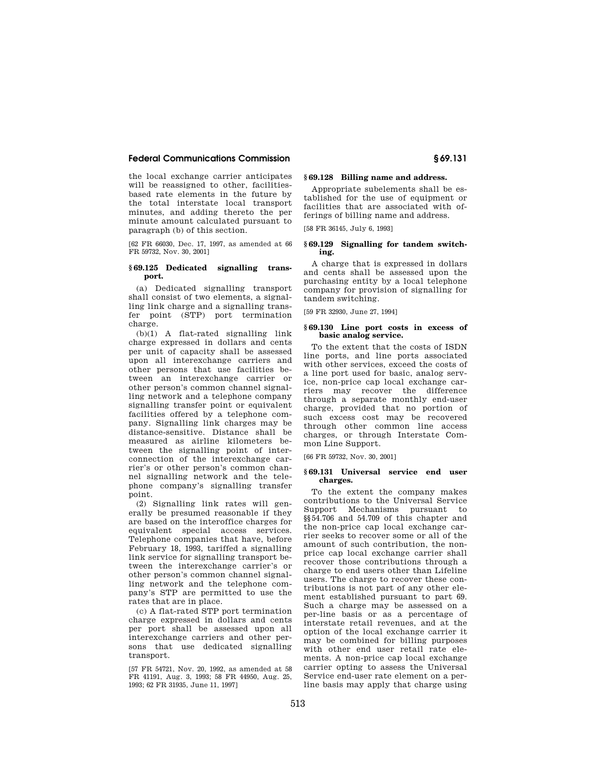the local exchange carrier anticipates will be reassigned to other, facilities-based rate elements in the future by the total interstate local transport minutes, and adding thereto the per minute amount calculated pursuant to paragraph (b) of this section.

[62 FR 66030, Dec. 17, 1997, as amended at 66 FR 59732, Nov. 30, 2001]

### § 69.125 Dedicated signalling transport.

(a) Dedicated signalling transport shall consist of two elements, a signalling link charge and a signalling transfer point (STP) port termination charge.

(b)(1) A flat-rated signalling link charge expressed in dollars and cents per unit of capacity shall be assessed upon all interexchange carriers and other persons that use facilities between an interexchange carrier or other person's common channel signalling network and a telephone company signalling transfer point or equivalent facilities offered by a telephone company. Signalling link charges may be distance-sensitive. Distance shall be measured as airline kilometers between the signalling point of interconnection of the interexchange carrier's or other person's common channel signalling network and the telephone company's signalling transfer point.

(2) Signalling link rates will generally be presumed reasonable if they are based on the interoffice charges for equivalent special access services. Telephone companies that have, before February 18, 1993, tariffed a signalling link service for signalling transport between the interexchange carrier's or other person's common channel signalling network and the telephone company's STP are permitted to use the rates that are in place.

(c) A flat-rated STP port termination charge expressed in dollars and cents per port shall be assessed upon all interexchange carriers and other persons that use dedicated signalling transport.

[57 FR 54721, Nov. 20, 1992, as amended at 58 FR 41191, Aug. 3, 1993; 58 FR 44950, Aug. 25, 1993; 62 FR 31935, June 11, 1997]

### § 69.128 Billing name and address.

Appropriate subelements shall be established for the use of equipment or facilities that are associated with offerings of billing name and address.

[58 FR 36145, July 6, 1993]

### § 69.129 Signalling for tandem switching.

A charge that is expressed in dollars and cents shall be assessed upon the purchasing entity by a local telephone company for provision of signalling for tandem switching.

[59 FR 32930, June 27, 1994]

### § 69.130 Line port costs in excess of basic analog service.

To the extent that the costs of ISDN line ports, and line ports associated with other services, exceed the costs of a line port used for basic, analog service, non-price cap local exchange carriers may recover the difference through a separate monthly end-user charge, provided that no portion of such excess cost may be recovered through other common line access charges, or through Interstate Common Line Support.

[66 FR 59732, Nov. 30, 2001]

### § 69.131 Universal service end user charges.

To the extent the company makes contributions to the Universal Service Support Mechanisms pursuant to §§ 54.706 and 54.709 of this chapter and the non-price cap local exchange carrier seeks to recover some or all of the amount of such contribution, the non-price cap local exchange carrier shall recover those contributions through a charge to end users other than Lifeline users. The charge to recover these contributions is not part of any other element established pursuant to part 69. Such a charge may be assessed on a per-line basis or as a percentage of interstate retail revenues, and at the option of the local exchange carrier it may be combined for billing purposes with other end user retail rate elements. A non-price cap local exchange carrier opting to assess the Universal Service end-user rate element on a per-line basis may apply that charge using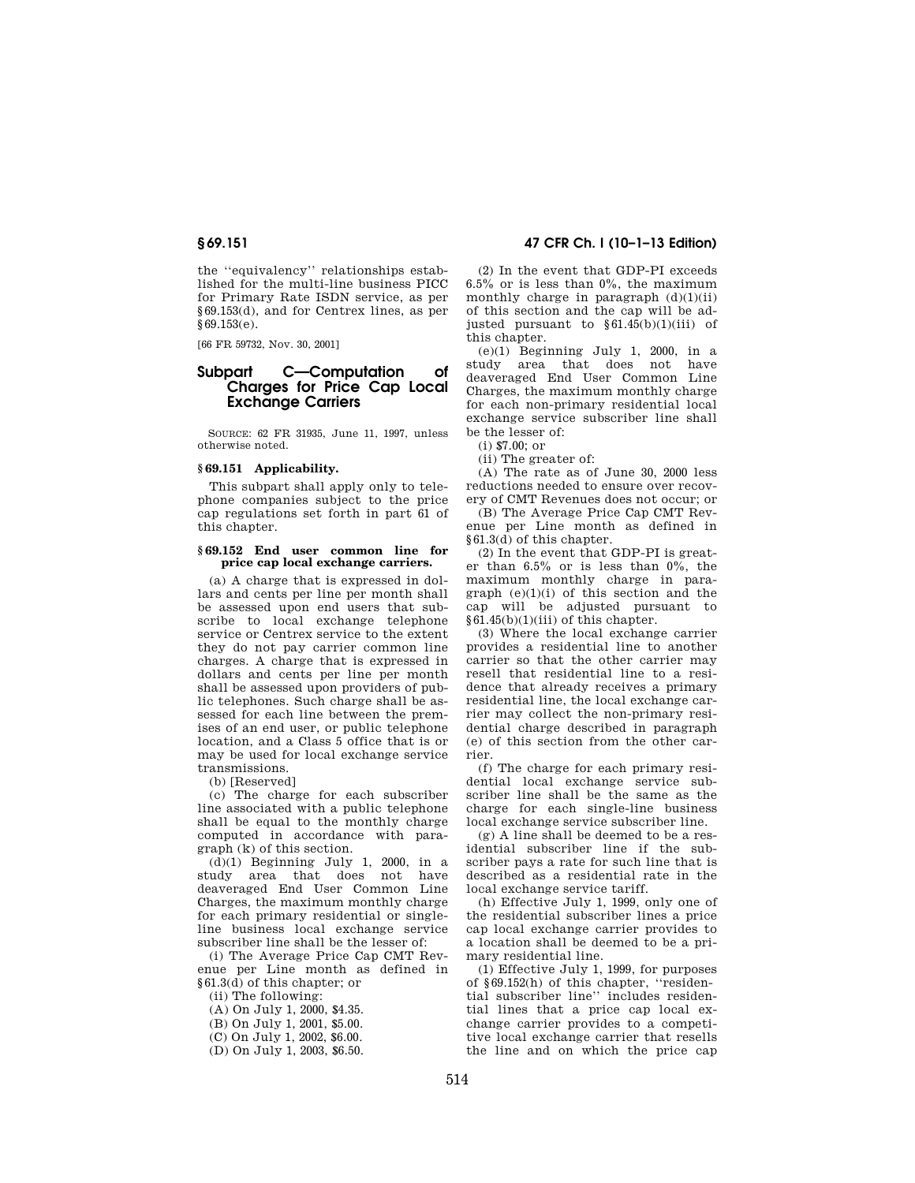the "equivalency" relationships established for the multi-line business PICC for Primary Rate ISDN service, as per §69.153(d), and for Centrex lines, as per §69.153(e).

[66 FR 59732, Nov. 30, 2001]

## Subpart C—Computation of Charges for Price Cap Local Exchange Carriers

SOURCE: 62 FR 31935, June 11, 1997, unless otherwise noted.

### §69.151 Applicability.

This subpart shall apply only to telephone companies subject to the price cap regulations set forth in part 61 of this chapter.

### §69.152 End user common line for price cap local exchange carriers.

(a) A charge that is expressed in dollars and cents per line per month shall be assessed upon end users that subscribe to local exchange telephone service or Centrex service to the extent they do not pay carrier common line charges. A charge that is expressed in dollars and cents per line per month shall be assessed upon providers of public telephones. Such charge shall be assessed for each line between the premises of an end user, or public telephone location, and a Class 5 office that is or may be used for local exchange service transmissions.

(b) [Reserved]

(c) The charge for each subscriber line associated with a public telephone shall be equal to the monthly charge computed in accordance with paragraph (k) of this section.

(d)(1) Beginning July 1, 2000, in a study area that does not have deaveraged End User Common Line Charges, the maximum monthly charge for each primary residential or single-line business local exchange service subscriber line shall be the lesser of:

(i) The Average Price Cap CMT Revenue per Line month as defined in §61.3(d) of this chapter; or

(ii) The following:

(A) On July 1, 2000, $4.35.

(B) On July 1, 2001, $5.00.

(C) On July 1, 2002, $6.00.

(D) On July 1, 2003, $6.50.

(2) In the event that GDP-PI exceeds 6.5% or is less than 0%, the maximum monthly charge in paragraph (d)(1)(ii) of this section and the cap will be adjusted pursuant to §61.45(b)(1)(iii) of this chapter.

(e)(1) Beginning July 1, 2000, in a study area that does not have deaveraged End User Common Line Charges, the maximum monthly charge for each non-primary residential local exchange service subscriber line shall be the lesser of:

(i) $7.00; or

(ii) The greater of:

(A) The rate as of June 30, 2000 less reductions needed to ensure over recovery of CMT Revenues does not occur; or

(B) The Average Price Cap CMT Revenue per Line month as defined in §61.3(d) of this chapter.

(2) In the event that GDP-PI is greater than 6.5% or is less than 0%, the maximum monthly charge in paragraph (e)(1)(i) of this section and the cap will be adjusted pursuant to §61.45(b)(1)(iii) of this chapter.

(3) Where the local exchange carrier provides a residential line to another carrier so that the other carrier may resell that residential line to a residence that already receives a primary residential line, the local exchange carrier may collect the non-primary residential charge described in paragraph (e) of this section from the other carrier.

(f) The charge for each primary residential local exchange service subscriber line shall be the same as the charge for each single-line business local exchange service subscriber line.

(g) A line shall be deemed to be a residential subscriber line if the subscriber pays a rate for such line that is described as a residential rate in the local exchange service tariff.

(h) Effective July 1, 1999, only one of the residential subscriber lines a price cap local exchange carrier provides to a location shall be deemed to be a primary residential line.

(1) Effective July 1, 1999, for purposes of §69.152(h) of this chapter, "residential subscriber line" includes residential lines that a price cap local exchange carrier provides to a competitive local exchange carrier that resells the line and on which the price cap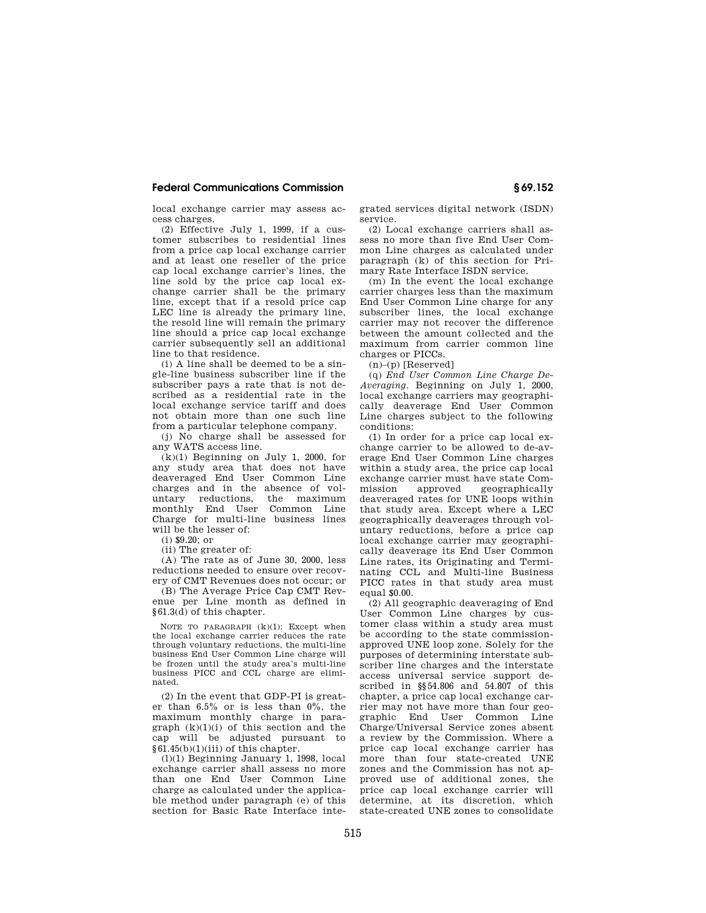local exchange carrier may assess access charges.

(2) Effective July 1, 1999, if a customer subscribes to residential lines from a price cap local exchange carrier and at least one reseller of the price cap local exchange carrier's lines, the line sold by the price cap local exchange carrier shall be the primary line, except that if a resold price cap LEC line is already the primary line, the resold line will remain the primary line should a price cap local exchange carrier subsequently sell an additional line to that residence.

(i) A line shall be deemed to be a single-line business subscriber line if the subscriber pays a rate that is not described as a residential rate in the local exchange service tariff and does not obtain more than one such line from a particular telephone company.

(j) No charge shall be assessed for any WATS access line.

(k)(1) Beginning on July 1, 2000, for any study area that does not have deaveraged End User Common Line charges and in the absence of voluntary reductions, the maximum monthly End User Common Line Charge for multi-line business lines will be the lesser of:

(i) $9.20; or

(ii) The greater of:

(A) The rate as of June 30, 2000, less reductions needed to ensure over recovery of CMT Revenues does not occur; or

(B) The Average Price Cap CMT Revenue per Line month as defined in §61.3(d) of this chapter.

NOTE TO PARAGRAPH (k)(1): Except when the local exchange carrier reduces the rate through voluntary reductions, the multi-line business End User Common Line charge will be frozen until the study area's multi-line business PICC and CCL charge are eliminated.

(2) In the event that GDP-PI is greater than 6.5% or is less than 0%, the maximum monthly charge in paragraph (k)(1)(i) of this section and the cap will be adjusted pursuant to §61.45(b)(1)(iii) of this chapter.

(l)(1) Beginning January 1, 1998, local exchange carrier shall assess no more than one End User Common Line charge as calculated under the applicable method under paragraph (e) of this section for Basic Rate Interface integrated services digital network (ISDN) service.

(2) Local exchange carriers shall assess no more than five End User Common Line charges as calculated under paragraph (k) of this section for Primary Rate Interface ISDN service.

(m) In the event the local exchange carrier charges less than the maximum End User Common Line charge for any subscriber lines, the local exchange carrier may not recover the difference between the amount collected and the maximum from carrier common line charges or PICCs.

(n)–(p) [Reserved]

(q) *End User Common Line Charge De-Averaging*. Beginning on July 1, 2000, local exchange carriers may geographically deaverage End User Common Line charges subject to the following conditions:

(1) In order for a price cap local exchange carrier to be allowed to de-average End User Common Line charges within a study area, the price cap local exchange carrier must have state Commission approved geographically deaveraged rates for UNE loops within that study area. Except where a LEC geographically deaverages through voluntary reductions, before a price cap local exchange carrier may geographically deaverage its End User Common Line rates, its Originating and Terminating CCL and Multi-line Business PICC rates in that study area must equal $0.00.

(2) All geographic deaveraging of End User Common Line charges by customer class within a study area must be according to the state commission-approved UNE loop zone. Solely for the purposes of determining interstate subscriber line charges and the interstate access universal service support described in §§54.806 and 54.807 of this chapter, a price cap local exchange carrier may not have more than four geographic End User Common Line Charge/Universal Service zones absent a review by the Commission. Where a price cap local exchange carrier has more than four state-created UNE zones and the Commission has not approved use of additional zones, the price cap local exchange carrier will determine, at its discretion, which state-created UNE zones to consolidate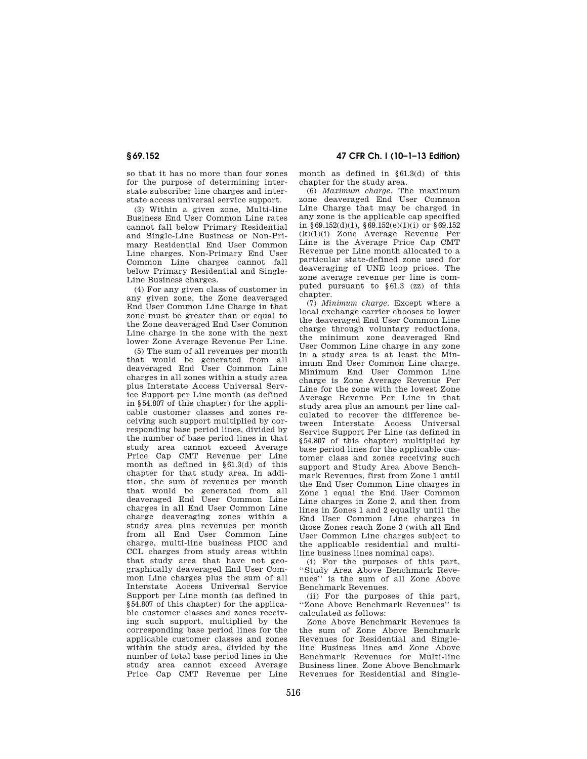so that it has no more than four zones for the purpose of determining interstate subscriber line charges and interstate access universal service support.

(3) Within a given zone, Multi-line Business End User Common Line rates cannot fall below Primary Residential and Single-Line Business or Non-Primary Residential End User Common Line charges. Non-Primary End User Common Line charges cannot fall below Primary Residential and Single-Line Business charges.

(4) For any given class of customer in any given zone, the Zone deaveraged End User Common Line Charge in that zone must be greater than or equal to the Zone deaveraged End User Common Line charge in the zone with the next lower Zone Average Revenue Per Line.

(5) The sum of all revenues per month that would be generated from all deaveraged End User Common Line charges in all zones within a study area plus Interstate Access Universal Service Support per Line month (as defined in §54.807 of this chapter) for the applicable customer classes and zones receiving such support multiplied by corresponding base period lines, divided by the number of base period lines in that study area cannot exceed Average Price Cap CMT Revenue per Line month as defined in §61.3(d) of this chapter for that study area. In addition, the sum of revenues per month that would be generated from all deaveraged End User Common Line charges in all End User Common Line charge deaveraging zones within a study area plus revenues per month from all End User Common Line charge, multi-line business PICC and CCL charges from study areas within that study area that have not geographically deaveraged End User Common Line charges plus the sum of all Interstate Access Universal Service Support per Line month (as defined in §54.807 of this chapter) for the applicable customer classes and zones receiving such support, multiplied by the corresponding base period lines for the applicable customer classes and zones within the study area, divided by the number of total base period lines in the study area cannot exceed Average Price Cap CMT Revenue per Line month as defined in §61.3(d) of this chapter for the study area.

(6) *Maximum charge.* The maximum zone deaveraged End User Common Line Charge that may be charged in any zone is the applicable cap specified in §69.152(d)(1), §69.152(e)(1)(i) or §69.152 (k)(1)(i) Zone Average Revenue Per Line is the Average Price Cap CMT Revenue per Line month allocated to a particular state-defined zone used for deaveraging of UNE loop prices. The zone average revenue per line is computed pursuant to §61.3 (zz) of this chapter.

(7) *Minimum charge.* Except where a local exchange carrier chooses to lower the deaveraged End User Common Line charge through voluntary reductions, the minimum zone deaveraged End User Common Line charge in any zone in a study area is at least the Minimum End User Common Line charge. Minimum End User Common Line charge is Zone Average Revenue Per Line for the zone with the lowest Zone Average Revenue Per Line in that study area plus an amount per line calculated to recover the difference between Interstate Access Universal Service Support Per Line (as defined in §54.807 of this chapter) multiplied by base period lines for the applicable customer class and zones receiving such support and Study Area Above Benchmark Revenues, first from Zone 1 until the End User Common Line charges in Zone 1 equal the End User Common Line charges in Zone 2, and then from lines in Zones 1 and 2 equally until the End User Common Line charges in those Zones reach Zone 3 (with all End User Common Line charges subject to the applicable residential and multi-line business lines nominal caps).

(i) For the purposes of this part, ''Study Area Above Benchmark Revenues'' is the sum of all Zone Above Benchmark Revenues.

(ii) For the purposes of this part, ''Zone Above Benchmark Revenues'' is calculated as follows:

Zone Above Benchmark Revenues is the sum of Zone Above Benchmark Revenues for Residential and Single-line Business lines and Zone Above Benchmark Revenues for Multi-line Business lines. Zone Above Benchmark Revenues for Residential and Single-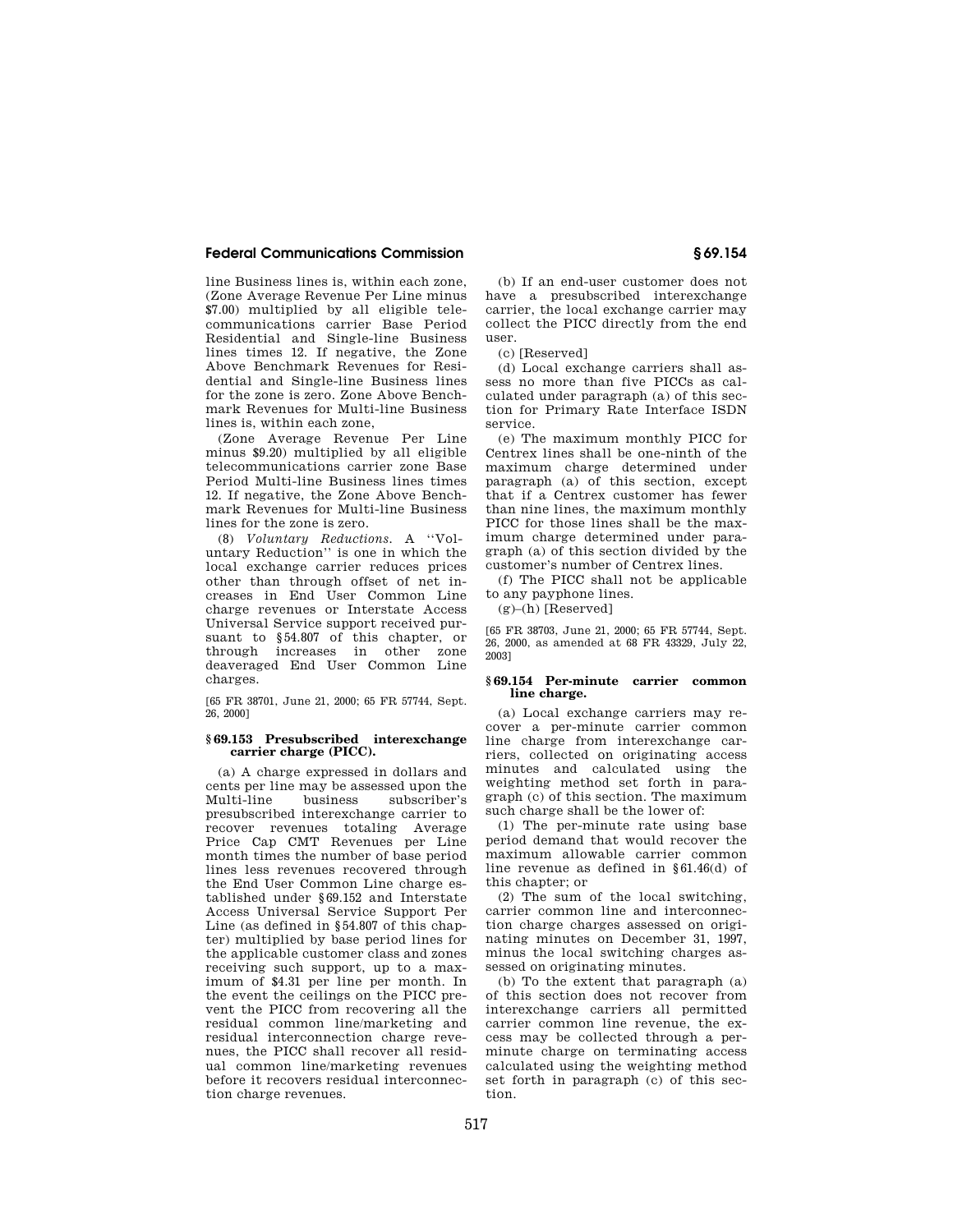line Business lines is, within each zone, (Zone Average Revenue Per Line minus $7.00) multiplied by all eligible telecommunications carrier Base Period Residential and Single-line Business lines times 12. If negative, the Zone Above Benchmark Revenues for Residential and Single-line Business lines for the zone is zero. Zone Above Benchmark Revenues for Multi-line Business lines is, within each zone,

(Zone Average Revenue Per Line minus $9.20) multiplied by all eligible telecommunications carrier zone Base Period Multi-line Business lines times 12. If negative, the Zone Above Benchmark Revenues for Multi-line Business lines for the zone is zero.

(8) *Voluntary Reductions.* A ''Voluntary Reduction'' is one in which the local exchange carrier reduces prices other than through offset of net increases in End User Common Line charge revenues or Interstate Access Universal Service support received pursuant to §54.807 of this chapter, or through increases in other zone deaveraged End User Common Line charges.

[65 FR 38701, June 21, 2000; 65 FR 57744, Sept. 26, 2000]

### § 69.153 Presubscribed interexchange carrier charge (PICC).

(a) A charge expressed in dollars and cents per line may be assessed upon the Multi-line business subscriber's presubscribed interexchange carrier to recover revenues totaling Average Price Cap CMT Revenues per Line month times the number of base period lines less revenues recovered through the End User Common Line charge established under §69.152 and Interstate Access Universal Service Support Per Line (as defined in §54.807 of this chapter) multiplied by base period lines for the applicable customer class and zones receiving such support, up to a maximum of $4.31 per line per month. In the event the ceilings on the PICC prevent the PICC from recovering all the residual common line/marketing and residual interconnection charge revenues, the PICC shall recover all residual common line/marketing revenues before it recovers residual interconnection charge revenues.

(b) If an end-user customer does not have a presubscribed interexchange carrier, the local exchange carrier may collect the PICC directly from the end user.

(c) [Reserved]

(d) Local exchange carriers shall assess no more than five PICCs as calculated under paragraph (a) of this section for Primary Rate Interface ISDN service.

(e) The maximum monthly PICC for Centrex lines shall be one-ninth of the maximum charge determined under paragraph (a) of this section, except that if a Centrex customer has fewer than nine lines, the maximum monthly PICC for those lines shall be the maximum charge determined under paragraph (a) of this section divided by the customer's number of Centrex lines.

(f) The PICC shall not be applicable to any payphone lines.

(g)–(h) [Reserved]

[65 FR 38703, June 21, 2000; 65 FR 57744, Sept. 26, 2000, as amended at 68 FR 43329, July 22, 2003]

### § 69.154 Per-minute carrier common line charge.

(a) Local exchange carriers may recover a per-minute carrier common line charge from interexchange carriers, collected on originating access minutes and calculated using the weighting method set forth in paragraph (c) of this section. The maximum such charge shall be the lower of:

(1) The per-minute rate using base period demand that would recover the maximum allowable carrier common line revenue as defined in §61.46(d) of this chapter; or

(2) The sum of the local switching, carrier common line and interconnection charge charges assessed on originating minutes on December 31, 1997, minus the local switching charges assessed on originating minutes.

(b) To the extent that paragraph (a) of this section does not recover from interexchange carriers all permitted carrier common line revenue, the excess may be collected through a per-minute charge on terminating access calculated using the weighting method set forth in paragraph (c) of this section.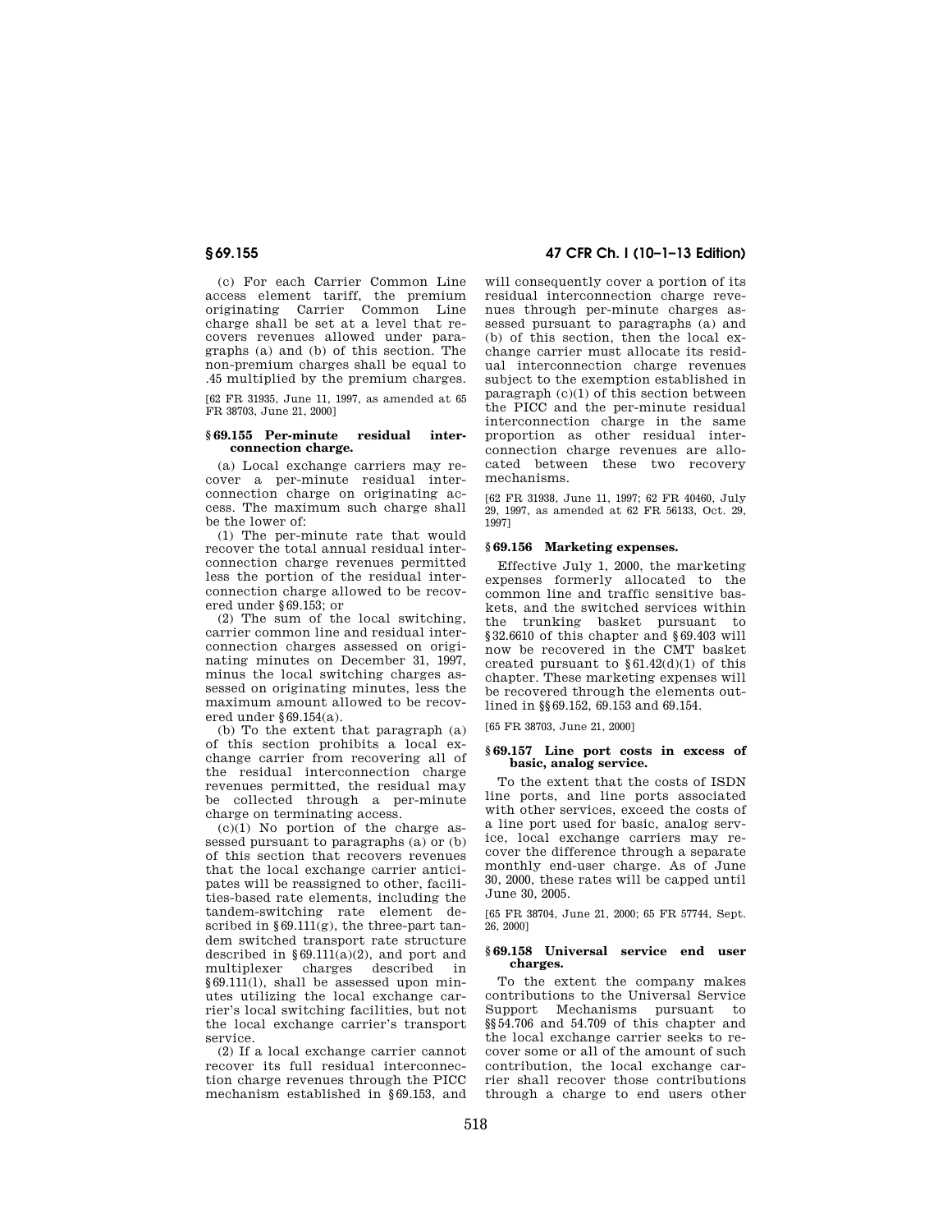(c) For each Carrier Common Line access element tariff, the premium originating Carrier Common Line charge shall be set at a level that recovers revenues allowed under paragraphs (a) and (b) of this section. The non-premium charges shall be equal to .45 multiplied by the premium charges.

[62 FR 31935, June 11, 1997, as amended at 65 FR 38703, June 21, 2000]

## § 69.155 Per-minute residual interconnection charge.

(a) Local exchange carriers may recover a per-minute residual interconnection charge on originating access. The maximum such charge shall be the lower of:

(1) The per-minute rate that would recover the total annual residual interconnection charge revenues permitted less the portion of the residual interconnection charge allowed to be recovered under § 69.153; or

(2) The sum of the local switching, carrier common line and residual interconnection charges assessed on originating minutes on December 31, 1997, minus the local switching charges assessed on originating minutes, less the maximum amount allowed to be recovered under § 69.154(a).

(b) To the extent that paragraph (a) of this section prohibits a local exchange carrier from recovering all of the residual interconnection charge revenues permitted, the residual may be collected through a per-minute charge on terminating access.

(c)(1) No portion of the charge assessed pursuant to paragraphs (a) or (b) of this section that recovers revenues that the local exchange carrier anticipates will be reassigned to other, facilities-based rate elements, including the tandem-switching rate element described in § 69.111(g), the three-part tandem switched transport rate structure described in § 69.111(a)(2), and port and multiplexer charges described in § 69.111(l), shall be assessed upon minutes utilizing the local exchange carrier's local switching facilities, but not the local exchange carrier's transport service.

(2) If a local exchange carrier cannot recover its full residual interconnection charge revenues through the PICC mechanism established in § 69.153, and will consequently cover a portion of its residual interconnection charge revenues through per-minute charges assessed pursuant to paragraphs (a) and (b) of this section, then the local exchange carrier must allocate its residual interconnection charge revenues subject to the exemption established in paragraph (c)(1) of this section between the PICC and the per-minute residual interconnection charge in the same proportion as other residual interconnection charge revenues are allocated between these two recovery mechanisms.

[62 FR 31938, June 11, 1997; 62 FR 40460, July 29, 1997, as amended at 62 FR 56133, Oct. 29, 1997]

## § 69.156 Marketing expenses.

Effective July 1, 2000, the marketing expenses formerly allocated to the common line and traffic sensitive baskets, and the switched services within the trunking basket pursuant to § 32.6610 of this chapter and § 69.403 will now be recovered in the CMT basket created pursuant to § 61.42(d)(1) of this chapter. These marketing expenses will be recovered through the elements outlined in §§ 69.152, 69.153 and 69.154.

[65 FR 38703, June 21, 2000]

## § 69.157 Line port costs in excess of basic, analog service.

To the extent that the costs of ISDN line ports, and line ports associated with other services, exceed the costs of a line port used for basic, analog service, local exchange carriers may recover the difference through a separate monthly end-user charge. As of June 30, 2000, these rates will be capped until June 30, 2005.

[65 FR 38704, June 21, 2000; 65 FR 57744, Sept. 26, 2000]

## § 69.158 Universal service end user charges.

To the extent the company makes contributions to the Universal Service Support Mechanisms pursuant to §§ 54.706 and 54.709 of this chapter and the local exchange carrier seeks to recover some or all of the amount of such contribution, the local exchange carrier shall recover those contributions through a charge to end users other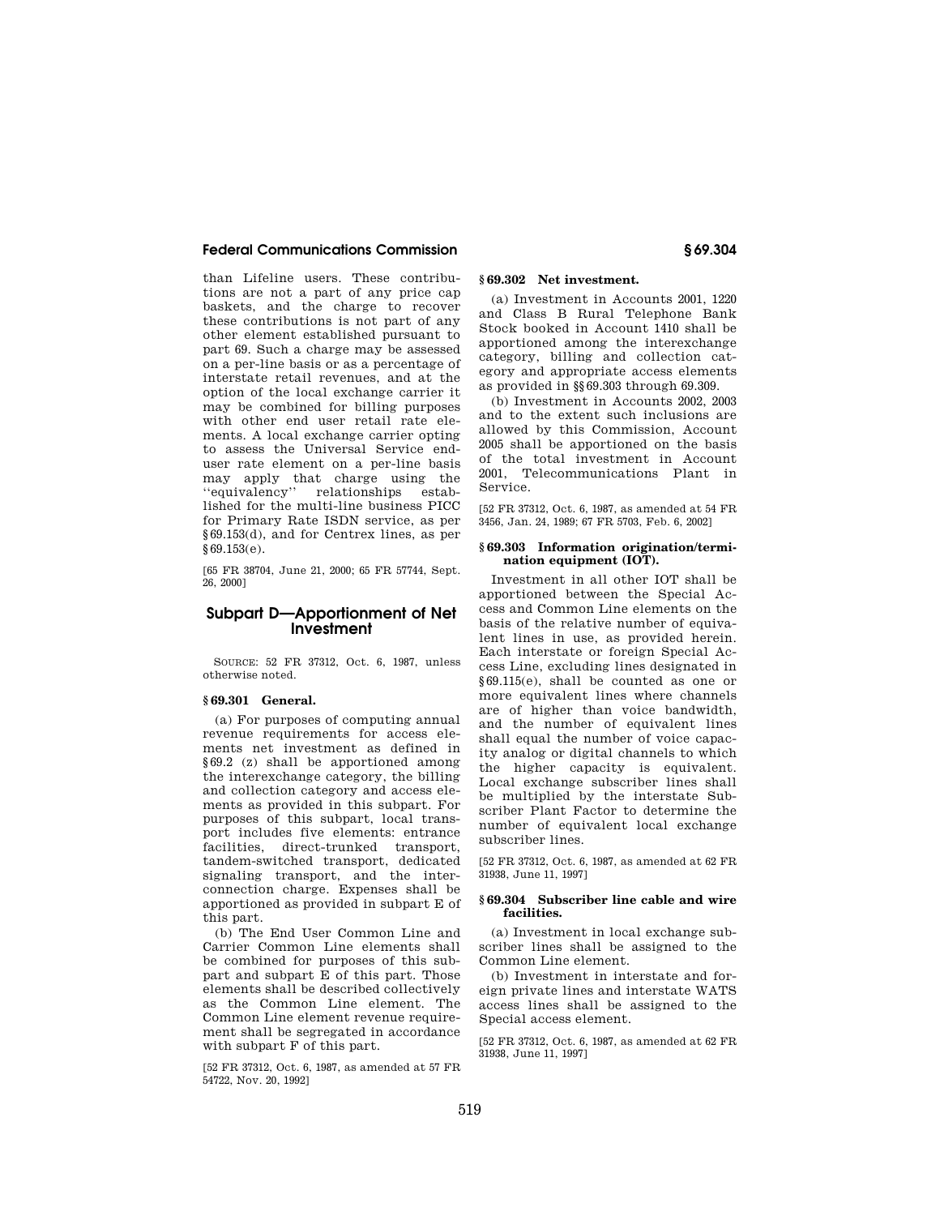than Lifeline users. These contributions are not a part of any price cap baskets, and the charge to recover these contributions is not part of any other element established pursuant to part 69. Such a charge may be assessed on a per-line basis or as a percentage of interstate retail revenues, and at the option of the local exchange carrier it may be combined for billing purposes with other end user retail rate elements. A local exchange carrier opting to assess the Universal Service end-user rate element on a per-line basis may apply that charge using the ''equivalency'' relationships established for the multi-line business PICC for Primary Rate ISDN service, as per §69.153(d), and for Centrex lines, as per §69.153(e).

[65 FR 38704, June 21, 2000; 65 FR 57744, Sept. 26, 2000]

## Subpart D—Apportionment of Net Investment

SOURCE: 52 FR 37312, Oct. 6, 1987, unless otherwise noted.

### § 69.301 General.

(a) For purposes of computing annual revenue requirements for access elements net investment as defined in §69.2 (z) shall be apportioned among the interexchange category, the billing and collection category and access elements as provided in this subpart. For purposes of this subpart, local transport includes five elements: entrance facilities, direct-trunked transport, tandem-switched transport, dedicated signaling transport, and the interconnection charge. Expenses shall be apportioned as provided in subpart E of this part.

(b) The End User Common Line and Carrier Common Line elements shall be combined for purposes of this subpart and subpart E of this part. Those elements shall be described collectively as the Common Line element. The Common Line element revenue requirement shall be segregated in accordance with subpart F of this part.

[52 FR 37312, Oct. 6, 1987, as amended at 57 FR 54722, Nov. 20, 1992]

### § 69.302 Net investment.

(a) Investment in Accounts 2001, 1220 and Class B Rural Telephone Bank Stock booked in Account 1410 shall be apportioned among the interexchange category, billing and collection category and appropriate access elements as provided in §§69.303 through 69.309.

(b) Investment in Accounts 2002, 2003 and to the extent such inclusions are allowed by this Commission, Account 2005 shall be apportioned on the basis of the total investment in Account 2001, Telecommunications Plant in Service.

[52 FR 37312, Oct. 6, 1987, as amended at 54 FR 3456, Jan. 24, 1989; 67 FR 5703, Feb. 6, 2002]

### § 69.303 Information origination/termination equipment (IOT).

Investment in all other IOT shall be apportioned between the Special Access and Common Line elements on the basis of the relative number of equivalent lines in use, as provided herein. Each interstate or foreign Special Access Line, excluding lines designated in §69.115(e), shall be counted as one or more equivalent lines where channels are of higher than voice bandwidth, and the number of equivalent lines shall equal the number of voice capacity analog or digital channels to which the higher capacity is equivalent. Local exchange subscriber lines shall be multiplied by the interstate Subscriber Plant Factor to determine the number of equivalent local exchange subscriber lines.

[52 FR 37312, Oct. 6, 1987, as amended at 62 FR 31938, June 11, 1997]

### § 69.304 Subscriber line cable and wire facilities.

(a) Investment in local exchange subscriber lines shall be assigned to the Common Line element.

(b) Investment in interstate and foreign private lines and interstate WATS access lines shall be assigned to the Special access element.

[52 FR 37312, Oct. 6, 1987, as amended at 62 FR 31938, June 11, 1997]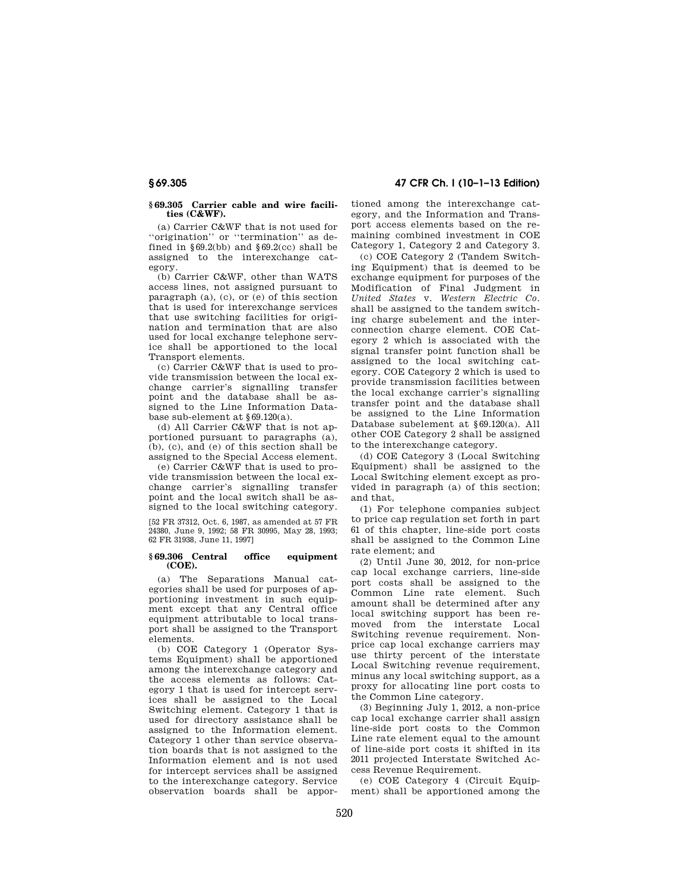## § 69.305 Carrier cable and wire facilities (C&WF).

(a) Carrier C&WF that is not used for ''origination'' or ''termination'' as defined in § 69.2(bb) and § 69.2(cc) shall be assigned to the interexchange category.

(b) Carrier C&WF, other than WATS access lines, not assigned pursuant to paragraph (a), (c), or (e) of this section that is used for interexchange services that use switching facilities for origination and termination that are also used for local exchange telephone service shall be apportioned to the local Transport elements.

(c) Carrier C&WF that is used to provide transmission between the local exchange carrier's signalling transfer point and the database shall be assigned to the Line Information Database sub-element at § 69.120(a).

(d) All Carrier C&WF that is not apportioned pursuant to paragraphs (a), (b), (c), and (e) of this section shall be assigned to the Special Access element.

(e) Carrier C&WF that is used to provide transmission between the local exchange carrier's signalling transfer point and the local switch shall be assigned to the local switching category.

[52 FR 37312, Oct. 6, 1987, as amended at 57 FR 24380, June 9, 1992; 58 FR 30995, May 28, 1993; 62 FR 31938, June 11, 1997]

## § 69.306 Central office equipment (COE).

(a) The Separations Manual categories shall be used for purposes of apportioning investment in such equipment except that any Central office equipment attributable to local transport shall be assigned to the Transport elements.

(b) COE Category 1 (Operator Systems Equipment) shall be apportioned among the interexchange category and the access elements as follows: Category 1 that is used for intercept services shall be assigned to the Local Switching element. Category 1 that is used for directory assistance shall be assigned to the Information element. Category 1 other than service observation boards that is not assigned to the Information element and is not used for intercept services shall be assigned to the interexchange category. Service observation boards shall be apportioned among the interexchange category, and the Information and Transport access elements based on the remaining combined investment in COE Category 1, Category 2 and Category 3.

(c) COE Category 2 (Tandem Switching Equipment) that is deemed to be exchange equipment for purposes of the Modification of Final Judgment in *United States* v. *Western Electric Co.* shall be assigned to the tandem switching charge subelement and the interconnection charge element. COE Category 2 which is associated with the signal transfer point function shall be assigned to the local switching category. COE Category 2 which is used to provide transmission facilities between the local exchange carrier's signalling transfer point and the database shall be assigned to the Line Information Database subelement at § 69.120(a). All other COE Category 2 shall be assigned to the interexchange category.

(d) COE Category 3 (Local Switching Equipment) shall be assigned to the Local Switching element except as provided in paragraph (a) of this section; and that,

(1) For telephone companies subject to price cap regulation set forth in part 61 of this chapter, line-side port costs shall be assigned to the Common Line rate element; and

(2) Until June 30, 2012, for non-price cap local exchange carriers, line-side port costs shall be assigned to the Common Line rate element. Such amount shall be determined after any local switching support has been removed from the interstate Local Switching revenue requirement. Non-price cap local exchange carriers may use thirty percent of the interstate Local Switching revenue requirement, minus any local switching support, as a proxy for allocating line port costs to the Common Line category.

(3) Beginning July 1, 2012, a non-price cap local exchange carrier shall assign line-side port costs to the Common Line rate element equal to the amount of line-side port costs it shifted in its 2011 projected Interstate Switched Access Revenue Requirement.

(e) COE Category 4 (Circuit Equipment) shall be apportioned among the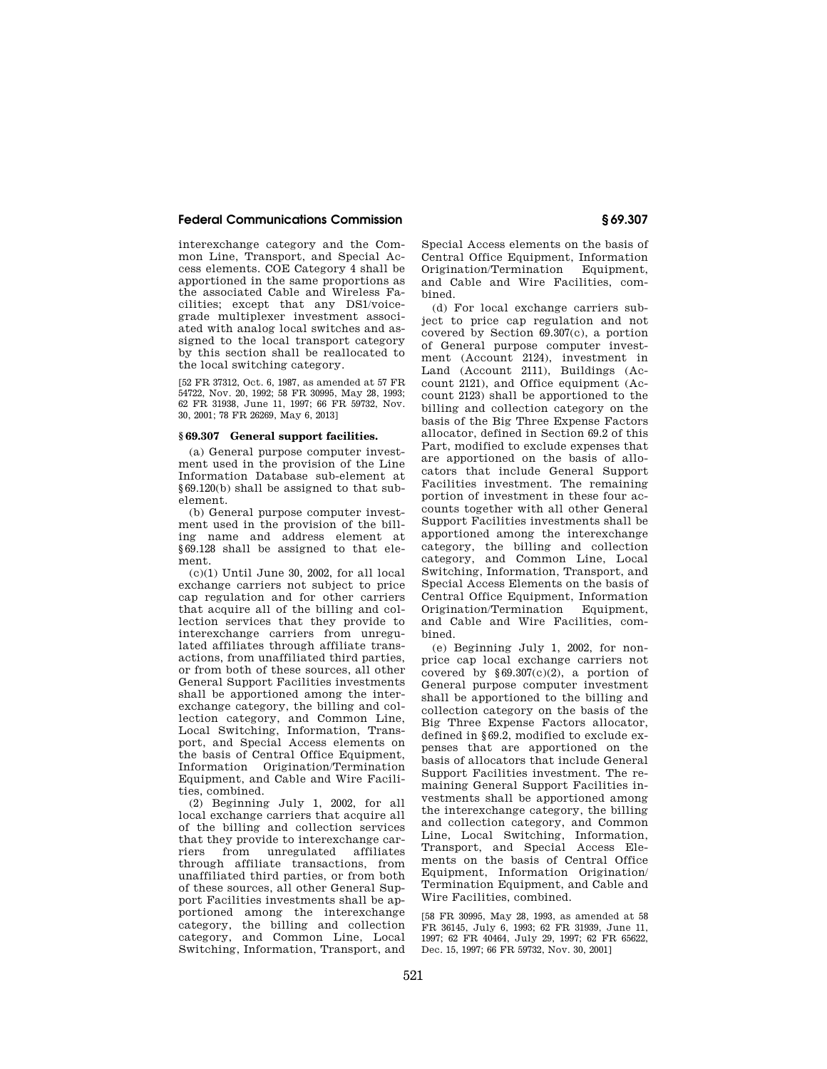interexchange category and the Common Line, Transport, and Special Access elements. COE Category 4 shall be apportioned in the same proportions as the associated Cable and Wireless Facilities; except that any DS1/voice-grade multiplexer investment associated with analog local switches and assigned to the local transport category by this section shall be reallocated to the local switching category.

[52 FR 37312, Oct. 6, 1987, as amended at 57 FR 54722, Nov. 20, 1992; 58 FR 30995, May 28, 1993; 62 FR 31938, June 11, 1997; 66 FR 59732, Nov. 30, 2001; 78 FR 26269, May 6, 2013]

### § 69.307 General support facilities.

(a) General purpose computer investment used in the provision of the Line Information Database sub-element at §69.120(b) shall be assigned to that sub-element.

(b) General purpose computer investment used in the provision of the billing name and address element at §69.128 shall be assigned to that element.

(c)(1) Until June 30, 2002, for all local exchange carriers not subject to price cap regulation and for other carriers that acquire all of the billing and collection services that they provide to interexchange carriers from unregulated affiliates through affiliate transactions, from unaffiliated third parties, or from both of these sources, all other General Support Facilities investments shall be apportioned among the interexchange category, the billing and collection category, and Common Line, Local Switching, Information, Transport, and Special Access elements on the basis of Central Office Equipment, Information Origination/Termination Equipment, and Cable and Wire Facilities, combined.

(2) Beginning July 1, 2002, for all local exchange carriers that acquire all of the billing and collection services that they provide to interexchange carriers from unregulated affiliates through affiliate transactions, from unaffiliated third parties, or from both of these sources, all other General Support Facilities investments shall be apportioned among the interexchange category, the billing and collection category, and Common Line, Local Switching, Information, Transport, and Special Access elements on the basis of Central Office Equipment, Information Origination/Termination Equipment, and Cable and Wire Facilities, combined.

(d) For local exchange carriers subject to price cap regulation and not covered by Section 69.307(c), a portion of General purpose computer investment (Account 2124), investment in Land (Account 2111), Buildings (Account 2121), and Office equipment (Account 2123) shall be apportioned to the billing and collection category on the basis of the Big Three Expense Factors allocator, defined in Section 69.2 of this Part, modified to exclude expenses that are apportioned on the basis of allocators that include General Support Facilities investment. The remaining portion of investment in these four accounts together with all other General Support Facilities investments shall be apportioned among the interexchange category, the billing and collection category, and Common Line, Local Switching, Information, Transport, and Special Access Elements on the basis of Central Office Equipment, Information Origination/Termination Equipment, and Cable and Wire Facilities, combined.

(e) Beginning July 1, 2002, for non-price cap local exchange carriers not covered by §69.307(c)(2), a portion of General purpose computer investment shall be apportioned to the billing and collection category on the basis of the Big Three Expense Factors allocator, defined in §69.2, modified to exclude expenses that are apportioned on the basis of allocators that include General Support Facilities investment. The remaining General Support Facilities investments shall be apportioned among the interexchange category, the billing and collection category, and Common Line, Local Switching, Information, Transport, and Special Access Elements on the basis of Central Office Equipment, Information Origination/Termination Equipment, and Cable and Wire Facilities, combined.

[58 FR 30995, May 28, 1993, as amended at 58 FR 36145, July 6, 1993; 62 FR 31939, June 11, 1997; 62 FR 40464, July 29, 1997; 62 FR 65622, Dec. 15, 1997; 66 FR 59732, Nov. 30, 2001]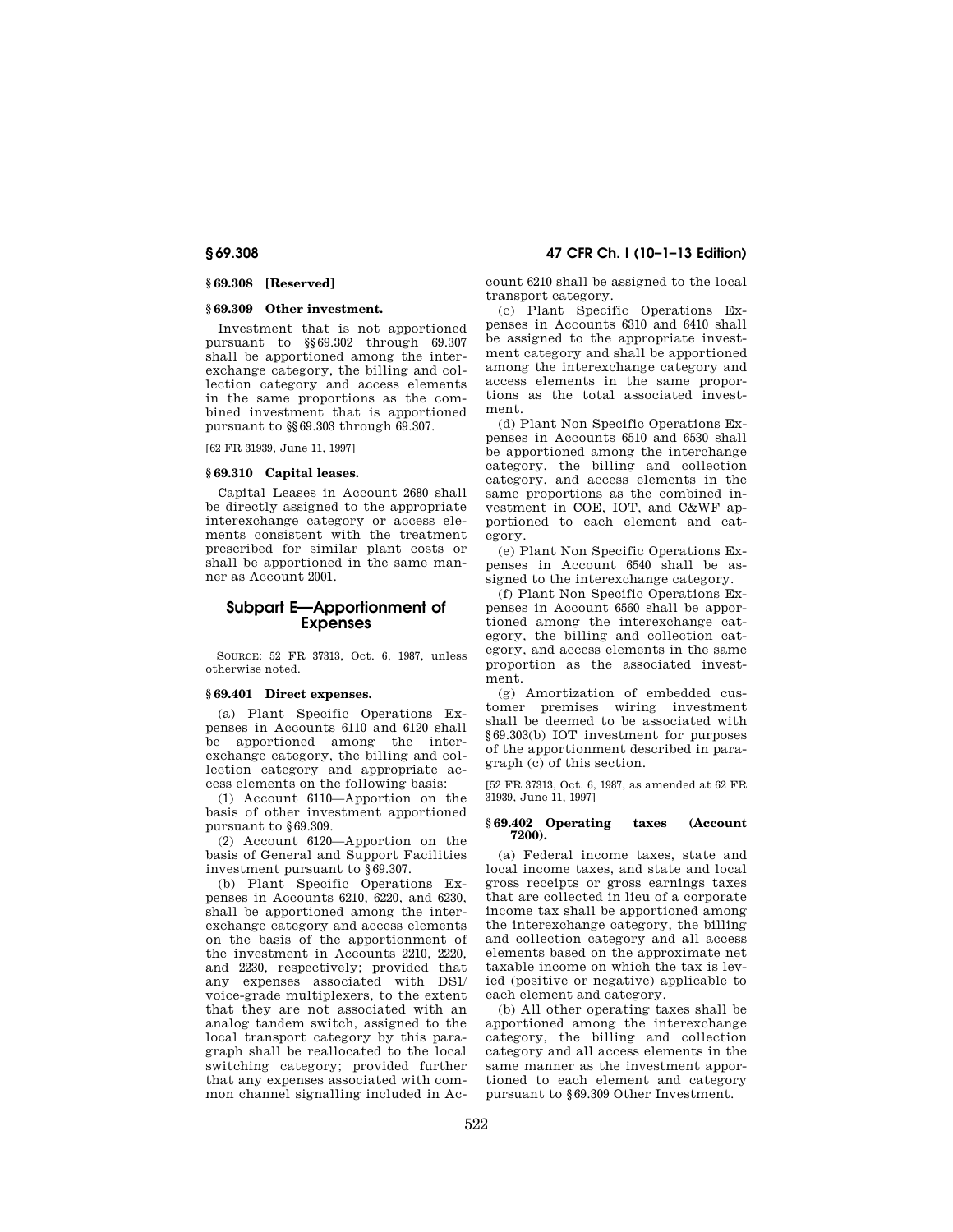### § 69.308 [Reserved]

### § 69.309 Other investment.

Investment that is not apportioned pursuant to §§ 69.302 through 69.307 shall be apportioned among the interexchange category, the billing and collection category and access elements in the same proportions as the combined investment that is apportioned pursuant to §§ 69.303 through 69.307.

[62 FR 31939, June 11, 1997]

### § 69.310 Capital leases.

Capital Leases in Account 2680 shall be directly assigned to the appropriate interexchange category or access elements consistent with the treatment prescribed for similar plant costs or shall be apportioned in the same manner as Account 2001.

## Subpart E—Apportionment of Expenses

SOURCE: 52 FR 37313, Oct. 6, 1987, unless otherwise noted.

### § 69.401 Direct expenses.

(a) Plant Specific Operations Expenses in Accounts 6110 and 6120 shall be apportioned among the interexchange category, the billing and collection category and appropriate access elements on the following basis:

(1) Account 6110—Apportion on the basis of other investment apportioned pursuant to § 69.309.

(2) Account 6120—Apportion on the basis of General and Support Facilities investment pursuant to § 69.307.

(b) Plant Specific Operations Expenses in Accounts 6210, 6220, and 6230, shall be apportioned among the interexchange category and access elements on the basis of the apportionment of the investment in Accounts 2210, 2220, and 2230, respectively; provided that any expenses associated with DS1/voice-grade multiplexers, to the extent that they are not associated with an analog tandem switch, assigned to the local transport category by this paragraph shall be reallocated to the local switching category; provided further that any expenses associated with common channel signalling included in Account 6210 shall be assigned to the local transport category.

(c) Plant Specific Operations Expenses in Accounts 6310 and 6410 shall be assigned to the appropriate investment category and shall be apportioned among the interexchange category and access elements in the same proportions as the total associated investment.

(d) Plant Non Specific Operations Expenses in Accounts 6510 and 6530 shall be apportioned among the interchange category, the billing and collection category, and access elements in the same proportions as the combined investment in COE, IOT, and C&WF apportioned to each element and category.

(e) Plant Non Specific Operations Expenses in Account 6540 shall be assigned to the interexchange category.

(f) Plant Non Specific Operations Expenses in Account 6560 shall be apportioned among the interexchange category, the billing and collection category, and access elements in the same proportion as the associated investment.

(g) Amortization of embedded customer premises wiring investment shall be deemed to be associated with § 69.303(b) IOT investment for purposes of the apportionment described in paragraph (c) of this section.

[52 FR 37313, Oct. 6, 1987, as amended at 62 FR 31939, June 11, 1997]

### § 69.402 Operating taxes (Account 7200).

(a) Federal income taxes, state and local income taxes, and state and local gross receipts or gross earnings taxes that are collected in lieu of a corporate income tax shall be apportioned among the interexchange category, the billing and collection category and all access elements based on the approximate net taxable income on which the tax is levied (positive or negative) applicable to each element and category.

(b) All other operating taxes shall be apportioned among the interexchange category, the billing and collection category and all access elements in the same manner as the investment apportioned to each element and category pursuant to § 69.309 Other Investment.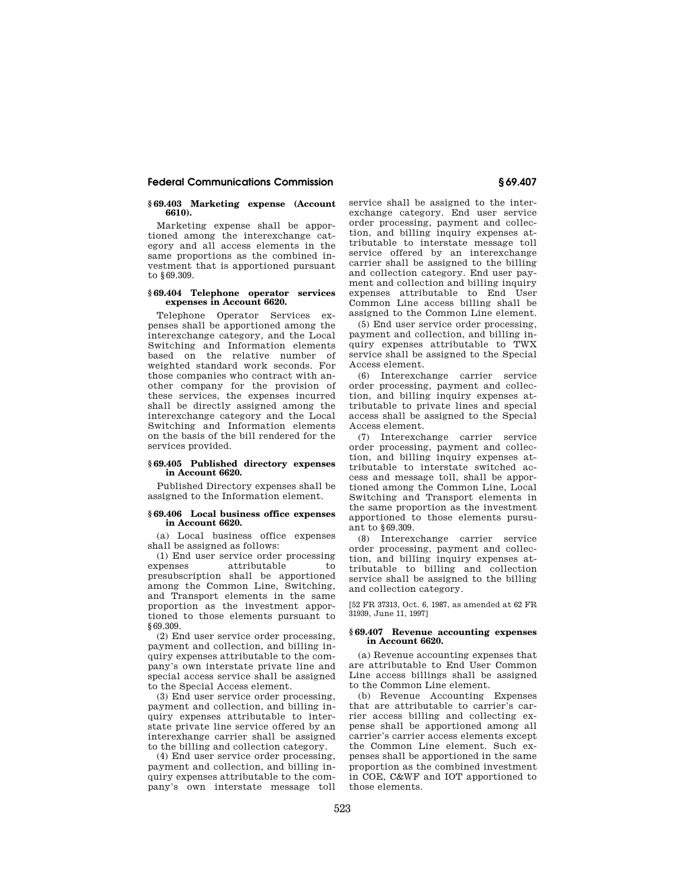### § 69.403 Marketing expense (Account 6610).

Marketing expense shall be apportioned among the interexchange category and all access elements in the same proportions as the combined investment that is apportioned pursuant to § 69.309.

### § 69.404 Telephone operator services expenses in Account 6620.

Telephone Operator Services expenses shall be apportioned among the interexchange category, and the Local Switching and Information elements based on the relative number of weighted standard work seconds. For those companies who contract with another company for the provision of these services, the expenses incurred shall be directly assigned among the interexchange category and the Local Switching and Information elements on the basis of the bill rendered for the services provided.

### § 69.405 Published directory expenses in Account 6620.

Published Directory expenses shall be assigned to the Information element.

### § 69.406 Local business office expenses in Account 6620.

(a) Local business office expenses shall be assigned as follows:

(1) End user service order processing expenses attributable to presubscription shall be apportioned among the Common Line, Switching, and Transport elements in the same proportion as the investment apportioned to those elements pursuant to § 69.309.

(2) End user service order processing, payment and collection, and billing inquiry expenses attributable to the company's own interstate private line and special access service shall be assigned to the Special Access element.

(3) End user service order processing, payment and collection, and billing inquiry expenses attributable to interstate private line service offered by an interexhange carrier shall be assigned to the billing and collection category.

(4) End user service order processing, payment and collection, and billing inquiry expenses attributable to the company's own interstate message toll service shall be assigned to the interexchange category. End user service order processing, payment and collection, and billing inquiry expenses attributable to interstate message toll service offered by an interexchange carrier shall be assigned to the billing and collection category. End user payment and collection and billing inquiry expenses attributable to End User Common Line access billing shall be assigned to the Common Line element.

(5) End user service order processing, payment and collection, and billing inquiry expenses attributable to TWX service shall be assigned to the Special Access element.

(6) Interexchange carrier service order processing, payment and collection, and billing inquiry expenses attributable to private lines and special access shall be assigned to the Special Access element.

(7) Interexchange carrier service order processing, payment and collection, and billing inquiry expenses attributable to interstate switched access and message toll, shall be apportioned among the Common Line, Local Switching and Transport elements in the same proportion as the investment apportioned to those elements pursuant to § 69.309.

(8) Interexchange carrier service order processing, payment and collection, and billing inquiry expenses attributable to billing and collection service shall be assigned to the billing and collection category.

[52 FR 37313, Oct. 6, 1987, as amended at 62 FR 31939, June 11, 1997]

### § 69.407 Revenue accounting expenses in Account 6620.

(a) Revenue accounting expenses that are attributable to End User Common Line access billings shall be assigned to the Common Line element.

(b) Revenue Accounting Expenses that are attributable to carrier's carrier access billing and collecting expense shall be apportioned among all carrier's carrier access elements except the Common Line element. Such expenses shall be apportioned in the same proportion as the combined investment in COE, C&WF and IOT apportioned to those elements.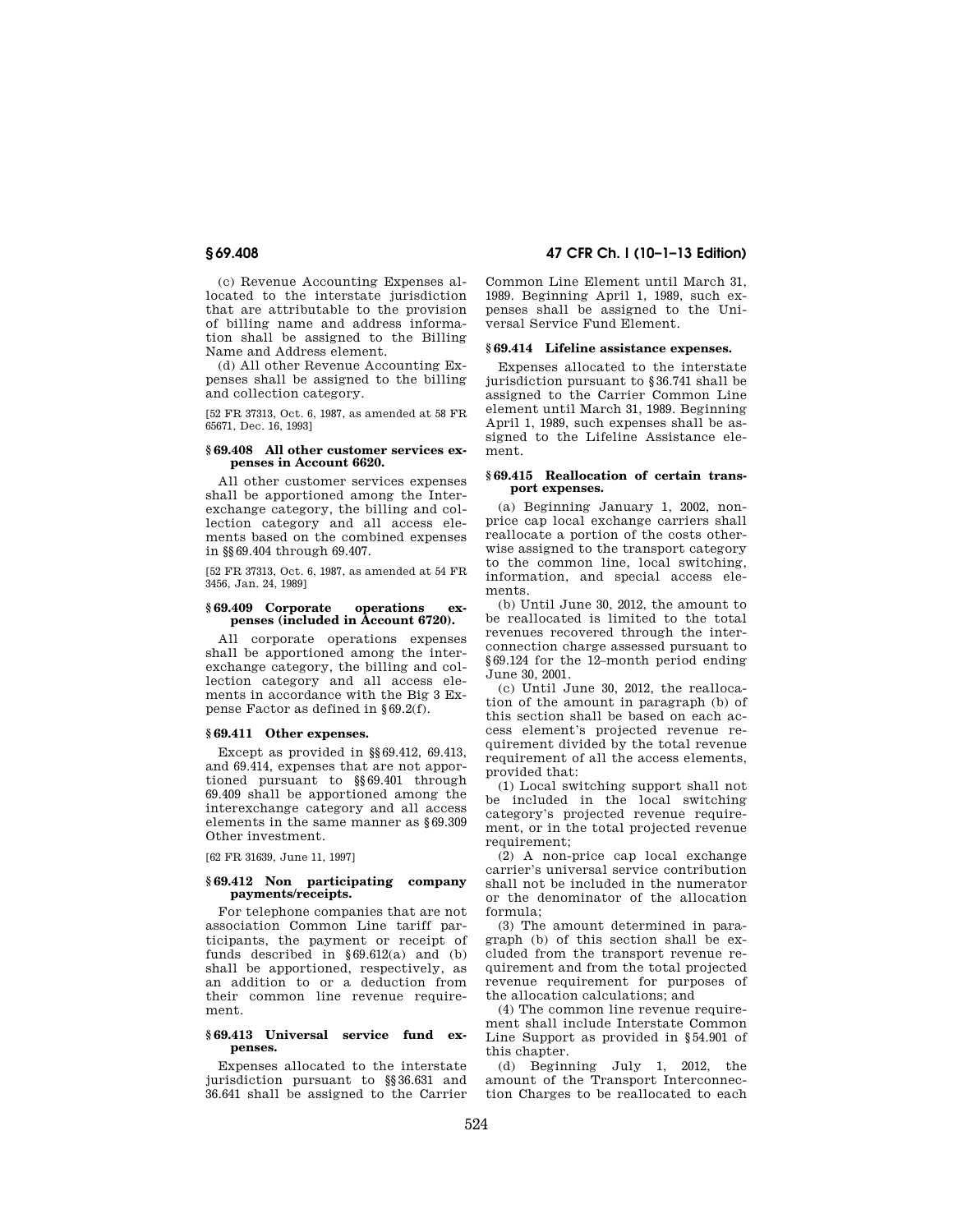(c) Revenue Accounting Expenses allocated to the interstate jurisdiction that are attributable to the provision of billing name and address information shall be assigned to the Billing Name and Address element.

(d) All other Revenue Accounting Expenses shall be assigned to the billing and collection category.

[52 FR 37313, Oct. 6, 1987, as amended at 58 FR 65671, Dec. 16, 1993]

### § 69.408 All other customer services expenses in Account 6620.

All other customer services expenses shall be apportioned among the Interexchange category, the billing and collection category and all access elements based on the combined expenses in §§ 69.404 through 69.407.

[52 FR 37313, Oct. 6, 1987, as amended at 54 FR 3456, Jan. 24, 1989]

### § 69.409 Corporate operations expenses (included in Account 6720).

All corporate operations expenses shall be apportioned among the interexchange category, the billing and collection category and all access elements in accordance with the Big 3 Expense Factor as defined in § 69.2(f).

### § 69.411 Other expenses.

Except as provided in §§ 69.412, 69.413, and 69.414, expenses that are not apportioned pursuant to §§ 69.401 through 69.409 shall be apportioned among the interexchange category and all access elements in the same manner as § 69.309 Other investment.

[62 FR 31639, June 11, 1997]

### § 69.412 Non participating company payments/receipts.

For telephone companies that are not association Common Line tariff participants, the payment or receipt of funds described in § 69.612(a) and (b) shall be apportioned, respectively, as an addition to or a deduction from their common line revenue requirement.

### § 69.413 Universal service fund expenses.

Expenses allocated to the interstate jurisdiction pursuant to §§ 36.631 and 36.641 shall be assigned to the Carrier Common Line Element until March 31, 1989. Beginning April 1, 1989, such expenses shall be assigned to the Universal Service Fund Element.

### § 69.414 Lifeline assistance expenses.

Expenses allocated to the interstate jurisdiction pursuant to § 36.741 shall be assigned to the Carrier Common Line element until March 31, 1989. Beginning April 1, 1989, such expenses shall be assigned to the Lifeline Assistance element.

### § 69.415 Reallocation of certain transport expenses.

(a) Beginning January 1, 2002, non-price cap local exchange carriers shall reallocate a portion of the costs otherwise assigned to the transport category to the common line, local switching, information, and special access elements.

(b) Until June 30, 2012, the amount to be reallocated is limited to the total revenues recovered through the interconnection charge assessed pursuant to § 69.124 for the 12–month period ending June 30, 2001.

(c) Until June 30, 2012, the reallocation of the amount in paragraph (b) of this section shall be based on each access element's projected revenue requirement divided by the total revenue requirement of all the access elements, provided that:

(1) Local switching support shall not be included in the local switching category's projected revenue requirement, or in the total projected revenue requirement;

(2) A non-price cap local exchange carrier's universal service contribution shall not be included in the numerator or the denominator of the allocation formula;

(3) The amount determined in paragraph (b) of this section shall be excluded from the transport revenue requirement and from the total projected revenue requirement for purposes of the allocation calculations; and

(4) The common line revenue requirement shall include Interstate Common Line Support as provided in § 54.901 of this chapter.

(d) Beginning July 1, 2012, the amount of the Transport Interconnection Charges to be reallocated to each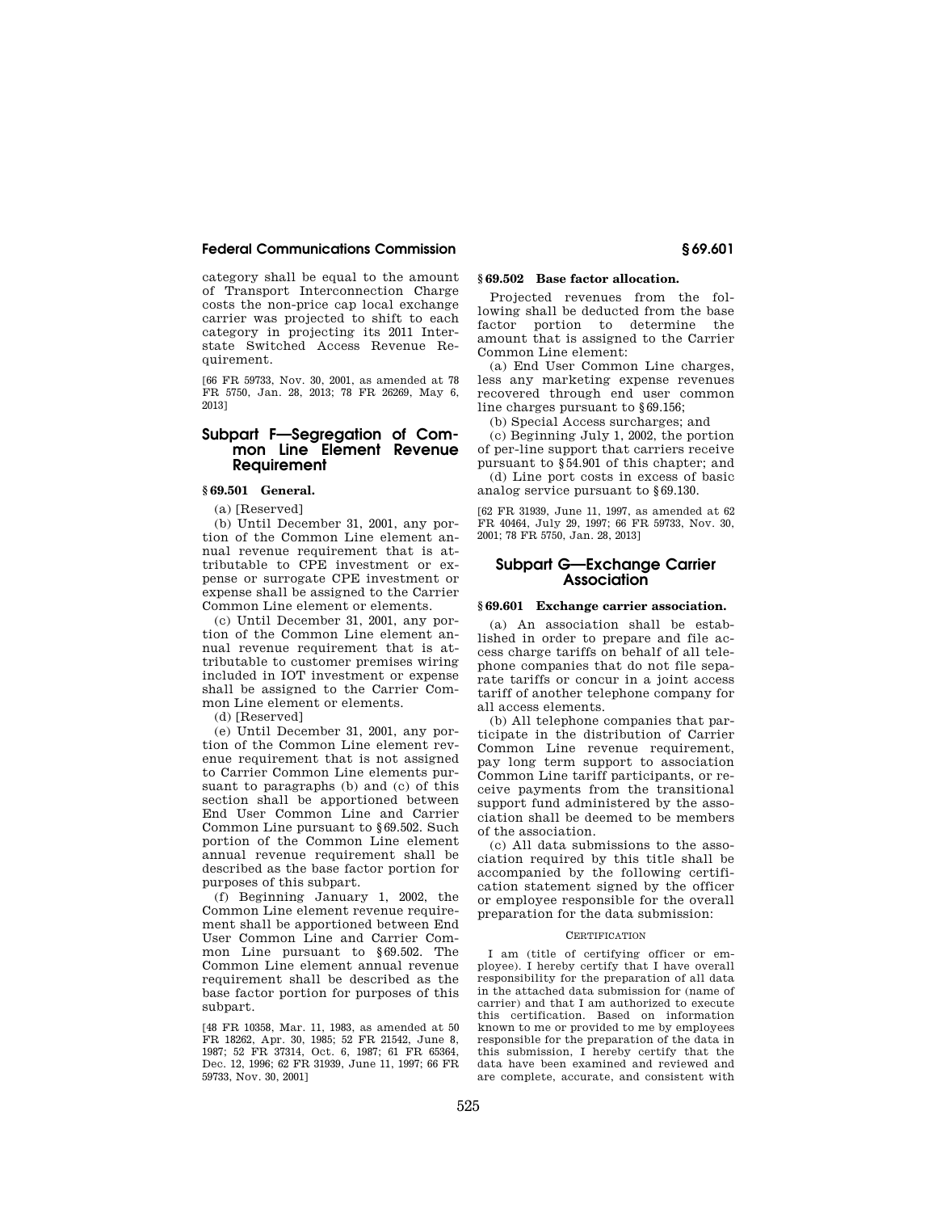category shall be equal to the amount of Transport Interconnection Charge costs the non-price cap local exchange carrier was projected to shift to each category in projecting its 2011 Interstate Switched Access Revenue Requirement.

[66 FR 59733, Nov. 30, 2001, as amended at 78 FR 5750, Jan. 28, 2013; 78 FR 26269, May 6, 2013]

## Subpart F—Segregation of Common Line Element Revenue Requirement

### § 69.501 General.

(a) [Reserved]

(b) Until December 31, 2001, any portion of the Common Line element annual revenue requirement that is attributable to CPE investment or expense or surrogate CPE investment or expense shall be assigned to the Carrier Common Line element or elements.

(c) Until December 31, 2001, any portion of the Common Line element annual revenue requirement that is attributable to customer premises wiring included in IOT investment or expense shall be assigned to the Carrier Common Line element or elements.

(d) [Reserved]

(e) Until December 31, 2001, any portion of the Common Line element revenue requirement that is not assigned to Carrier Common Line elements pursuant to paragraphs (b) and (c) of this section shall be apportioned between End User Common Line and Carrier Common Line pursuant to § 69.502. Such portion of the Common Line element annual revenue requirement shall be described as the base factor portion for purposes of this subpart.

(f) Beginning January 1, 2002, the Common Line element revenue requirement shall be apportioned between End User Common Line and Carrier Common Line pursuant to § 69.502. The Common Line element annual revenue requirement shall be described as the base factor portion for purposes of this subpart.

[48 FR 10358, Mar. 11, 1983, as amended at 50 FR 18262, Apr. 30, 1985; 52 FR 21542, June 8, 1987; 52 FR 37314, Oct. 6, 1987; 61 FR 65364, Dec. 12, 1996; 62 FR 31939, June 11, 1997; 66 FR 59733, Nov. 30, 2001]

### § 69.502 Base factor allocation.

Projected revenues from the following shall be deducted from the base factor portion to determine the amount that is assigned to the Carrier Common Line element:

(a) End User Common Line charges, less any marketing expense revenues recovered through end user common line charges pursuant to § 69.156;

(b) Special Access surcharges; and

(c) Beginning July 1, 2002, the portion of per-line support that carriers receive pursuant to § 54.901 of this chapter; and

(d) Line port costs in excess of basic analog service pursuant to § 69.130.

[62 FR 31939, June 11, 1997, as amended at 62 FR 40464, July 29, 1997; 66 FR 59733, Nov. 30, 2001; 78 FR 5750, Jan. 28, 2013]

## Subpart G—Exchange Carrier Association

### § 69.601 Exchange carrier association.

(a) An association shall be established in order to prepare and file access charge tariffs on behalf of all telephone companies that do not file separate tariffs or concur in a joint access tariff of another telephone company for all access elements.

(b) All telephone companies that participate in the distribution of Carrier Common Line revenue requirement, pay long term support to association Common Line tariff participants, or receive payments from the transitional support fund administered by the association shall be deemed to be members of the association.

(c) All data submissions to the association required by this title shall be accompanied by the following certification statement signed by the officer or employee responsible for the overall preparation for the data submission:

CERTIFICATION

I am (title of certifying officer or employee). I hereby certify that I have overall responsibility for the preparation of all data in the attached data submission for (name of carrier) and that I am authorized to execute this certification. Based on information known to me or provided to me by employees responsible for the preparation of the data in this submission, I hereby certify that the data have been examined and reviewed and are complete, accurate, and consistent with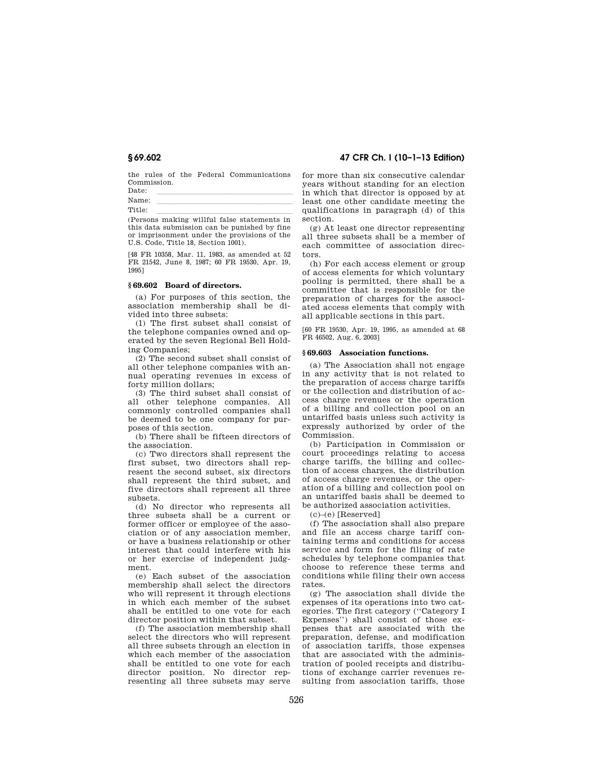the rules of the Federal Communications Commission.

Date: \_\_\_\_\_\_\_\_\_\_\_\_\_\_\_\_\_\_\_\_\_\_\_\_\_\_\_\_\_\_\_\_

Name: \_\_\_\_\_\_\_\_\_\_\_\_\_\_\_\_\_\_\_\_\_\_\_\_\_\_\_\_\_\_\_\_

Title: \_\_\_\_\_\_\_\_\_\_\_\_\_\_\_\_\_\_\_\_\_\_\_\_\_\_\_\_\_\_\_\_

(Persons making willful false statements in this data submission can be punished by fine or imprisonment under the provisions of the U.S. Code, Title 18, Section 1001).

[48 FR 10358, Mar. 11, 1983, as amended at 52 FR 21542, June 8, 1987; 60 FR 19530, Apr. 19, 1995]

## § 69.602 Board of directors.

(a) For purposes of this section, the association membership shall be divided into three subsets:

(1) The first subset shall consist of the telephone companies owned and operated by the seven Regional Bell Holding Companies;

(2) The second subset shall consist of all other telephone companies with annual operating revenues in excess of forty million dollars;

(3) The third subset shall consist of all other telephone companies. All commonly controlled companies shall be deemed to be one company for purposes of this section.

(b) There shall be fifteen directors of the association.

(c) Two directors shall represent the first subset, two directors shall represent the second subset, six directors shall represent the third subset, and five directors shall represent all three subsets.

(d) No director who represents all three subsets shall be a current or former officer or employee of the association or of any association member, or have a business relationship or other interest that could interfere with his or her exercise of independent judgment.

(e) Each subset of the association membership shall select the directors who will represent it through elections in which each member of the subset shall be entitled to one vote for each director position within that subset.

(f) The association membership shall select the directors who will represent all three subsets through an election in which each member of the association shall be entitled to one vote for each director position. No director representing all three subsets may serve for more than six consecutive calendar years without standing for an election in which that director is opposed by at least one other candidate meeting the qualifications in paragraph (d) of this section.

(g) At least one director representing all three subsets shall be a member of each committee of association directors.

(h) For each access element or group of access elements for which voluntary pooling is permitted, there shall be a committee that is responsible for the preparation of charges for the associated access elements that comply with all applicable sections in this part.

[60 FR 19530, Apr. 19, 1995, as amended at 68 FR 46502, Aug. 6, 2003]

## § 69.603 Association functions.

(a) The Association shall not engage in any activity that is not related to the preparation of access charge tariffs or the collection and distribution of access charge revenues or the operation of a billing and collection pool on an untariffed basis unless such activity is expressly authorized by order of the Commission.

(b) Participation in Commission or court proceedings relating to access charge tariffs, the billing and collection of access charges, the distribution of access charge revenues, or the operation of a billing and collection pool on an untariffed basis shall be deemed to be authorized association activities.

(c)–(e) [Reserved]

(f) The association shall also prepare and file an access charge tariff containing terms and conditions for access service and form for the filing of rate schedules by telephone companies that choose to reference these terms and conditions while filing their own access rates.

(g) The association shall divide the expenses of its operations into two categories. The first category (''Category I Expenses'') shall consist of those expenses that are associated with the preparation, defense, and modification of association tariffs, those expenses that are associated with the administration of pooled receipts and distributions of exchange carrier revenues resulting from association tariffs, those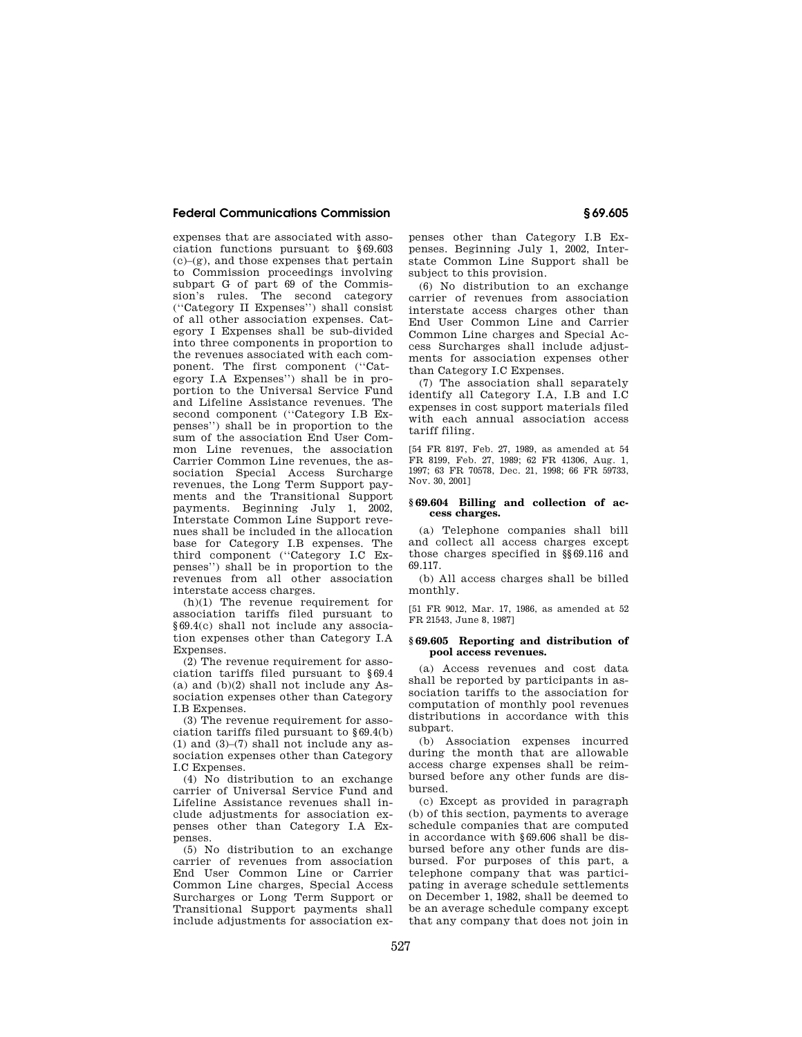expenses that are associated with association functions pursuant to §69.603 (c)–(g), and those expenses that pertain to Commission proceedings involving subpart G of part 69 of the Commission's rules. The second category (''Category II Expenses'') shall consist of all other association expenses. Category I Expenses shall be sub-divided into three components in proportion to the revenues associated with each component. The first component (''Category I.A Expenses'') shall be in proportion to the Universal Service Fund and Lifeline Assistance revenues. The second component (''Category I.B Expenses'') shall be in proportion to the sum of the association End User Common Line revenues, the association Carrier Common Line revenues, the association Special Access Surcharge revenues, the Long Term Support payments and the Transitional Support payments. Beginning July 1, 2002, Interstate Common Line Support revenues shall be included in the allocation base for Category I.B expenses. The third component (''Category I.C Expenses'') shall be in proportion to the revenues from all other association interstate access charges.

(h)(1) The revenue requirement for association tariffs filed pursuant to §69.4(c) shall not include any association expenses other than Category I.A Expenses.

(2) The revenue requirement for association tariffs filed pursuant to §69.4 (a) and (b)(2) shall not include any Association expenses other than Category I.B Expenses.

(3) The revenue requirement for association tariffs filed pursuant to §69.4(b) (1) and (3)–(7) shall not include any association expenses other than Category I.C Expenses.

(4) No distribution to an exchange carrier of Universal Service Fund and Lifeline Assistance revenues shall include adjustments for association expenses other than Category I.A Expenses.

(5) No distribution to an exchange carrier of revenues from association End User Common Line or Carrier Common Line charges, Special Access Surcharges or Long Term Support or Transitional Support payments shall include adjustments for association expenses other than Category I.B Expenses. Beginning July 1, 2002, Interstate Common Line Support shall be subject to this provision.

(6) No distribution to an exchange carrier of revenues from association interstate access charges other than End User Common Line and Carrier Common Line charges and Special Access Surcharges shall include adjustments for association expenses other than Category I.C Expenses.

(7) The association shall separately identify all Category I.A, I.B and I.C expenses in cost support materials filed with each annual association access tariff filing.

[54 FR 8197, Feb. 27, 1989, as amended at 54 FR 8199, Feb. 27, 1989; 62 FR 41306, Aug. 1, 1997; 63 FR 70578, Dec. 21, 1998; 66 FR 59733, Nov. 30, 2001]

## §69.604 Billing and collection of access charges.

(a) Telephone companies shall bill and collect all access charges except those charges specified in §§69.116 and 69.117.

(b) All access charges shall be billed monthly.

[51 FR 9012, Mar. 17, 1986, as amended at 52 FR 21543, June 8, 1987]

## §69.605 Reporting and distribution of pool access revenues.

(a) Access revenues and cost data shall be reported by participants in association tariffs to the association for computation of monthly pool revenues distributions in accordance with this subpart.

(b) Association expenses incurred during the month that are allowable access charge expenses shall be reimbursed before any other funds are disbursed.

(c) Except as provided in paragraph (b) of this section, payments to average schedule companies that are computed in accordance with §69.606 shall be disbursed before any other funds are disbursed. For purposes of this part, a telephone company that was participating in average schedule settlements on December 1, 1982, shall be deemed to be an average schedule company except that any company that does not join in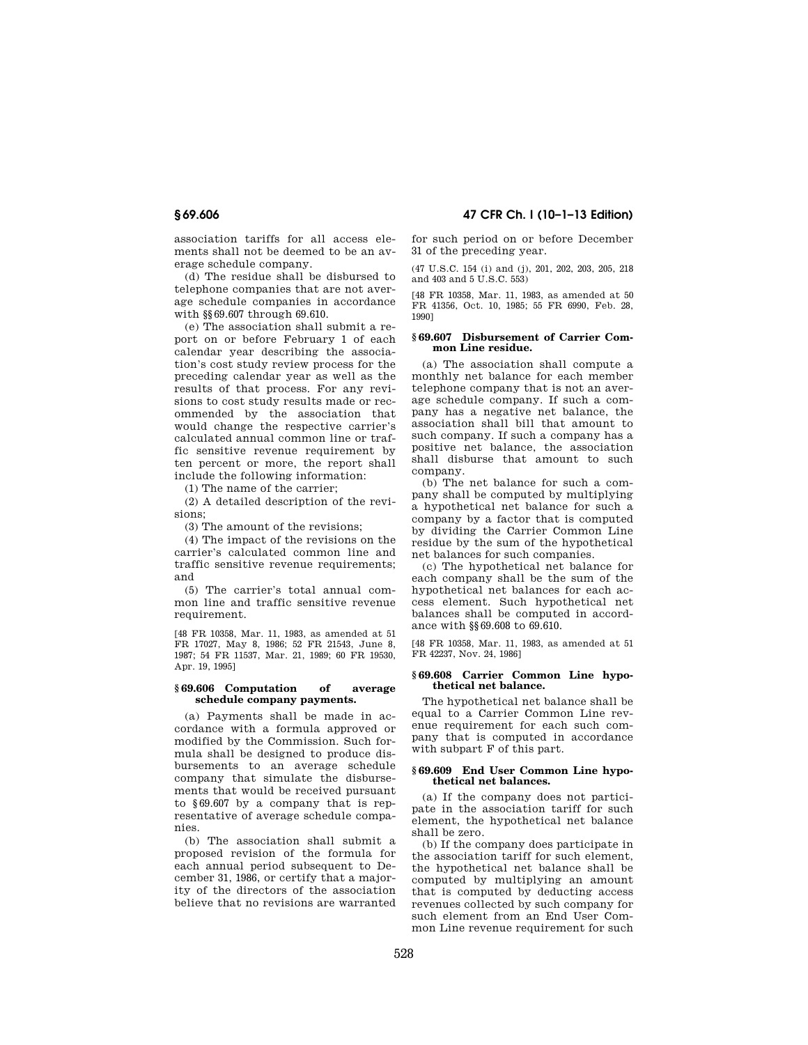association tariffs for all access elements shall not be deemed to be an average schedule company.

(d) The residue shall be disbursed to telephone companies that are not average schedule companies in accordance with §§69.607 through 69.610.

(e) The association shall submit a report on or before February 1 of each calendar year describing the association's cost study review process for the preceding calendar year as well as the results of that process. For any revisions to cost study results made or recommended by the association that would change the respective carrier's calculated annual common line or traffic sensitive revenue requirement by ten percent or more, the report shall include the following information:

(1) The name of the carrier;

(2) A detailed description of the revisions;

(3) The amount of the revisions;

(4) The impact of the revisions on the carrier's calculated common line and traffic sensitive revenue requirements; and

(5) The carrier's total annual common line and traffic sensitive revenue requirement.

[48 FR 10358, Mar. 11, 1983, as amended at 51 FR 17027, May 8, 1986; 52 FR 21543, June 8, 1987; 54 FR 11537, Mar. 21, 1989; 60 FR 19530, Apr. 19, 1995]

### § 69.606 Computation of average schedule company payments.

(a) Payments shall be made in accordance with a formula approved or modified by the Commission. Such formula shall be designed to produce disbursements to an average schedule company that simulate the disbursements that would be received pursuant to §69.607 by a company that is representative of average schedule companies.

(b) The association shall submit a proposed revision of the formula for each annual period subsequent to December 31, 1986, or certify that a majority of the directors of the association believe that no revisions are warranted for such period on or before December 31 of the preceding year.

(47 U.S.C. 154 (i) and (j), 201, 202, 203, 205, 218 and 403 and 5 U.S.C. 553)

[48 FR 10358, Mar. 11, 1983, as amended at 50 FR 41356, Oct. 10, 1985; 55 FR 6990, Feb. 28, 1990]

### § 69.607 Disbursement of Carrier Common Line residue.

(a) The association shall compute a monthly net balance for each member telephone company that is not an average schedule company. If such a company has a negative net balance, the association shall bill that amount to such company. If such a company has a positive net balance, the association shall disburse that amount to such company.

(b) The net balance for such a company shall be computed by multiplying a hypothetical net balance for such a company by a factor that is computed by dividing the Carrier Common Line residue by the sum of the hypothetical net balances for such companies.

(c) The hypothetical net balance for each company shall be the sum of the hypothetical net balances for each access element. Such hypothetical net balances shall be computed in accordance with §§69.608 to 69.610.

[48 FR 10358, Mar. 11, 1983, as amended at 51 FR 42237, Nov. 24, 1986]

### § 69.608 Carrier Common Line hypothetical net balance.

The hypothetical net balance shall be equal to a Carrier Common Line revenue requirement for each such company that is computed in accordance with subpart F of this part.

### § 69.609 End User Common Line hypothetical net balances.

(a) If the company does not participate in the association tariff for such element, the hypothetical net balance shall be zero.

(b) If the company does participate in the association tariff for such element, the hypothetical net balance shall be computed by multiplying an amount that is computed by deducting access revenues collected by such company for such element from an End User Common Line revenue requirement for such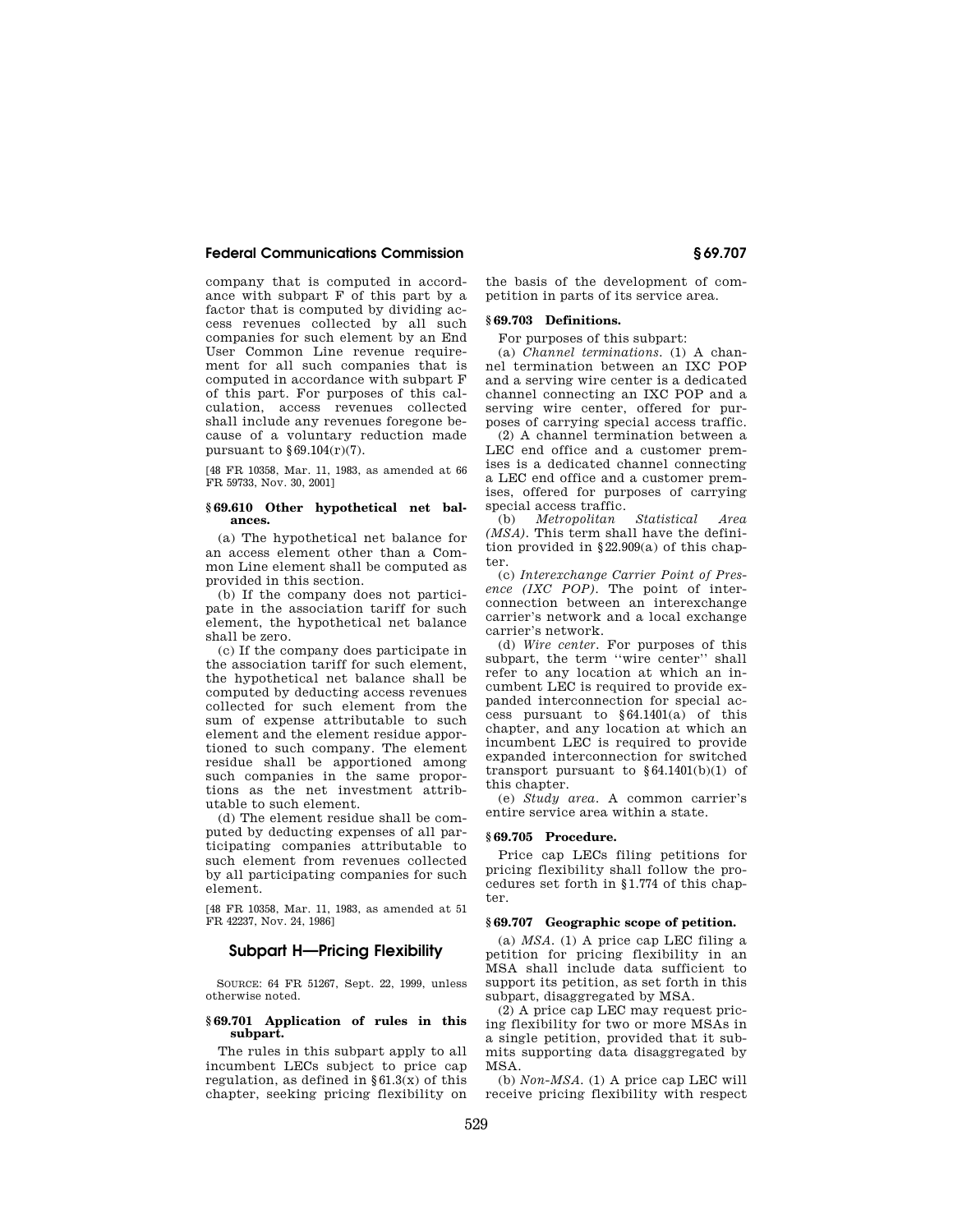company that is computed in accordance with subpart F of this part by a factor that is computed by dividing access revenues collected by all such companies for such element by an End User Common Line revenue requirement for all such companies that is computed in accordance with subpart F of this part. For purposes of this calculation, access revenues collected shall include any revenues foregone because of a voluntary reduction made pursuant to §69.104(r)(7).

[48 FR 10358, Mar. 11, 1983, as amended at 66 FR 59733, Nov. 30, 2001]

### §69.610 Other hypothetical net balances.

(a) The hypothetical net balance for an access element other than a Common Line element shall be computed as provided in this section.

(b) If the company does not participate in the association tariff for such element, the hypothetical net balance shall be zero.

(c) If the company does participate in the association tariff for such element, the hypothetical net balance shall be computed by deducting access revenues collected for such element from the sum of expense attributable to such element and the element residue apportioned to such company. The element residue shall be apportioned among such companies in the same proportions as the net investment attributable to such element.

(d) The element residue shall be computed by deducting expenses of all participating companies attributable to such element from revenues collected by all participating companies for such element.

[48 FR 10358, Mar. 11, 1983, as amended at 51 FR 42237, Nov. 24, 1986]

## Subpart H—Pricing Flexibility

SOURCE: 64 FR 51267, Sept. 22, 1999, unless otherwise noted.

### §69.701 Application of rules in this subpart.

The rules in this subpart apply to all incumbent LECs subject to price cap regulation, as defined in §61.3(x) of this chapter, seeking pricing flexibility on the basis of the development of competition in parts of its service area.

### §69.703 Definitions.

For purposes of this subpart:

(a) *Channel terminations.* (1) A channel termination between an IXC POP and a serving wire center is a dedicated channel connecting an IXC POP and a serving wire center, offered for purposes of carrying special access traffic.

(2) A channel termination between a LEC end office and a customer premises is a dedicated channel connecting a LEC end office and a customer premises, offered for purposes of carrying special access traffic.

(b) *Metropolitan Statistical Area (MSA).* This term shall have the definition provided in §22.909(a) of this chapter.

(c) *Interexchange Carrier Point of Presence (IXC POP).* The point of interconnection between an interexchange carrier's network and a local exchange carrier's network.

(d) *Wire center.* For purposes of this subpart, the term ''wire center'' shall refer to any location at which an incumbent LEC is required to provide expanded interconnection for special access pursuant to §64.1401(a) of this chapter, and any location at which an incumbent LEC is required to provide expanded interconnection for switched transport pursuant to §64.1401(b)(1) of this chapter.

(e) *Study area.* A common carrier's entire service area within a state.

### §69.705 Procedure.

Price cap LECs filing petitions for pricing flexibility shall follow the procedures set forth in §1.774 of this chapter.

### §69.707 Geographic scope of petition.

(a) *MSA.* (1) A price cap LEC filing a petition for pricing flexibility in an MSA shall include data sufficient to support its petition, as set forth in this subpart, disaggregated by MSA.

(2) A price cap LEC may request pricing flexibility for two or more MSAs in a single petition, provided that it submits supporting data disaggregated by MSA.

(b) *Non-MSA.* (1) A price cap LEC will receive pricing flexibility with respect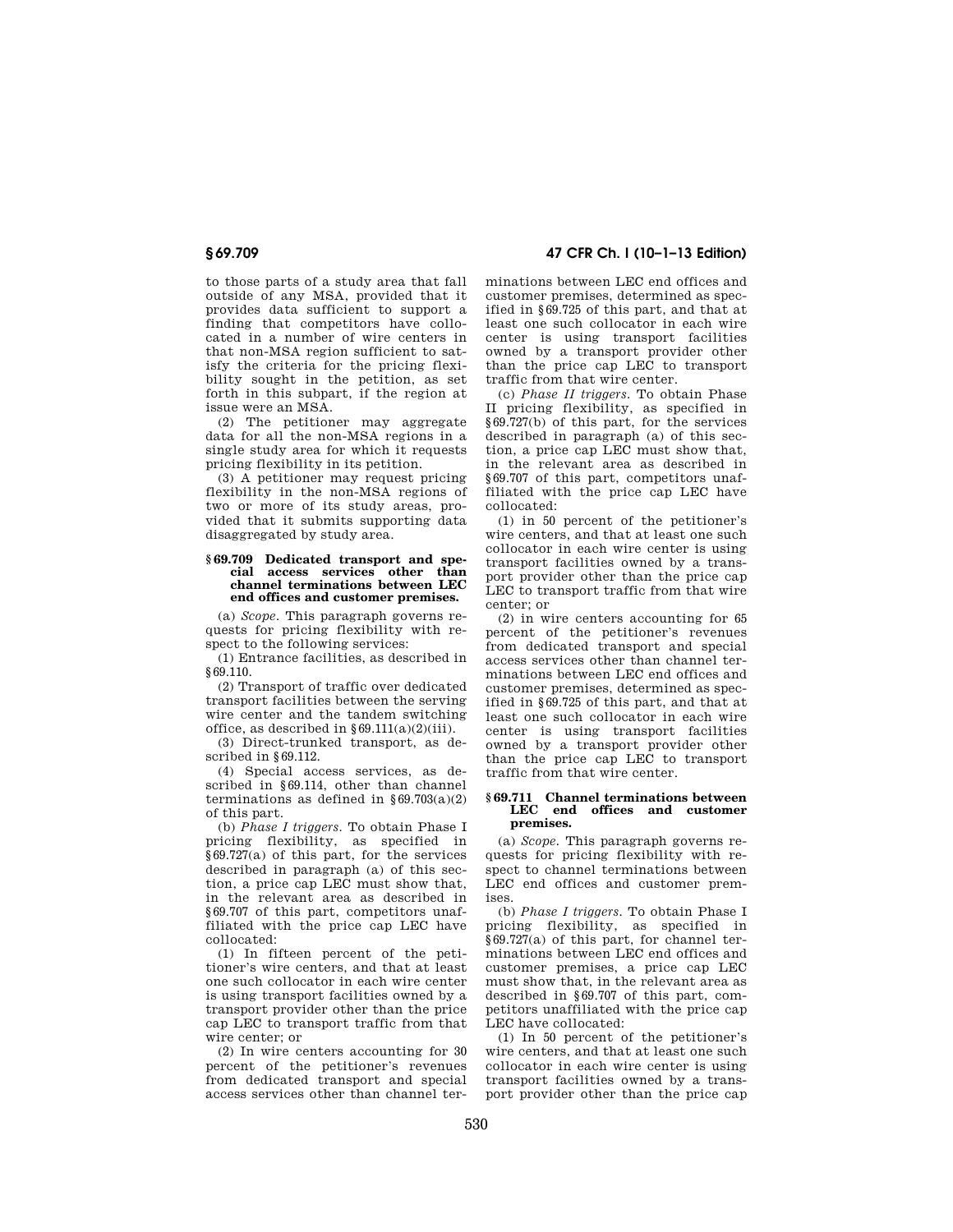to those parts of a study area that fall outside of any MSA, provided that it provides data sufficient to support a finding that competitors have collocated in a number of wire centers in that non-MSA region sufficient to satisfy the criteria for the pricing flexibility sought in the petition, as set forth in this subpart, if the region at issue were an MSA.

(2) The petitioner may aggregate data for all the non-MSA regions in a single study area for which it requests pricing flexibility in its petition.

(3) A petitioner may request pricing flexibility in the non-MSA regions of two or more of its study areas, provided that it submits supporting data disaggregated by study area.

### § 69.709 Dedicated transport and special access services other than channel terminations between LEC end offices and customer premises.

(a) *Scope.* This paragraph governs requests for pricing flexibility with respect to the following services:

(1) Entrance facilities, as described in § 69.110.

(2) Transport of traffic over dedicated transport facilities between the serving wire center and the tandem switching office, as described in § 69.111(a)(2)(iii).

(3) Direct-trunked transport, as described in § 69.112.

(4) Special access services, as described in § 69.114, other than channel terminations as defined in § 69.703(a)(2) of this part.

(b) *Phase I triggers.* To obtain Phase I pricing flexibility, as specified in § 69.727(a) of this part, for the services described in paragraph (a) of this section, a price cap LEC must show that, in the relevant area as described in § 69.707 of this part, competitors unaffiliated with the price cap LEC have collocated:

(1) In fifteen percent of the petitioner's wire centers, and that at least one such collocator in each wire center is using transport facilities owned by a transport provider other than the price cap LEC to transport traffic from that wire center; or

(2) In wire centers accounting for 30 percent of the petitioner's revenues from dedicated transport and special access services other than channel terminations between LEC end offices and customer premises, determined as specified in § 69.725 of this part, and that at least one such collocator in each wire center is using transport facilities owned by a transport provider other than the price cap LEC to transport traffic from that wire center.

(c) *Phase II triggers.* To obtain Phase II pricing flexibility, as specified in § 69.727(b) of this part, for the services described in paragraph (a) of this section, a price cap LEC must show that, in the relevant area as described in § 69.707 of this part, competitors unaffiliated with the price cap LEC have collocated:

(1) in 50 percent of the petitioner's wire centers, and that at least one such collocator in each wire center is using transport facilities owned by a transport provider other than the price cap LEC to transport traffic from that wire center; or

(2) in wire centers accounting for 65 percent of the petitioner's revenues from dedicated transport and special access services other than channel terminations between LEC end offices and customer premises, determined as specified in § 69.725 of this part, and that at least one such collocator in each wire center is using transport facilities owned by a transport provider other than the price cap LEC to transport traffic from that wire center.

### § 69.711 Channel terminations between LEC end offices and customer premises.

(a) *Scope.* This paragraph governs requests for pricing flexibility with respect to channel terminations between LEC end offices and customer premises.

(b) *Phase I triggers.* To obtain Phase I pricing flexibility, as specified in § 69.727(a) of this part, for channel terminations between LEC end offices and customer premises, a price cap LEC must show that, in the relevant area as described in § 69.707 of this part, competitors unaffiliated with the price cap LEC have collocated:

(1) In 50 percent of the petitioner's wire centers, and that at least one such collocator in each wire center is using transport facilities owned by a transport provider other than the price cap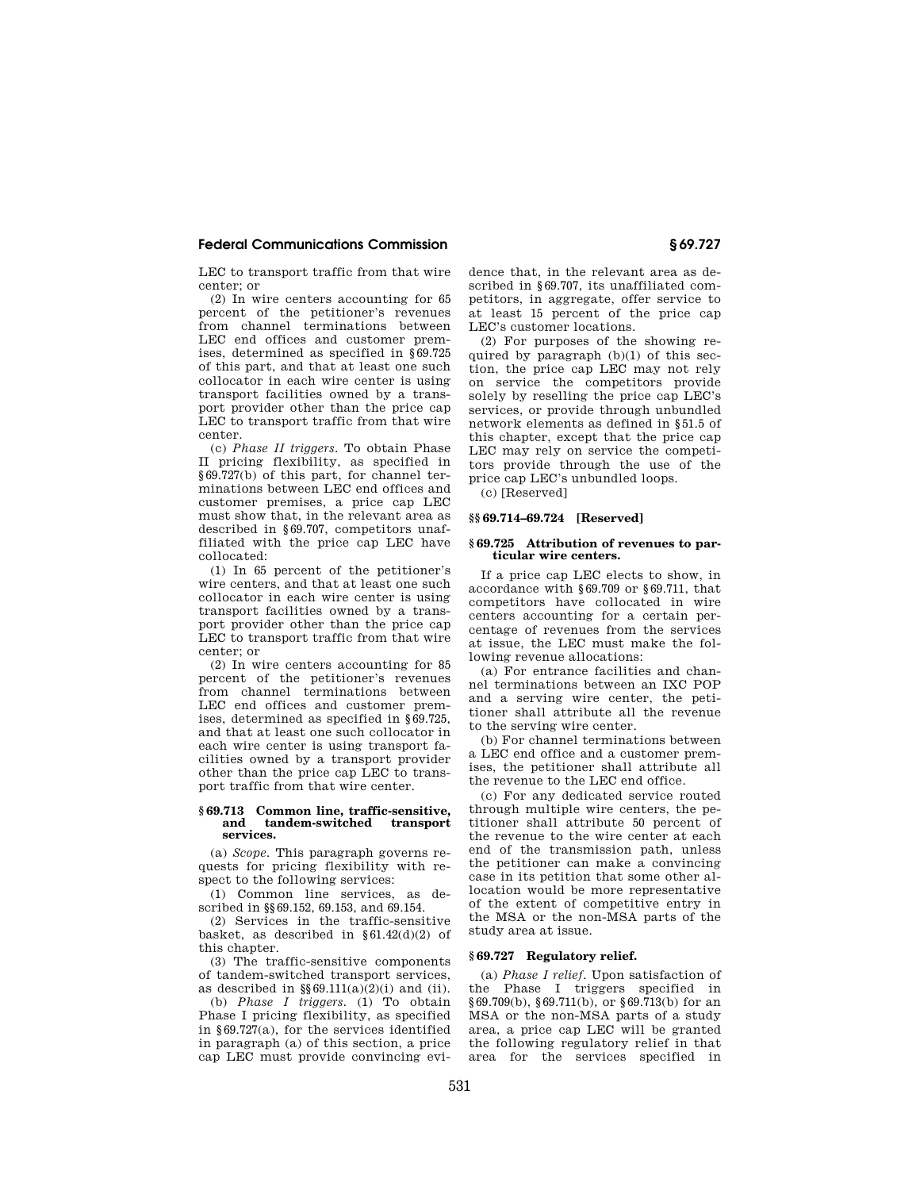LEC to transport traffic from that wire center; or

(2) In wire centers accounting for 65 percent of the petitioner's revenues from channel terminations between LEC end offices and customer premises, determined as specified in §69.725 of this part, and that at least one such collocator in each wire center is using transport facilities owned by a transport provider other than the price cap LEC to transport traffic from that wire center.

(c) *Phase II triggers.* To obtain Phase II pricing flexibility, as specified in §69.727(b) of this part, for channel terminations between LEC end offices and customer premises, a price cap LEC must show that, in the relevant area as described in §69.707, competitors unaffiliated with the price cap LEC have collocated:

(1) In 65 percent of the petitioner's wire centers, and that at least one such collocator in each wire center is using transport facilities owned by a transport provider other than the price cap LEC to transport traffic from that wire center; or

(2) In wire centers accounting for 85 percent of the petitioner's revenues from channel terminations between LEC end offices and customer premises, determined as specified in §69.725, and that at least one such collocator in each wire center is using transport facilities owned by a transport provider other than the price cap LEC to transport traffic from that wire center.

### §69.713 Common line, traffic-sensitive, and tandem-switched transport services.

(a) *Scope.* This paragraph governs requests for pricing flexibility with respect to the following services:

(1) Common line services, as described in §§69.152, 69.153, and 69.154.

(2) Services in the traffic-sensitive basket, as described in §61.42(d)(2) of this chapter.

(3) The traffic-sensitive components of tandem-switched transport services, as described in §§69.111(a)(2)(i) and (ii).

(b) *Phase I triggers.* (1) To obtain Phase I pricing flexibility, as specified in §69.727(a), for the services identified in paragraph (a) of this section, a price cap LEC must provide convincing evidence that, in the relevant area as described in §69.707, its unaffiliated competitors, in aggregate, offer service to at least 15 percent of the price cap LEC's customer locations.

(2) For purposes of the showing required by paragraph (b)(1) of this section, the price cap LEC may not rely on service the competitors provide solely by reselling the price cap LEC's services, or provide through unbundled network elements as defined in §51.5 of this chapter, except that the price cap LEC may rely on service the competitors provide through the use of the price cap LEC's unbundled loops.

(c) [Reserved]

### §§69.714–69.724 [Reserved]

### §69.725 Attribution of revenues to particular wire centers.

If a price cap LEC elects to show, in accordance with §69.709 or §69.711, that competitors have collocated in wire centers accounting for a certain percentage of revenues from the services at issue, the LEC must make the following revenue allocations:

(a) For entrance facilities and channel terminations between an IXC POP and a serving wire center, the petitioner shall attribute all the revenue to the serving wire center.

(b) For channel terminations between a LEC end office and a customer premises, the petitioner shall attribute all the revenue to the LEC end office.

(c) For any dedicated service routed through multiple wire centers, the petitioner shall attribute 50 percent of the revenue to the wire center at each end of the transmission path, unless the petitioner can make a convincing case in its petition that some other allocation would be more representative of the extent of competitive entry in the MSA or the non-MSA parts of the study area at issue.

### §69.727 Regulatory relief.

(a) *Phase I relief.* Upon satisfaction of the Phase I triggers specified in §69.709(b), §69.711(b), or §69.713(b) for an MSA or the non-MSA parts of a study area, a price cap LEC will be granted the following regulatory relief in that area for the services specified in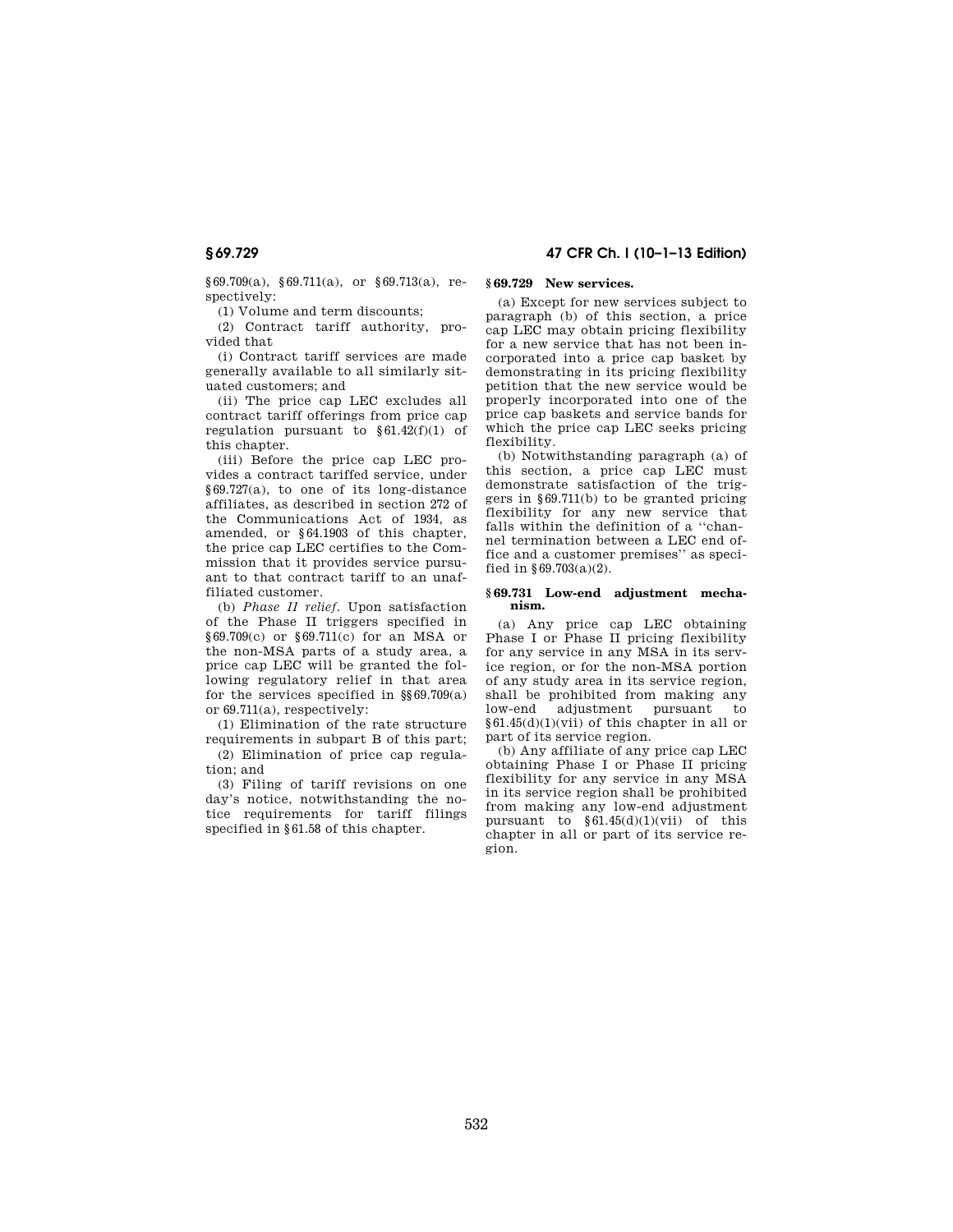§ 69.709(a), § 69.711(a), or § 69.713(a), respectively:

(1) Volume and term discounts;

(2) Contract tariff authority, provided that

(i) Contract tariff services are made generally available to all similarly situated customers; and

(ii) The price cap LEC excludes all contract tariff offerings from price cap regulation pursuant to § 61.42(f)(1) of this chapter.

(iii) Before the price cap LEC provides a contract tariffed service, under § 69.727(a), to one of its long-distance affiliates, as described in section 272 of the Communications Act of 1934, as amended, or § 64.1903 of this chapter, the price cap LEC certifies to the Commission that it provides service pursuant to that contract tariff to an unaffiliated customer.

(b) *Phase II relief*. Upon satisfaction of the Phase II triggers specified in § 69.709(c) or § 69.711(c) for an MSA or the non-MSA parts of a study area, a price cap LEC will be granted the following regulatory relief in that area for the services specified in §§ 69.709(a) or 69.711(a), respectively:

(1) Elimination of the rate structure requirements in subpart B of this part;

(2) Elimination of price cap regulation; and

(3) Filing of tariff revisions on one day's notice, notwithstanding the notice requirements for tariff filings specified in § 61.58 of this chapter.

## § 69.729 New services.

(a) Except for new services subject to paragraph (b) of this section, a price cap LEC may obtain pricing flexibility for a new service that has not been incorporated into a price cap basket by demonstrating in its pricing flexibility petition that the new service would be properly incorporated into one of the price cap baskets and service bands for which the price cap LEC seeks pricing flexibility.

(b) Notwithstanding paragraph (a) of this section, a price cap LEC must demonstrate satisfaction of the triggers in § 69.711(b) to be granted pricing flexibility for any new service that falls within the definition of a ''channel termination between a LEC end office and a customer premises'' as specified in § 69.703(a)(2).

## § 69.731 Low-end adjustment mechanism.

(a) Any price cap LEC obtaining Phase I or Phase II pricing flexibility for any service in any MSA in its service region, or for the non-MSA portion of any study area in its service region, shall be prohibited from making any low-end adjustment pursuant to § 61.45(d)(1)(vii) of this chapter in all or part of its service region.

(b) Any affiliate of any price cap LEC obtaining Phase I or Phase II pricing flexibility for any service in any MSA in its service region shall be prohibited from making any low-end adjustment pursuant to § 61.45(d)(1)(vii) of this chapter in all or part of its service region.